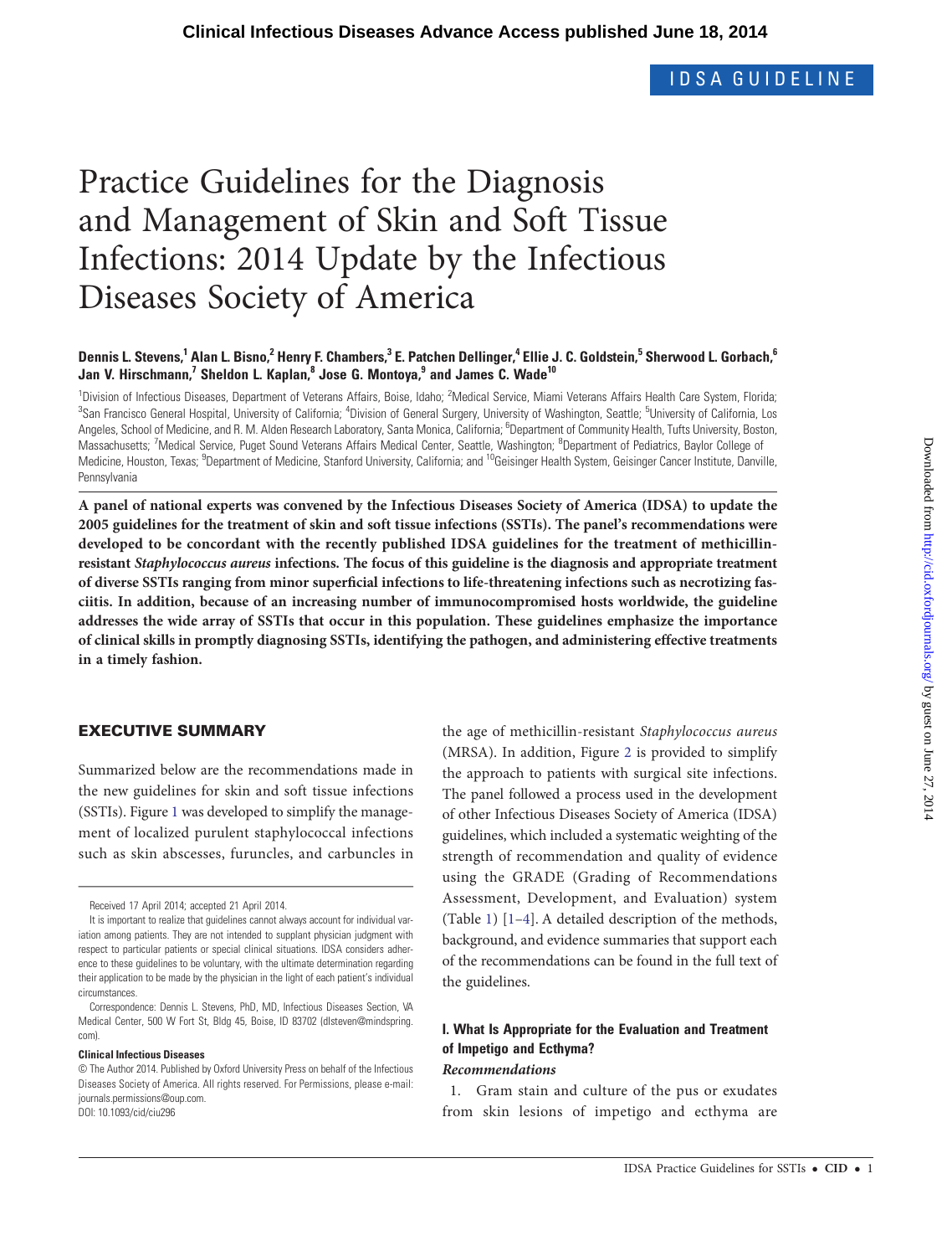IDSA GUIDELINE

# Practice Guidelines for the Diagnosis and Management of Skin and Soft Tissue Infections: 2014 Update by the Infectious Diseases Society of America

**Dennis L. Stevens,[1] Alan L. Bisno,[2] Henry F. Chambers,[3] E. Patchen Dellinger,[4] Ellie J. C. Goldstein,[5] Sherwood L. Gorbach,[6] Jan V. Hirschmann,[7] Sheldon L. Kaplan,[8] Jose G. Montoya,[9] and James C. Wade[10]**

[1]Division of Infectious Diseases, Department of Veterans Affairs, Boise, Idaho; [2]Medical Service, Miami Veterans Affairs Health Care System, Florida; [3]San Francisco General Hospital, University of California; [4]Division of General Surgery, University of Washington, Seattle; [5]University of California, Los Angeles, School of Medicine, and R. M. Alden Research Laboratory, Santa Monica, California; [6]Department of Community Health, Tufts University, Boston, Massachusetts; [7]Medical Service, Puget Sound Veterans Affairs Medical Center, Seattle, Washington; [8]Department of Pediatrics, Baylor College of Medicine, Houston, Texas; [9]Department of Medicine, Stanford University, California; and [10]Geisinger Health System, Geisinger Cancer Institute, Danville, Pennsylvania

**A panel of national experts was convened by the Infectious Diseases Society of America (IDSA) to update the 2005 guidelines for the treatment of skin and soft tissue infections (SSTIs). The panel's recommendations were developed to be concordant with the recently published IDSA guidelines for the treatment of methicillin-resistant *Staphylococcus aureus* infections. The focus of this guideline is the diagnosis and appropriate treatment of diverse SSTIs ranging from minor superficial infections to life-threatening infections such as necrotizing fasciitis. In addition, because of an increasing number of immunocompromised hosts worldwide, the guideline addresses the wide array of SSTIs that occur in this population. These guidelines emphasize the importance of clinical skills in promptly diagnosing SSTIs, identifying the pathogen, and administering effective treatments in a timely fashion.**

## EXECUTIVE SUMMARY

Summarized below are the recommendations made in the new guidelines for skin and soft tissue infections (SSTIs). Figure 1 was developed to simplify the management of localized purulent staphylococcal infections such as skin abscesses, furuncles, and carbuncles in the age of methicillin-resistant *Staphylococcus aureus* (MRSA). In addition, Figure 2 is provided to simplify the approach to patients with surgical site infections. The panel followed a process used in the development of other Infectious Diseases Society of America (IDSA) guidelines, which included a systematic weighting of the strength of recommendation and quality of evidence using the GRADE (Grading of Recommendations Assessment, Development, and Evaluation) system (Table 1) [1–4]. A detailed description of the methods, background, and evidence summaries that support each of the recommendations can be found in the full text of the guidelines.

### I. What Is Appropriate for the Evaluation and Treatment of Impetigo and Ecthyma?

*Recommendations*

1. Gram stain and culture of the pus or exudates from skin lesions of impetigo and ecthyma are

---

Received 17 April 2014; accepted 21 April 2014.

It is important to realize that guidelines cannot always account for individual variation among patients. They are not intended to supplant physician judgment with respect to particular patients or special clinical situations. IDSA considers adherence to these guidelines to be voluntary, with the ultimate determination regarding their application to be made by the physician in the light of each patient's individual circumstances.

Correspondence: Dennis L. Stevens, PhD, MD, Infectious Diseases Section, VA Medical Center, 500 W Fort St, Bldg 45, Boise, ID 83702 (dlsteven@mindspring.com).

**Clinical Infectious Diseases**

© The Author 2014. Published by Oxford University Press on behalf of the Infectious Diseases Society of America. All rights reserved. For Permissions, please e-mail: journals.permissions@oup.com.
DOI: 10.1093/cid/ciu296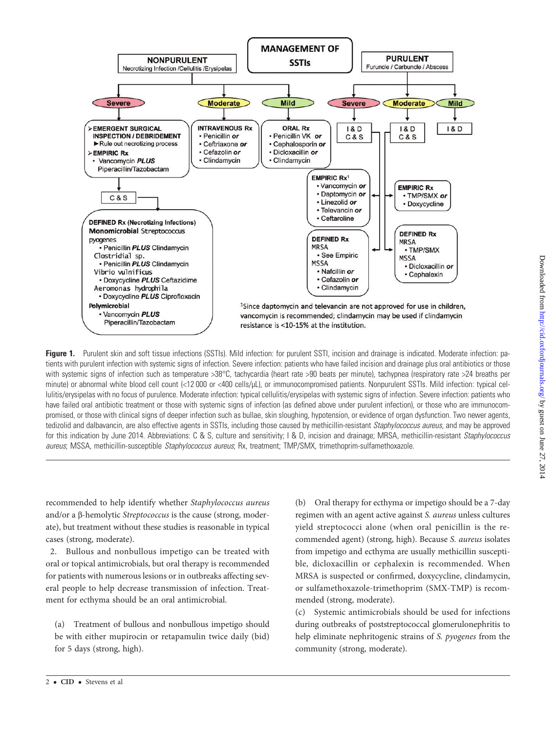**MANAGEMENT OF SSTIs**

**NONPURULENT**
Necrotizing Infection /Cellulitis /Erysipelas

- **Severe**
  - EMERGENT SURGICAL INSPECTION / DEBRIDEMENT
    - Rule out necrotizing process
  - EMPIRIC Rx
    - Vancomycin *PLUS* Piperacillin/Tazobactam
  - C & S
  - **DEFINED Rx (Necrotizing Infections)**
    - **Monomicrobial** *Streptococcus pyogenes*
      - Penicillin *PLUS* Clindamycin
    - *Clostridial* sp.
      - Penicillin *PLUS* Clindamycin
    - *Vibrio vulnificus*
      - Doxycycline *PLUS* Ceftazidime
    - *Aeromonas hydrophila*
      - Doxycycline *PLUS* Ciprofloxacin
    - **Polymicrobial**
      - Vancomycin *PLUS* Piperacillin/Tazobactam
- **Moderate**
  - INTRAVENOUS Rx
    - Penicillin *or*
    - Ceftriaxone *or*
    - Cefazolin *or*
    - Clindamycin
- **Mild**
  - ORAL Rx
    - Penicillin VK *or*
    - Cephalosporin *or*
    - Dicloxacillin *or*
    - Clindamycin

**PURULENT**
Furuncle / Carbuncle / Abscess

- **Severe**
  - I & D
  - C & S
  - EMPIRIC Rx[1]
    - Vancomycin *or*
    - Daptomycin *or*
    - Linezolid *or*
    - Televancin *or*
    - Ceftaroline
  - DEFINED Rx
    - MRSA
      - See Empiric
    - MSSA
      - Nafcillin *or*
      - Cefazolin *or*
      - Clindamycin
- **Moderate**
  - I & D
  - C & S
  - EMPIRIC Rx
    - TMP/SMX *or*
    - Doxycycline
  - DEFINED Rx
    - MRSA
      - TMP/SMX
    - MSSA
      - Dicloxacillin *or*
      - Cephalexin
- **Mild**
  - I & D

[1]Since daptomycin and televancin are not approved for use in children, vancomycin is recommended; clindamycin may be used if clindamycin resistance is <10-15% at the institution.

**Figure 1.** Purulent skin and soft tissue infections (SSTIs). Mild infection: for purulent SSTI, incision and drainage is indicated. Moderate infection: patients with purulent infection with systemic signs of infection. Severe infection: patients who have failed incision and drainage plus oral antibiotics or those with systemic signs of infection such as temperature >38°C, tachycardia (heart rate >90 beats per minute), tachypnea (respiratory rate >24 breaths per minute) or abnormal white blood cell count (<12 000 or <400 cells/µL), or immunocompromised patients. Nonpurulent SSTIs. Mild infection: typical cellulitis/erysipelas with no focus of purulence. Moderate infection: typical cellulitis/erysipelas with systemic signs of infection. Severe infection: patients who have failed oral antibiotic treatment or those with systemic signs of infection (as defined above under purulent infection), or those who are immunocompromised, or those with clinical signs of deeper infection such as bullae, skin sloughing, hypotension, or evidence of organ dysfunction. Two newer agents, tedizolid and dalbavancin, are also effective agents in SSTIs, including those caused by methicillin-resistant *Staphylococcus aureus*, and may be approved for this indication by June 2014. Abbreviations: C & S, culture and sensitivity; I & D, incision and drainage; MRSA, methicillin-resistant *Staphylococcus aureus*; MSSA, methicillin-susceptible *Staphylococcus aureus*; Rx, treatment; TMP/SMX, trimethoprim-sulfamethoxazole.

recommended to help identify whether *Staphylococcus aureus* and/or a β-hemolytic *Streptococcus* is the cause (strong, moderate), but treatment without these studies is reasonable in typical cases (strong, moderate).

2. Bullous and nonbullous impetigo can be treated with oral or topical antimicrobials, but oral therapy is recommended for patients with numerous lesions or in outbreaks affecting several people to help decrease transmission of infection. Treatment for ecthyma should be an oral antimicrobial.

(a) Treatment of bullous and nonbullous impetigo should be with either mupirocin or retapamulin twice daily (bid) for 5 days (strong, high).

(b) Oral therapy for ecthyma or impetigo should be a 7-day regimen with an agent active against *S. aureus* unless cultures yield streptococci alone (when oral penicillin is the recommended agent) (strong, high). Because *S. aureus* isolates from impetigo and ecthyma are usually methicillin susceptible, dicloxacillin or cephalexin is recommended. When MRSA is suspected or confirmed, doxycycline, clindamycin, or sulfamethoxazole-trimethoprim (SMX-TMP) is recommended (strong, moderate).

(c) Systemic antimicrobials should be used for infections during outbreaks of poststreptococcal glomerulonephritis to help eliminate nephritogenic strains of *S. pyogenes* from the community (strong, moderate).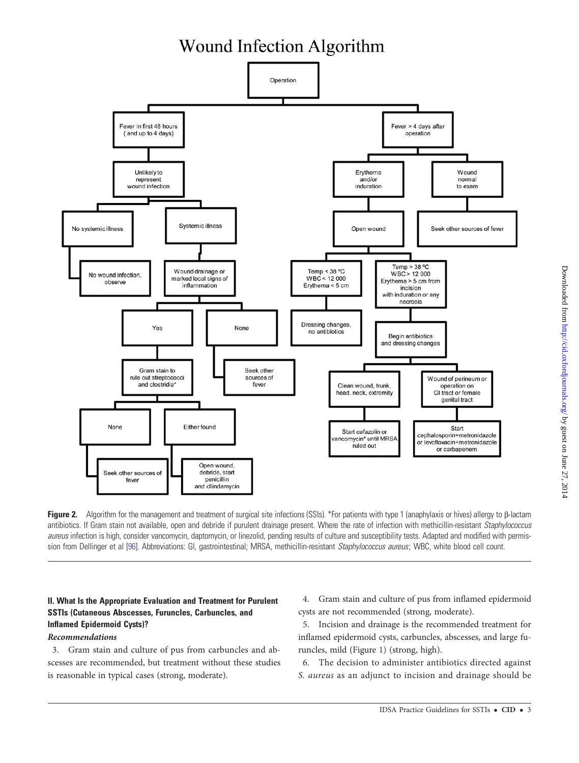## Wound Infection Algorithm

- Operation
  - Fever in first 48 hours (and up to 4 days)
    - Unlikely to represent wound infection
      - No systemic illness
        - No wound infection, observe
      - Systemic illness
        - Wound drainage or marked local signs of inflammation
          - Yes
            - Gram stain to rule out streptococci and clostridia*
              - None
                - Seek other sources of fever
              - Either found
                - Open wound, debride, start penicillin and clindamycin
          - None
            - Seek other sources of fever
  - Fever > 4 days after operation
    - Erythema and/or induration
      - Open wound
        - Temp < 38 °C, WBC < 12 000, Erythema < 5 cm
          - Dressing changes, no antibiotics
        - Temp > 38 °C, WBC > 12 000, Erythema > 5 cm from incision with induration or any necrosis
          - Begin antibiotics and dressing changes
            - Clean wound, trunk, head, neck, extremity
              - Start cefazolin or vancomycin* until MRSA ruled out
            - Wound of perineum or operation on GI tract or female genital tract
              - Start cephalosporin+metronidazole or levofloxacin+metronidazole or carbapenem
    - Wound normal to exam
      - Seek other sources of fever

**Figure 2.** Algorithm for the management and treatment of surgical site infections (SSIs). *For patients with type 1 (anaphylaxis or hives) allergy to β-lactam antibiotics. If Gram stain not available, open and debride if purulent drainage present. Where the rate of infection with methicillin-resistant *Staphylococcus aureus* infection is high, consider vancomycin, daptomycin, or linezolid, pending results of culture and susceptibility tests. Adapted and modified with permission from Dellinger et al [96]. Abbreviations: GI, gastrointestinal; MRSA, methicillin-resistant *Staphylococcus aureus*; WBC, white blood cell count.

### II. What Is the Appropriate Evaluation and Treatment for Purulent SSTIs (Cutaneous Abscesses, Furuncles, Carbuncles, and Inflamed Epidermoid Cysts)?

#### *Recommendations*

3. Gram stain and culture of pus from carbuncles and abscesses are recommended, but treatment without these studies is reasonable in typical cases (strong, moderate).

4. Gram stain and culture of pus from inflamed epidermoid cysts are not recommended (strong, moderate).

5. Incision and drainage is the recommended treatment for inflamed epidermoid cysts, carbuncles, abscesses, and large furuncles, mild (Figure 1) (strong, high).

6. The decision to administer antibiotics directed against *S. aureus* as an adjunct to incision and drainage should be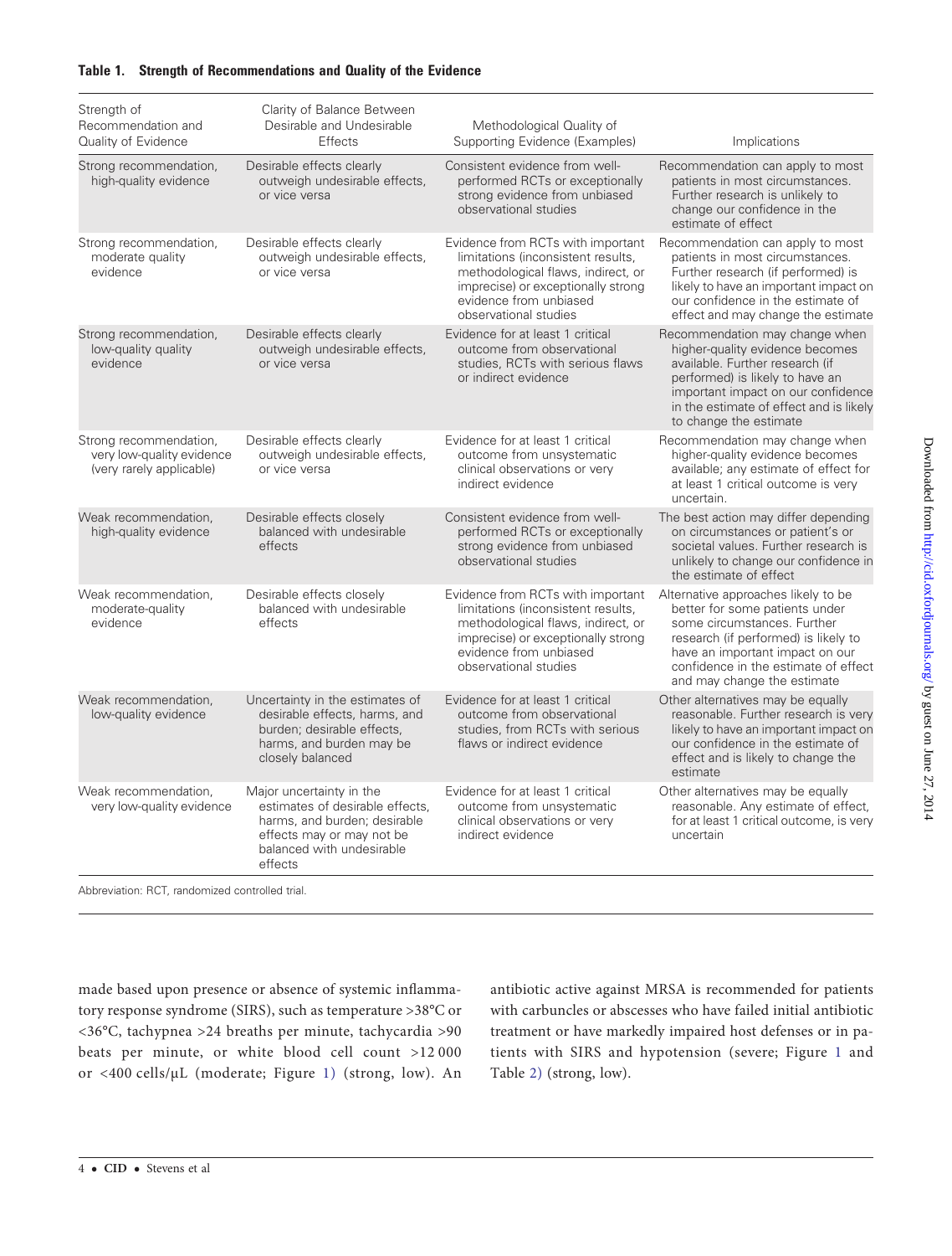**Table 1. Strength of Recommendations and Quality of the Evidence**

| Strength of Recommendation and Quality of Evidence | Clarity of Balance Between Desirable and Undesirable Effects | Methodological Quality of Supporting Evidence (Examples) | Implications |
|---|---|---|---|
| Strong recommendation, high-quality evidence | Desirable effects clearly outweigh undesirable effects, or vice versa | Consistent evidence from well-performed RCTs or exceptionally strong evidence from unbiased observational studies | Recommendation can apply to most patients in most circumstances. Further research is unlikely to change our confidence in the estimate of effect |
| Strong recommendation, moderate quality evidence | Desirable effects clearly outweigh undesirable effects, or vice versa | Evidence from RCTs with important limitations (inconsistent results, methodological flaws, indirect, or imprecise) or exceptionally strong evidence from unbiased observational studies | Recommendation can apply to most patients in most circumstances. Further research (if performed) is likely to have an important impact on our confidence in the estimate of effect and may change the estimate |
| Strong recommendation, low-quality quality evidence | Desirable effects clearly outweigh undesirable effects, or vice versa | Evidence for at least 1 critical outcome from observational studies, RCTs with serious flaws or indirect evidence | Recommendation may change when higher-quality evidence becomes available. Further research (if performed) is likely to have an important impact on our confidence in the estimate of effect and is likely to change the estimate |
| Strong recommendation, very low-quality evidence (very rarely applicable) | Desirable effects clearly outweigh undesirable effects, or vice versa | Evidence for at least 1 critical outcome from unsystematic clinical observations or very indirect evidence | Recommendation may change when higher-quality evidence becomes available; any estimate of effect for at least 1 critical outcome is very uncertain. |
| Weak recommendation, high-quality evidence | Desirable effects closely balanced with undesirable effects | Consistent evidence from well-performed RCTs or exceptionally strong evidence from unbiased observational studies | The best action may differ depending on circumstances or patient's or societal values. Further research is unlikely to change our confidence in the estimate of effect |
| Weak recommendation, moderate-quality evidence | Desirable effects closely balanced with undesirable effects | Evidence from RCTs with important limitations (inconsistent results, methodological flaws, indirect, or imprecise) or exceptionally strong evidence from unbiased observational studies | Alternative approaches likely to be better for some patients under some circumstances. Further research (if performed) is likely to have an important impact on our confidence in the estimate of effect and may change the estimate |
| Weak recommendation, low-quality evidence | Uncertainty in the estimates of desirable effects, harms, and burden; desirable effects, harms, and burden may be closely balanced | Evidence for at least 1 critical outcome from observational studies, from RCTs with serious flaws or indirect evidence | Other alternatives may be equally reasonable. Further research is very likely to have an important impact on our confidence in the estimate of effect and is likely to change the estimate |
| Weak recommendation, very low-quality evidence | Major uncertainty in the estimates of desirable effects, harms, and burden; desirable effects may or may not be balanced with undesirable effects | Evidence for at least 1 critical outcome from unsystematic clinical observations or very indirect evidence | Other alternatives may be equally reasonable. Any estimate of effect, for at least 1 critical outcome, is very uncertain |

Abbreviation: RCT, randomized controlled trial.

made based upon presence or absence of systemic inflammatory response syndrome (SIRS), such as temperature >38°C or <36°C, tachypnea >24 breaths per minute, tachycardia >90 beats per minute, or white blood cell count >12 000 or <400 cells/µL (moderate; Figure 1) (strong, low). An antibiotic active against MRSA is recommended for patients with carbuncles or abscesses who have failed initial antibiotic treatment or have markedly impaired host defenses or in patients with SIRS and hypotension (severe; Figure 1 and Table 2) (strong, low).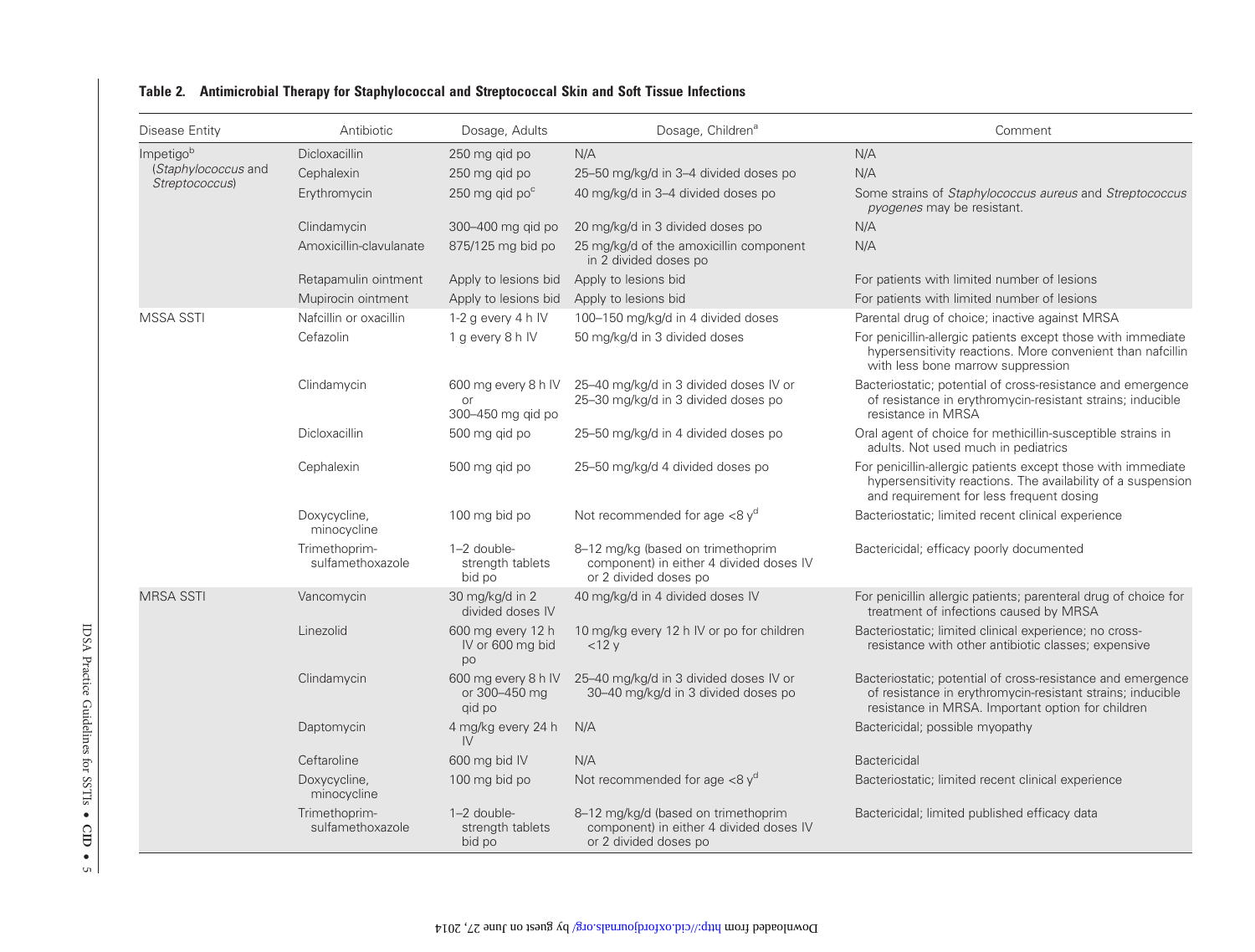**Table 2. Antimicrobial Therapy for Staphylococcal and Streptococcal Skin and Soft Tissue Infections**

| Disease Entity | Antibiotic | Dosage, Adults | Dosage, Children[a] | Comment |
|---|---|---|---|---|
| Impetigo[b] (*Staphylococcus* and *Streptococcus*) | Dicloxacillin | 250 mg qid po | N/A | N/A |
| | Cephalexin | 250 mg qid po | 25–50 mg/kg/d in 3–4 divided doses po | N/A |
| | Erythromycin | 250 mg qid po[c] | 40 mg/kg/d in 3–4 divided doses po | Some strains of *Staphylococcus aureus* and *Streptococcus pyogenes* may be resistant. |
| | Clindamycin | 300–400 mg qid po | 20 mg/kg/d in 3 divided doses po | N/A |
| | Amoxicillin-clavulanate | 875/125 mg bid po | 25 mg/kg/d of the amoxicillin component in 2 divided doses po | N/A |
| | Retapamulin ointment | Apply to lesions bid | Apply to lesions bid | For patients with limited number of lesions |
| | Mupirocin ointment | Apply to lesions bid | Apply to lesions bid | For patients with limited number of lesions |
| MSSA SSTI | Nafcillin or oxacillin | 1-2 g every 4 h IV | 100–150 mg/kg/d in 4 divided doses | Parental drug of choice; inactive against MRSA |
| | Cefazolin | 1 g every 8 h IV | 50 mg/kg/d in 3 divided doses | For penicillin-allergic patients except those with immediate hypersensitivity reactions. More convenient than nafcillin with less bone marrow suppression |
| | Clindamycin | 600 mg every 8 h IV or 300–450 mg qid po | 25–40 mg/kg/d in 3 divided doses IV or 25–30 mg/kg/d in 3 divided doses po | Bacteriostatic; potential of cross-resistance and emergence of resistance in erythromycin-resistant strains; inducible resistance in MRSA |
| | Dicloxacillin | 500 mg qid po | 25–50 mg/kg/d in 4 divided doses po | Oral agent of choice for methicillin-susceptible strains in adults. Not used much in pediatrics |
| | Cephalexin | 500 mg qid po | 25–50 mg/kg/d 4 divided doses po | For penicillin-allergic patients except those with immediate hypersensitivity reactions. The availability of a suspension and requirement for less frequent dosing |
| | Doxycycline, minocycline | 100 mg bid po | Not recommended for age <8 y[d] | Bacteriostatic; limited recent clinical experience |
| | Trimethoprim-sulfamethoxazole | 1–2 double-strength tablets bid po | 8–12 mg/kg (based on trimethoprim component) in either 4 divided doses IV or 2 divided doses po | Bactericidal; efficacy poorly documented |
| MRSA SSTI | Vancomycin | 30 mg/kg/d in 2 divided doses IV | 40 mg/kg/d in 4 divided doses IV | For penicillin allergic patients; parenteral drug of choice for treatment of infections caused by MRSA |
| | Linezolid | 600 mg every 12 h IV or 600 mg bid po | 10 mg/kg every 12 h IV or po for children <12 y | Bacteriostatic; limited clinical experience; no cross-resistance with other antibiotic classes; expensive |
| | Clindamycin | 600 mg every 8 h IV or 300–450 mg qid po | 25–40 mg/kg/d in 3 divided doses IV or 30–40 mg/kg/d in 3 divided doses po | Bacteriostatic; potential of cross-resistance and emergence of resistance in erythromycin-resistant strains; inducible resistance in MRSA. Important option for children |
| | Daptomycin | 4 mg/kg every 24 h IV | N/A | Bactericidal; possible myopathy |
| | Ceftaroline | 600 mg bid IV | N/A | Bactericidal |
| | Doxycycline, minocycline | 100 mg bid po | Not recommended for age <8 y[d] | Bacteriostatic; limited recent clinical experience |
| | Trimethoprim-sulfamethoxazole | 1–2 double-strength tablets bid po | 8–12 mg/kg/d (based on trimethoprim component) in either 4 divided doses IV or 2 divided doses po | Bactericidal; limited published efficacy data |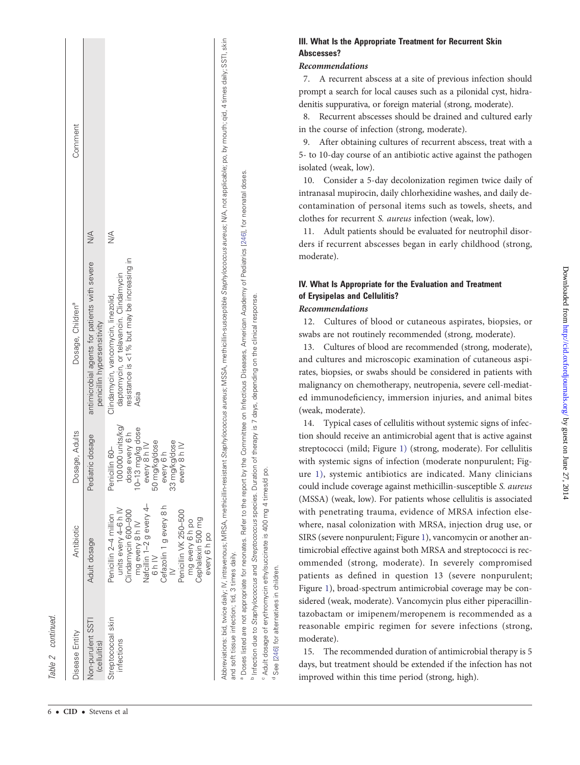Table 2 continued.

| Disease Entity | Antibiotic | Dosage, Adults | Dosage, Children[a] | Comment |
| --- | --- | --- | --- | --- |
| Non-purulent SSTI (cellulitis) | Adult dosage | Pediatric dosage | antimicrobial agents for patients with severe penicillin hypersensitivity | N/A |
| Streptococcal skin infections | Penicillin 2–4 million units every 4–6 h IV<br>Clindamycin 600–900 mg every 8 h IV<br>Nafcillin 1–2 g every 4–6 h IV<br>Cefazolin 1 g every 8 h IV<br>Penicillin VK 250–500 mg every 6 h po<br>Cephalexin 500 mg every 6 h po | Penicillin 60–100 000 units/kg/dose every 6 h<br>10–13 mg/kg dose every 8 h IV<br>50 mg/kg/dose every 6 h<br>33 mg/kg/dose every 8 h IV | Clindamycin, vancomycin, linezolid, daptomycin, or telavancin. Clindamycin resistance is <1% but may be increasing in Asia | N/A |

Abbreviations: bid, twice daily; IV, intravenous; MRSA, methicillin-resistant *Staphylococcus aureus*; MSSA, methicillin-susceptible *Staphylococcus aureus*; N/A, not applicable; po, by mouth; qid, 4 times daily; SSTI, skin and soft tissue infection; tid, 3 times daily.

[a] Doses listed are not appropriate for neonates. Refer to the report by the Committee on Infectious Diseases, American Academy of Pediatrics [246], for neonatal doses.

[b] Infection due to *Staphylococcus* and *Streptococcus* species. Duration of therapy is 7 days, depending on the clinical response.

[c] Adult dosage of erythromycin ethylsuccinate is 400 mg 4 times/d po.

[d] See [246] for alternatives in children.

### III. What Is the Appropriate Treatment for Recurrent Skin Abscesses?

#### *Recommendations*

7. A recurrent abscess at a site of previous infection should prompt a search for local causes such as a pilonidal cyst, hidradenitis suppurativa, or foreign material (strong, moderate).

8. Recurrent abscesses should be drained and cultured early in the course of infection (strong, moderate).

9. After obtaining cultures of recurrent abscess, treat with a 5- to 10-day course of an antibiotic active against the pathogen isolated (weak, low).

10. Consider a 5-day decolonization regimen twice daily of intranasal mupirocin, daily chlorhexidine washes, and daily decontamination of personal items such as towels, sheets, and clothes for recurrent *S. aureus* infection (weak, low).

11. Adult patients should be evaluated for neutrophil disorders if recurrent abscesses began in early childhood (strong, moderate).

### IV. What Is Appropriate for the Evaluation and Treatment of Erysipelas and Cellulitis?

#### *Recommendations*

12. Cultures of blood or cutaneous aspirates, biopsies, or swabs are not routinely recommended (strong, moderate).

13. Cultures of blood are recommended (strong, moderate), and cultures and microscopic examination of cutaneous aspirates, biopsies, or swabs should be considered in patients with malignancy on chemotherapy, neutropenia, severe cell-mediated immunodeficiency, immersion injuries, and animal bites (weak, moderate).

14. Typical cases of cellulitis without systemic signs of infection should receive an antimicrobial agent that is active against streptococci (mild; Figure 1) (strong, moderate). For cellulitis with systemic signs of infection (moderate nonpurulent; Figure 1), systemic antibiotics are indicated. Many clinicians could include coverage against methicillin-susceptible *S. aureus* (MSSA) (weak, low). For patients whose cellulitis is associated with penetrating trauma, evidence of MRSA infection elsewhere, nasal colonization with MRSA, injection drug use, or SIRS (severe nonpurulent; Figure 1), vancomycin or another antimicrobial effective against both MRSA and streptococci is recommended (strong, moderate). In severely compromised patients as defined in question 13 (severe nonpurulent; Figure 1), broad-spectrum antimicrobial coverage may be considered (weak, moderate). Vancomycin plus either piperacillin-tazobactam or imipenem/meropenem is recommended as a reasonable empiric regimen for severe infections (strong, moderate).

15. The recommended duration of antimicrobial therapy is 5 days, but treatment should be extended if the infection has not improved within this time period (strong, high).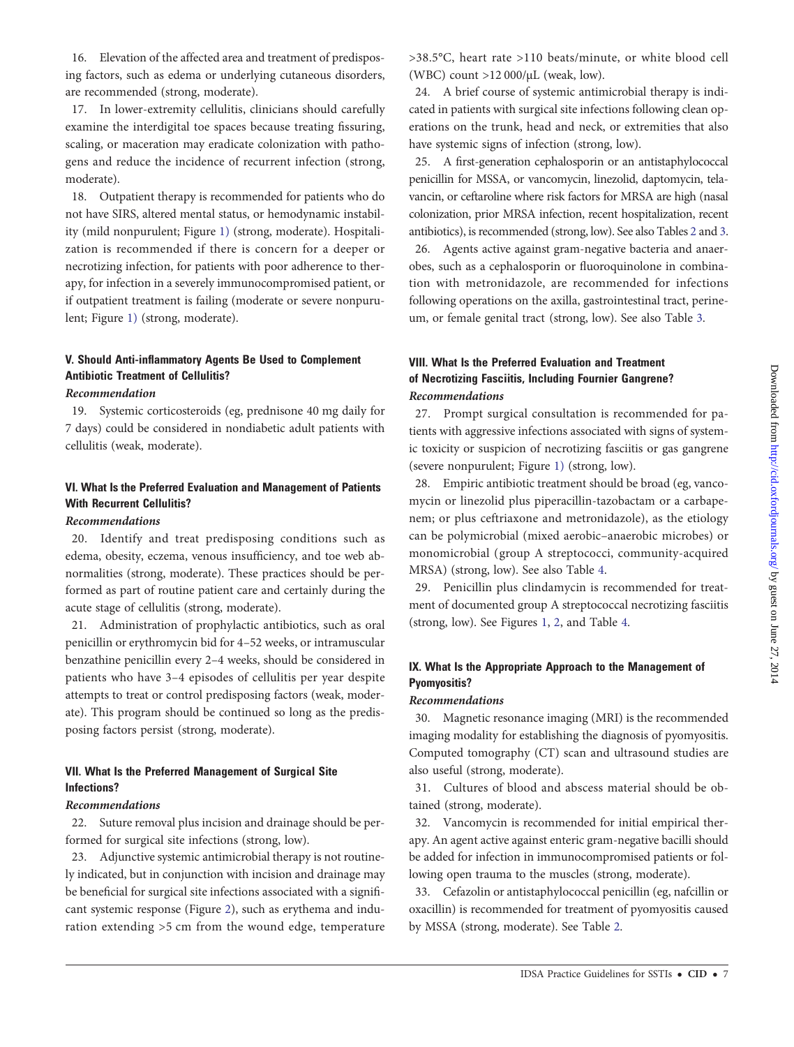16. Elevation of the affected area and treatment of predisposing factors, such as edema or underlying cutaneous disorders, are recommended (strong, moderate).

17. In lower-extremity cellulitis, clinicians should carefully examine the interdigital toe spaces because treating fissuring, scaling, or maceration may eradicate colonization with pathogens and reduce the incidence of recurrent infection (strong, moderate).

18. Outpatient therapy is recommended for patients who do not have SIRS, altered mental status, or hemodynamic instability (mild nonpurulent; Figure 1) (strong, moderate). Hospitalization is recommended if there is concern for a deeper or necrotizing infection, for patients with poor adherence to therapy, for infection in a severely immunocompromised patient, or if outpatient treatment is failing (moderate or severe nonpurulent; Figure 1) (strong, moderate).

### V. Should Anti-inflammatory Agents Be Used to Complement Antibiotic Treatment of Cellulitis?

*Recommendation*

19. Systemic corticosteroids (eg, prednisone 40 mg daily for 7 days) could be considered in nondiabetic adult patients with cellulitis (weak, moderate).

### VI. What Is the Preferred Evaluation and Management of Patients With Recurrent Cellulitis?

*Recommendations*

20. Identify and treat predisposing conditions such as edema, obesity, eczema, venous insufficiency, and toe web abnormalities (strong, moderate). These practices should be performed as part of routine patient care and certainly during the acute stage of cellulitis (strong, moderate).

21. Administration of prophylactic antibiotics, such as oral penicillin or erythromycin bid for 4–52 weeks, or intramuscular benzathine penicillin every 2–4 weeks, should be considered in patients who have 3–4 episodes of cellulitis per year despite attempts to treat or control predisposing factors (weak, moderate). This program should be continued so long as the predisposing factors persist (strong, moderate).

### VII. What Is the Preferred Management of Surgical Site Infections?

*Recommendations*

22. Suture removal plus incision and drainage should be performed for surgical site infections (strong, low).

23. Adjunctive systemic antimicrobial therapy is not routinely indicated, but in conjunction with incision and drainage may be beneficial for surgical site infections associated with a significant systemic response (Figure 2), such as erythema and induration extending >5 cm from the wound edge, temperature >38.5°C, heart rate >110 beats/minute, or white blood cell (WBC) count >12 000/µL (weak, low).

24. A brief course of systemic antimicrobial therapy is indicated in patients with surgical site infections following clean operations on the trunk, head and neck, or extremities that also have systemic signs of infection (strong, low).

25. A first-generation cephalosporin or an antistaphylococcal penicillin for MSSA, or vancomycin, linezolid, daptomycin, telavancin, or ceftaroline where risk factors for MRSA are high (nasal colonization, prior MRSA infection, recent hospitalization, recent antibiotics), is recommended (strong, low). See also Tables 2 and 3.

26. Agents active against gram-negative bacteria and anaerobes, such as a cephalosporin or fluoroquinolone in combination with metronidazole, are recommended for infections following operations on the axilla, gastrointestinal tract, perineum, or female genital tract (strong, low). See also Table 3.

### VIII. What Is the Preferred Evaluation and Treatment of Necrotizing Fasciitis, Including Fournier Gangrene?

*Recommendations*

27. Prompt surgical consultation is recommended for patients with aggressive infections associated with signs of systemic toxicity or suspicion of necrotizing fasciitis or gas gangrene (severe nonpurulent; Figure 1) (strong, low).

28. Empiric antibiotic treatment should be broad (eg, vancomycin or linezolid plus piperacillin-tazobactam or a carbapenem; or plus ceftriaxone and metronidazole), as the etiology can be polymicrobial (mixed aerobic–anaerobic microbes) or monomicrobial (group A streptococci, community-acquired MRSA) (strong, low). See also Table 4.

29. Penicillin plus clindamycin is recommended for treatment of documented group A streptococcal necrotizing fasciitis (strong, low). See Figures 1, 2, and Table 4.

### IX. What Is the Appropriate Approach to the Management of Pyomyositis?

*Recommendations*

30. Magnetic resonance imaging (MRI) is the recommended imaging modality for establishing the diagnosis of pyomyositis. Computed tomography (CT) scan and ultrasound studies are also useful (strong, moderate).

31. Cultures of blood and abscess material should be obtained (strong, moderate).

32. Vancomycin is recommended for initial empirical therapy. An agent active against enteric gram-negative bacilli should be added for infection in immunocompromised patients or following open trauma to the muscles (strong, moderate).

33. Cefazolin or antistaphylococcal penicillin (eg, nafcillin or oxacillin) is recommended for treatment of pyomyositis caused by MSSA (strong, moderate). See Table 2.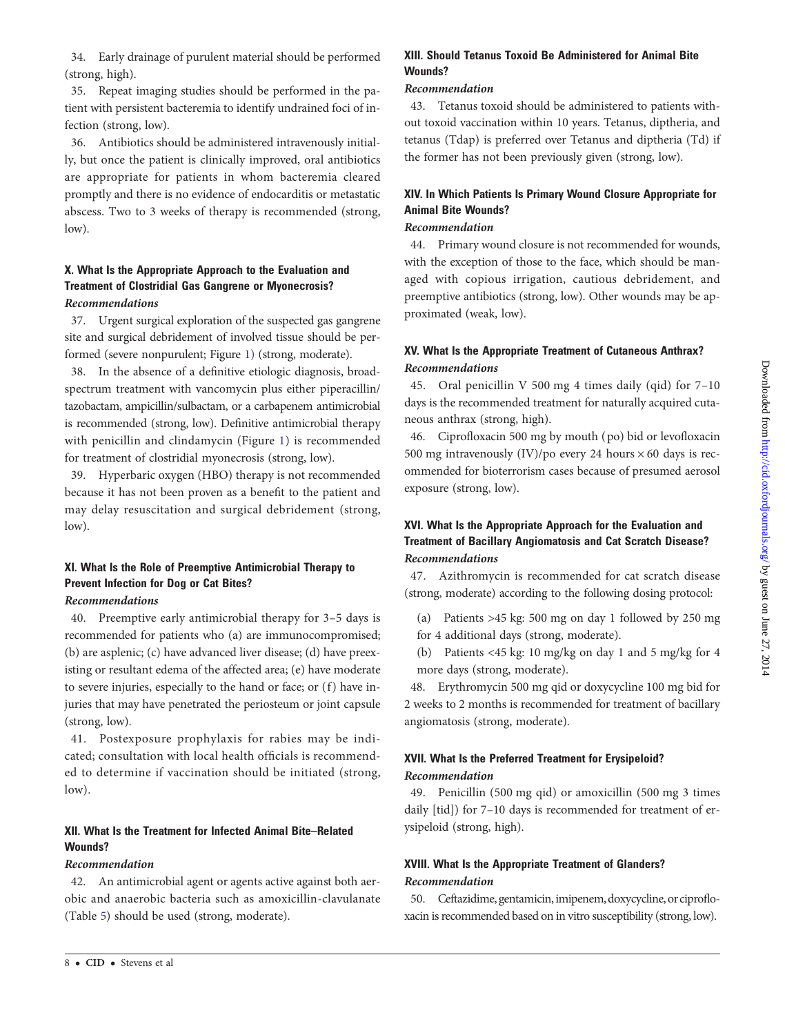34. Early drainage of purulent material should be performed (strong, high).

35. Repeat imaging studies should be performed in the patient with persistent bacteremia to identify undrained foci of infection (strong, low).

36. Antibiotics should be administered intravenously initially, but once the patient is clinically improved, oral antibiotics are appropriate for patients in whom bacteremia cleared promptly and there is no evidence of endocarditis or metastatic abscess. Two to 3 weeks of therapy is recommended (strong, low).

### X. What Is the Appropriate Approach to the Evaluation and Treatment of Clostridial Gas Gangrene or Myonecrosis?

#### *Recommendations*

37. Urgent surgical exploration of the suspected gas gangrene site and surgical debridement of involved tissue should be performed (severe nonpurulent; Figure 1) (strong, moderate).

38. In the absence of a definitive etiologic diagnosis, broad-spectrum treatment with vancomycin plus either piperacillin/tazobactam, ampicillin/sulbactam, or a carbapenem antimicrobial is recommended (strong, low). Definitive antimicrobial therapy with penicillin and clindamycin (Figure 1) is recommended for treatment of clostridial myonecrosis (strong, low).

39. Hyperbaric oxygen (HBO) therapy is not recommended because it has not been proven as a benefit to the patient and may delay resuscitation and surgical debridement (strong, low).

### XI. What Is the Role of Preemptive Antimicrobial Therapy to Prevent Infection for Dog or Cat Bites?

#### *Recommendations*

40. Preemptive early antimicrobial therapy for 3–5 days is recommended for patients who (a) are immunocompromised; (b) are asplenic; (c) have advanced liver disease; (d) have preexisting or resultant edema of the affected area; (e) have moderate to severe injuries, especially to the hand or face; or (f) have injuries that may have penetrated the periosteum or joint capsule (strong, low).

41. Postexposure prophylaxis for rabies may be indicated; consultation with local health officials is recommended to determine if vaccination should be initiated (strong, low).

### XII. What Is the Treatment for Infected Animal Bite–Related Wounds?

#### *Recommendation*

42. An antimicrobial agent or agents active against both aerobic and anaerobic bacteria such as amoxicillin-clavulanate (Table 5) should be used (strong, moderate).

### XIII. Should Tetanus Toxoid Be Administered for Animal Bite Wounds?

#### *Recommendation*

43. Tetanus toxoid should be administered to patients without toxoid vaccination within 10 years. Tetanus, diptheria, and tetanus (Tdap) is preferred over Tetanus and diptheria (Td) if the former has not been previously given (strong, low).

### XIV. In Which Patients Is Primary Wound Closure Appropriate for Animal Bite Wounds?

#### *Recommendation*

44. Primary wound closure is not recommended for wounds, with the exception of those to the face, which should be managed with copious irrigation, cautious debridement, and preemptive antibiotics (strong, low). Other wounds may be approximated (weak, low).

### XV. What Is the Appropriate Treatment of Cutaneous Anthrax?

#### *Recommendations*

45. Oral penicillin V 500 mg 4 times daily (qid) for 7–10 days is the recommended treatment for naturally acquired cutaneous anthrax (strong, high).

46. Ciprofloxacin 500 mg by mouth (po) bid or levofloxacin 500 mg intravenously (IV)/po every 24 hours × 60 days is recommended for bioterrorism cases because of presumed aerosol exposure (strong, low).

### XVI. What Is the Appropriate Approach for the Evaluation and Treatment of Bacillary Angiomatosis and Cat Scratch Disease?

#### *Recommendations*

47. Azithromycin is recommended for cat scratch disease (strong, moderate) according to the following dosing protocol:

(a) Patients >45 kg: 500 mg on day 1 followed by 250 mg for 4 additional days (strong, moderate).

(b) Patients <45 kg: 10 mg/kg on day 1 and 5 mg/kg for 4 more days (strong, moderate).

48. Erythromycin 500 mg qid or doxycycline 100 mg bid for 2 weeks to 2 months is recommended for treatment of bacillary angiomatosis (strong, moderate).

### XVII. What Is the Preferred Treatment for Erysipeloid?

#### *Recommendation*

49. Penicillin (500 mg qid) or amoxicillin (500 mg 3 times daily [tid]) for 7–10 days is recommended for treatment of erysipeloid (strong, high).

### XVIII. What Is the Appropriate Treatment of Glanders?

#### *Recommendation*

50. Ceftazidime, gentamicin, imipenem, doxycycline, or ciprofloxacin is recommended based on in vitro susceptibility (strong, low).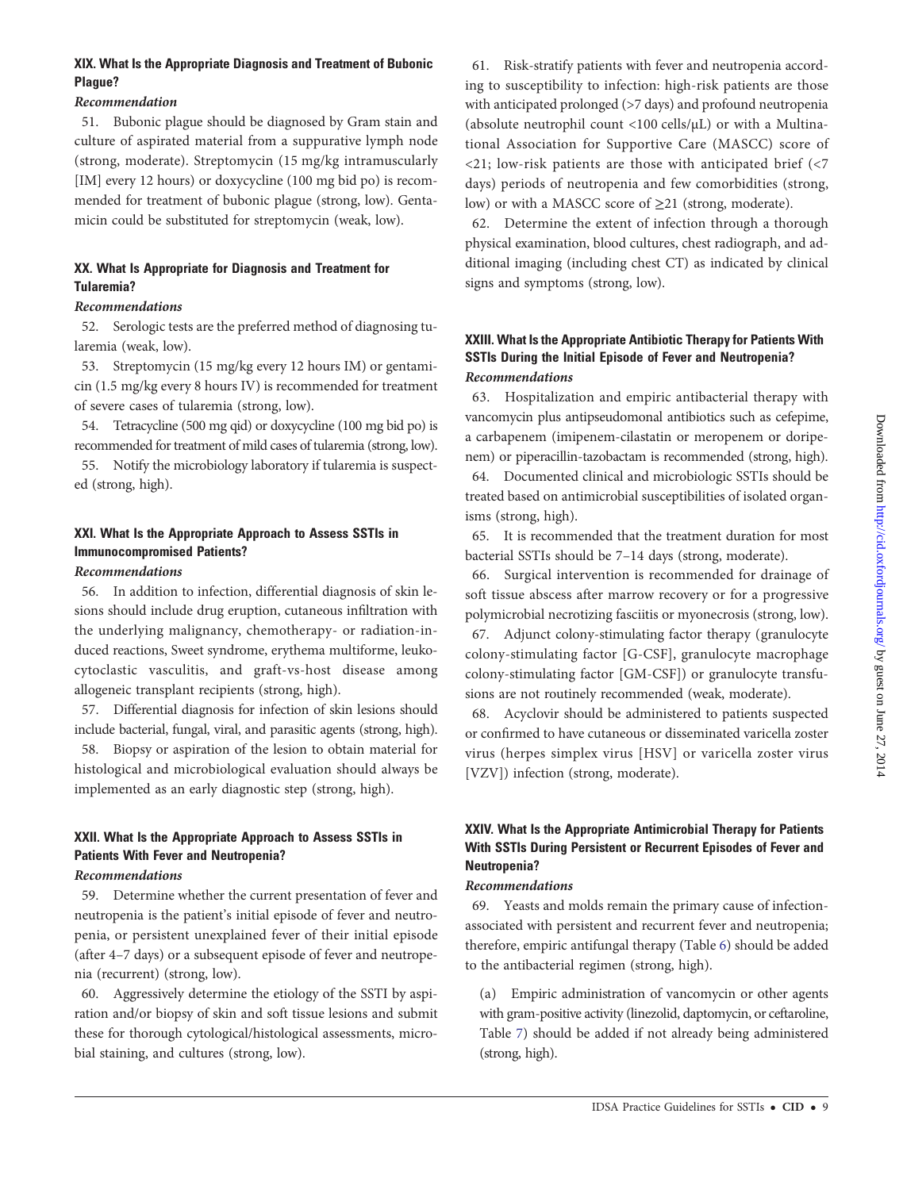### XIX. What Is the Appropriate Diagnosis and Treatment of Bubonic Plague?

*Recommendation*

51. Bubonic plague should be diagnosed by Gram stain and culture of aspirated material from a suppurative lymph node (strong, moderate). Streptomycin (15 mg/kg intramuscularly [IM] every 12 hours) or doxycycline (100 mg bid po) is recommended for treatment of bubonic plague (strong, low). Gentamicin could be substituted for streptomycin (weak, low).

### XX. What Is Appropriate for Diagnosis and Treatment for Tularemia?

*Recommendations*

52. Serologic tests are the preferred method of diagnosing tularemia (weak, low).

53. Streptomycin (15 mg/kg every 12 hours IM) or gentamicin (1.5 mg/kg every 8 hours IV) is recommended for treatment of severe cases of tularemia (strong, low).

54. Tetracycline (500 mg qid) or doxycycline (100 mg bid po) is recommended for treatment of mild cases of tularemia (strong, low).

55. Notify the microbiology laboratory if tularemia is suspected (strong, high).

### XXI. What Is the Appropriate Approach to Assess SSTIs in Immunocompromised Patients?

*Recommendations*

56. In addition to infection, differential diagnosis of skin lesions should include drug eruption, cutaneous infiltration with the underlying malignancy, chemotherapy- or radiation-induced reactions, Sweet syndrome, erythema multiforme, leukocytoclastic vasculitis, and graft-vs-host disease among allogeneic transplant recipients (strong, high).

57. Differential diagnosis for infection of skin lesions should include bacterial, fungal, viral, and parasitic agents (strong, high).

58. Biopsy or aspiration of the lesion to obtain material for histological and microbiological evaluation should always be implemented as an early diagnostic step (strong, high).

### XXII. What Is the Appropriate Approach to Assess SSTIs in Patients With Fever and Neutropenia?

*Recommendations*

59. Determine whether the current presentation of fever and neutropenia is the patient's initial episode of fever and neutropenia, or persistent unexplained fever of their initial episode (after 4–7 days) or a subsequent episode of fever and neutropenia (recurrent) (strong, low).

60. Aggressively determine the etiology of the SSTI by aspiration and/or biopsy of skin and soft tissue lesions and submit these for thorough cytological/histological assessments, microbial staining, and cultures (strong, low).

61. Risk-stratify patients with fever and neutropenia according to susceptibility to infection: high-risk patients are those with anticipated prolonged (>7 days) and profound neutropenia (absolute neutrophil count <100 cells/µL) or with a Multinational Association for Supportive Care (MASCC) score of <21; low-risk patients are those with anticipated brief (<7 days) periods of neutropenia and few comorbidities (strong, low) or with a MASCC score of ≥21 (strong, moderate).

62. Determine the extent of infection through a thorough physical examination, blood cultures, chest radiograph, and additional imaging (including chest CT) as indicated by clinical signs and symptoms (strong, low).

### XXIII. What Is the Appropriate Antibiotic Therapy for Patients With SSTIs During the Initial Episode of Fever and Neutropenia?

*Recommendations*

63. Hospitalization and empiric antibacterial therapy with vancomycin plus antipseudomonal antibiotics such as cefepime, a carbapenem (imipenem-cilastatin or meropenem or doripenem) or piperacillin-tazobactam is recommended (strong, high).

64. Documented clinical and microbiologic SSTIs should be treated based on antimicrobial susceptibilities of isolated organisms (strong, high).

65. It is recommended that the treatment duration for most bacterial SSTIs should be 7–14 days (strong, moderate).

66. Surgical intervention is recommended for drainage of soft tissue abscess after marrow recovery or for a progressive polymicrobial necrotizing fasciitis or myonecrosis (strong, low).

67. Adjunct colony-stimulating factor therapy (granulocyte colony-stimulating factor [G-CSF], granulocyte macrophage colony-stimulating factor [GM-CSF]) or granulocyte transfusions are not routinely recommended (weak, moderate).

68. Acyclovir should be administered to patients suspected or confirmed to have cutaneous or disseminated varicella zoster virus (herpes simplex virus [HSV] or varicella zoster virus [VZV]) infection (strong, moderate).

### XXIV. What Is the Appropriate Antimicrobial Therapy for Patients With SSTIs During Persistent or Recurrent Episodes of Fever and Neutropenia?

*Recommendations*

69. Yeasts and molds remain the primary cause of infection-associated with persistent and recurrent fever and neutropenia; therefore, empiric antifungal therapy (Table 6) should be added to the antibacterial regimen (strong, high).

(a) Empiric administration of vancomycin or other agents with gram-positive activity (linezolid, daptomycin, or ceftaroline, Table 7) should be added if not already being administered (strong, high).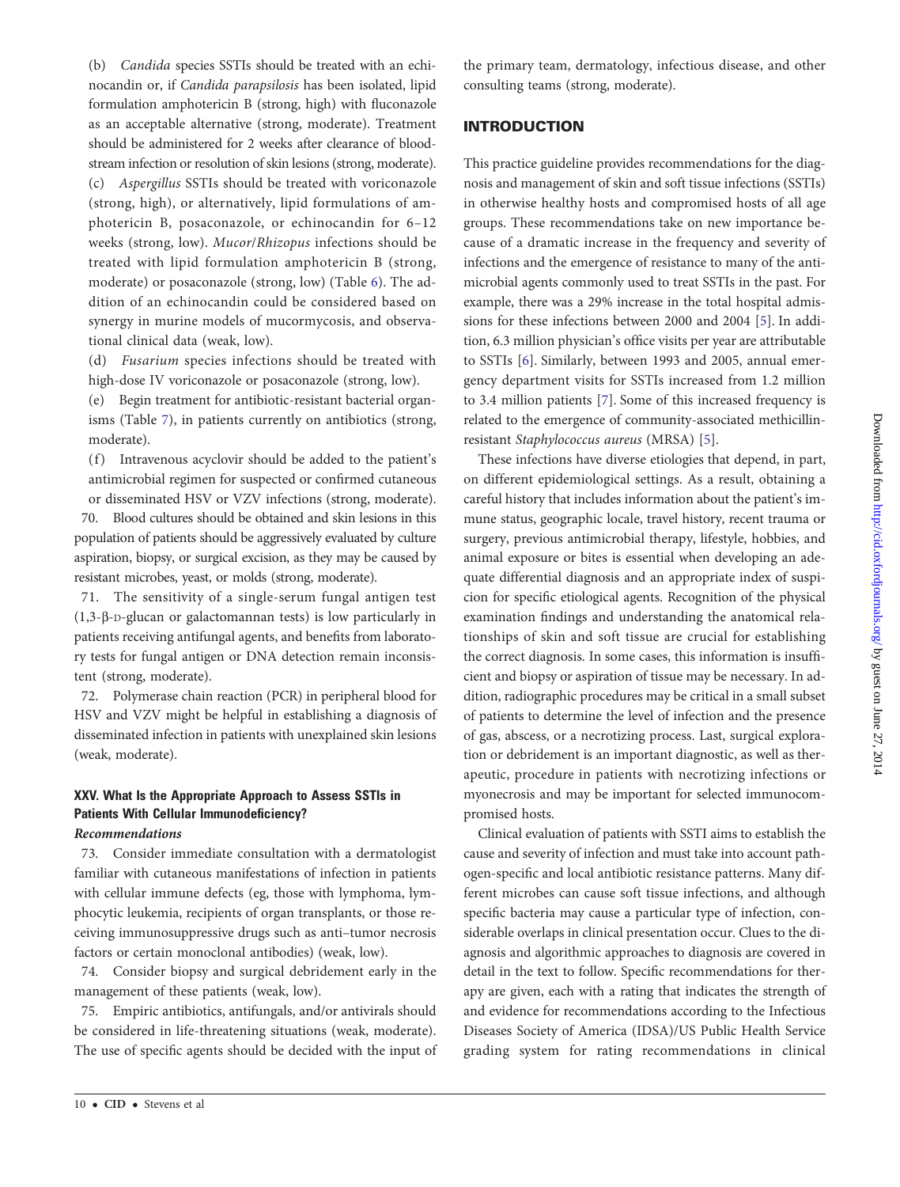(b) *Candida* species SSTIs should be treated with an echinocandin or, if *Candida parapsilosis* has been isolated, lipid formulation amphotericin B (strong, high) with fluconazole as an acceptable alternative (strong, moderate). Treatment should be administered for 2 weeks after clearance of bloodstream infection or resolution of skin lesions (strong, moderate).

(c) *Aspergillus* SSTIs should be treated with voriconazole (strong, high), or alternatively, lipid formulations of amphotericin B, posaconazole, or echinocandin for 6–12 weeks (strong, low). *Mucor*/*Rhizopus* infections should be treated with lipid formulation amphotericin B (strong, moderate) or posaconazole (strong, low) (Table 6). The addition of an echinocandin could be considered based on synergy in murine models of mucormycosis, and observational clinical data (weak, low).

(d) *Fusarium* species infections should be treated with high-dose IV voriconazole or posaconazole (strong, low).

(e) Begin treatment for antibiotic-resistant bacterial organisms (Table 7), in patients currently on antibiotics (strong, moderate).

(f) Intravenous acyclovir should be added to the patient's antimicrobial regimen for suspected or confirmed cutaneous or disseminated HSV or VZV infections (strong, moderate).

70. Blood cultures should be obtained and skin lesions in this population of patients should be aggressively evaluated by culture aspiration, biopsy, or surgical excision, as they may be caused by resistant microbes, yeast, or molds (strong, moderate).

71. The sensitivity of a single-serum fungal antigen test (1,3-β-D-glucan or galactomannan tests) is low particularly in patients receiving antifungal agents, and benefits from laboratory tests for fungal antigen or DNA detection remain inconsistent (strong, moderate).

72. Polymerase chain reaction (PCR) in peripheral blood for HSV and VZV might be helpful in establishing a diagnosis of disseminated infection in patients with unexplained skin lesions (weak, moderate).

### XXV. What Is the Appropriate Approach to Assess SSTIs in Patients With Cellular Immunodeficiency?

#### *Recommendations*

73. Consider immediate consultation with a dermatologist familiar with cutaneous manifestations of infection in patients with cellular immune defects (eg, those with lymphoma, lymphocytic leukemia, recipients of organ transplants, or those receiving immunosuppressive drugs such as anti–tumor necrosis factors or certain monoclonal antibodies) (weak, low).

74. Consider biopsy and surgical debridement early in the management of these patients (weak, low).

75. Empiric antibiotics, antifungals, and/or antivirals should be considered in life-threatening situations (weak, moderate). The use of specific agents should be decided with the input of the primary team, dermatology, infectious disease, and other consulting teams (strong, moderate).

## INTRODUCTION

This practice guideline provides recommendations for the diagnosis and management of skin and soft tissue infections (SSTIs) in otherwise healthy hosts and compromised hosts of all age groups. These recommendations take on new importance because of a dramatic increase in the frequency and severity of infections and the emergence of resistance to many of the antimicrobial agents commonly used to treat SSTIs in the past. For example, there was a 29% increase in the total hospital admissions for these infections between 2000 and 2004 [5]. In addition, 6.3 million physician's office visits per year are attributable to SSTIs [6]. Similarly, between 1993 and 2005, annual emergency department visits for SSTIs increased from 1.2 million to 3.4 million patients [7]. Some of this increased frequency is related to the emergence of community-associated methicillin-resistant *Staphylococcus aureus* (MRSA) [5].

These infections have diverse etiologies that depend, in part, on different epidemiological settings. As a result, obtaining a careful history that includes information about the patient's immune status, geographic locale, travel history, recent trauma or surgery, previous antimicrobial therapy, lifestyle, hobbies, and animal exposure or bites is essential when developing an adequate differential diagnosis and an appropriate index of suspicion for specific etiological agents. Recognition of the physical examination findings and understanding the anatomical relationships of skin and soft tissue are crucial for establishing the correct diagnosis. In some cases, this information is insufficient and biopsy or aspiration of tissue may be necessary. In addition, radiographic procedures may be critical in a small subset of patients to determine the level of infection and the presence of gas, abscess, or a necrotizing process. Last, surgical exploration or debridement is an important diagnostic, as well as therapeutic, procedure in patients with necrotizing infections or myonecrosis and may be important for selected immunocompromised hosts.

Clinical evaluation of patients with SSTI aims to establish the cause and severity of infection and must take into account pathogen-specific and local antibiotic resistance patterns. Many different microbes can cause soft tissue infections, and although specific bacteria may cause a particular type of infection, considerable overlaps in clinical presentation occur. Clues to the diagnosis and algorithmic approaches to diagnosis are covered in detail in the text to follow. Specific recommendations for therapy are given, each with a rating that indicates the strength of and evidence for recommendations according to the Infectious Diseases Society of America (IDSA)/US Public Health Service grading system for rating recommendations in clinical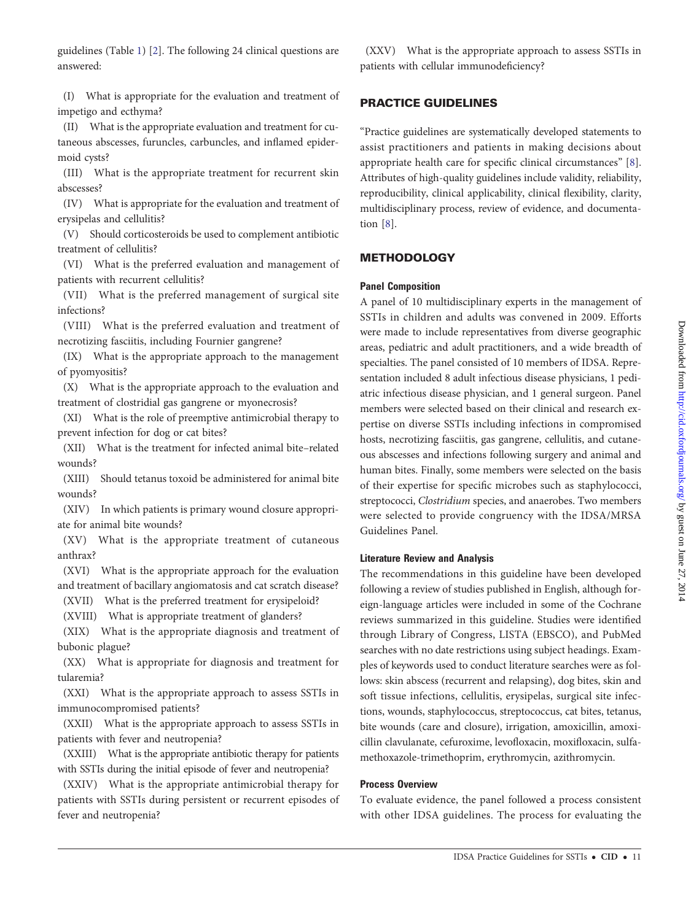guidelines (Table 1) [2]. The following 24 clinical questions are answered:

(I) What is appropriate for the evaluation and treatment of impetigo and ecthyma?

(II) What is the appropriate evaluation and treatment for cutaneous abscesses, furuncles, carbuncles, and inflamed epidermoid cysts?

(III) What is the appropriate treatment for recurrent skin abscesses?

(IV) What is appropriate for the evaluation and treatment of erysipelas and cellulitis?

(V) Should corticosteroids be used to complement antibiotic treatment of cellulitis?

(VI) What is the preferred evaluation and management of patients with recurrent cellulitis?

(VII) What is the preferred management of surgical site infections?

(VIII) What is the preferred evaluation and treatment of necrotizing fasciitis, including Fournier gangrene?

(IX) What is the appropriate approach to the management of pyomyositis?

(X) What is the appropriate approach to the evaluation and treatment of clostridial gas gangrene or myonecrosis?

(XI) What is the role of preemptive antimicrobial therapy to prevent infection for dog or cat bites?

(XII) What is the treatment for infected animal bite–related wounds?

(XIII) Should tetanus toxoid be administered for animal bite wounds?

(XIV) In which patients is primary wound closure appropriate for animal bite wounds?

(XV) What is the appropriate treatment of cutaneous anthrax?

(XVI) What is the appropriate approach for the evaluation and treatment of bacillary angiomatosis and cat scratch disease?

(XVII) What is the preferred treatment for erysipeloid?

(XVIII) What is appropriate treatment of glanders?

(XIX) What is the appropriate diagnosis and treatment of bubonic plague?

(XX) What is appropriate for diagnosis and treatment for tularemia?

(XXI) What is the appropriate approach to assess SSTIs in immunocompromised patients?

(XXII) What is the appropriate approach to assess SSTIs in patients with fever and neutropenia?

(XXIII) What is the appropriate antibiotic therapy for patients with SSTIs during the initial episode of fever and neutropenia?

(XXIV) What is the appropriate antimicrobial therapy for patients with SSTIs during persistent or recurrent episodes of fever and neutropenia?

(XXV) What is the appropriate approach to assess SSTIs in patients with cellular immunodeficiency?

## PRACTICE GUIDELINES

"Practice guidelines are systematically developed statements to assist practitioners and patients in making decisions about appropriate health care for specific clinical circumstances" [8]. Attributes of high-quality guidelines include validity, reliability, reproducibility, clinical applicability, clinical flexibility, clarity, multidisciplinary process, review of evidence, and documentation [8].

## METHODOLOGY

### Panel Composition

A panel of 10 multidisciplinary experts in the management of SSTIs in children and adults was convened in 2009. Efforts were made to include representatives from diverse geographic areas, pediatric and adult practitioners, and a wide breadth of specialties. The panel consisted of 10 members of IDSA. Representation included 8 adult infectious disease physicians, 1 pediatric infectious disease physician, and 1 general surgeon. Panel members were selected based on their clinical and research expertise on diverse SSTIs including infections in compromised hosts, necrotizing fasciitis, gas gangrene, cellulitis, and cutaneous abscesses and infections following surgery and animal and human bites. Finally, some members were selected on the basis of their expertise for specific microbes such as staphylococci, streptococci, *Clostridium* species, and anaerobes. Two members were selected to provide congruency with the IDSA/MRSA Guidelines Panel.

### Literature Review and Analysis

The recommendations in this guideline have been developed following a review of studies published in English, although foreign-language articles were included in some of the Cochrane reviews summarized in this guideline. Studies were identified through Library of Congress, LISTA (EBSCO), and PubMed searches with no date restrictions using subject headings. Examples of keywords used to conduct literature searches were as follows: skin abscess (recurrent and relapsing), dog bites, skin and soft tissue infections, cellulitis, erysipelas, surgical site infections, wounds, staphylococcus, streptococcus, cat bites, tetanus, bite wounds (care and closure), irrigation, amoxicillin, amoxicillin clavulanate, cefuroxime, levofloxacin, moxifloxacin, sulfamethoxazole-trimethoprim, erythromycin, azithromycin.

### Process Overview

To evaluate evidence, the panel followed a process consistent with other IDSA guidelines. The process for evaluating the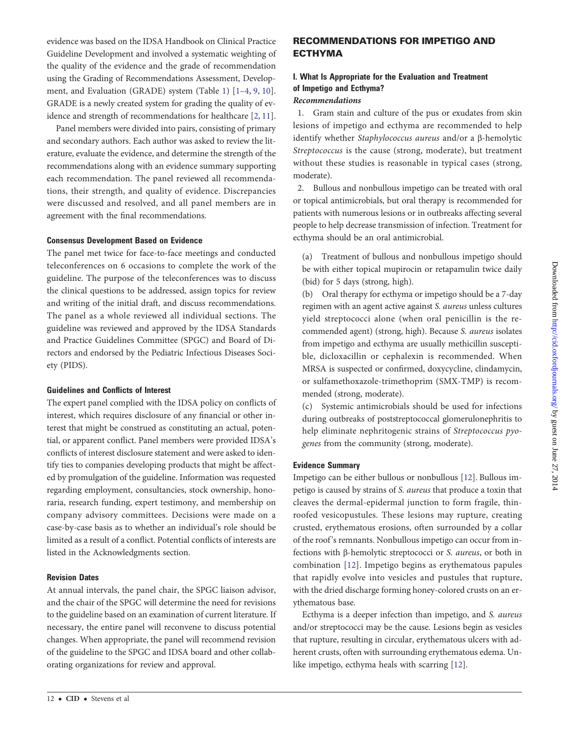evidence was based on the IDSA Handbook on Clinical Practice Guideline Development and involved a systematic weighting of the quality of the evidence and the grade of recommendation using the Grading of Recommendations Assessment, Development, and Evaluation (GRADE) system (Table 1) [1–4, 9, 10]. GRADE is a newly created system for grading the quality of evidence and strength of recommendations for healthcare [2, 11].

Panel members were divided into pairs, consisting of primary and secondary authors. Each author was asked to review the literature, evaluate the evidence, and determine the strength of the recommendations along with an evidence summary supporting each recommendation. The panel reviewed all recommendations, their strength, and quality of evidence. Discrepancies were discussed and resolved, and all panel members are in agreement with the final recommendations.

### Consensus Development Based on Evidence

The panel met twice for face-to-face meetings and conducted teleconferences on 6 occasions to complete the work of the guideline. The purpose of the teleconferences was to discuss the clinical questions to be addressed, assign topics for review and writing of the initial draft, and discuss recommendations. The panel as a whole reviewed all individual sections. The guideline was reviewed and approved by the IDSA Standards and Practice Guidelines Committee (SPGC) and Board of Directors and endorsed by the Pediatric Infectious Diseases Society (PIDS).

### Guidelines and Conflicts of Interest

The expert panel complied with the IDSA policy on conflicts of interest, which requires disclosure of any financial or other interest that might be construed as constituting an actual, potential, or apparent conflict. Panel members were provided IDSA's conflicts of interest disclosure statement and were asked to identify ties to companies developing products that might be affected by promulgation of the guideline. Information was requested regarding employment, consultancies, stock ownership, honoraria, research funding, expert testimony, and membership on company advisory committees. Decisions were made on a case-by-case basis as to whether an individual's role should be limited as a result of a conflict. Potential conflicts of interests are listed in the Acknowledgments section.

### Revision Dates

At annual intervals, the panel chair, the SPGC liaison advisor, and the chair of the SPGC will determine the need for revisions to the guideline based on an examination of current literature. If necessary, the entire panel will reconvene to discuss potential changes. When appropriate, the panel will recommend revision of the guideline to the SPGC and IDSA board and other collaborating organizations for review and approval.

## RECOMMENDATIONS FOR IMPETIGO AND ECTHYMA

### I. What Is Appropriate for the Evaluation and Treatment of Impetigo and Ecthyma?

#### *Recommendations*

1. Gram stain and culture of the pus or exudates from skin lesions of impetigo and ecthyma are recommended to help identify whether *Staphylococcus aureus* and/or a β-hemolytic *Streptococcus* is the cause (strong, moderate), but treatment without these studies is reasonable in typical cases (strong, moderate).

2. Bullous and nonbullous impetigo can be treated with oral or topical antimicrobials, but oral therapy is recommended for patients with numerous lesions or in outbreaks affecting several people to help decrease transmission of infection. Treatment for ecthyma should be an oral antimicrobial.

(a) Treatment of bullous and nonbullous impetigo should be with either topical mupirocin or retapamulin twice daily (bid) for 5 days (strong, high).

(b) Oral therapy for ecthyma or impetigo should be a 7-day regimen with an agent active against *S. aureus* unless cultures yield streptococci alone (when oral penicillin is the recommended agent) (strong, high). Because *S. aureus* isolates from impetigo and ecthyma are usually methicillin susceptible, dicloxacillin or cephalexin is recommended. When MRSA is suspected or confirmed, doxycycline, clindamycin, or sulfamethoxazole-trimethoprim (SMX-TMP) is recommended (strong, moderate).

(c) Systemic antimicrobials should be used for infections during outbreaks of poststreptococcal glomerulonephritis to help eliminate nephritogenic strains of *Streptococcus pyogenes* from the community (strong, moderate).

### Evidence Summary

Impetigo can be either bullous or nonbullous [12]. Bullous impetigo is caused by strains of *S. aureus* that produce a toxin that cleaves the dermal-epidermal junction to form fragile, thin-roofed vesicopustules. These lesions may rupture, creating crusted, erythematous erosions, often surrounded by a collar of the roof's remnants. Nonbullous impetigo can occur from infections with β-hemolytic streptococci or *S. aureus*, or both in combination [12]. Impetigo begins as erythematous papules that rapidly evolve into vesicles and pustules that rupture, with the dried discharge forming honey-colored crusts on an erythematous base.

Ecthyma is a deeper infection than impetigo, and *S. aureus* and/or streptococci may be the cause. Lesions begin as vesicles that rupture, resulting in circular, erythematous ulcers with adherent crusts, often with surrounding erythematous edema. Unlike impetigo, ecthyma heals with scarring [12].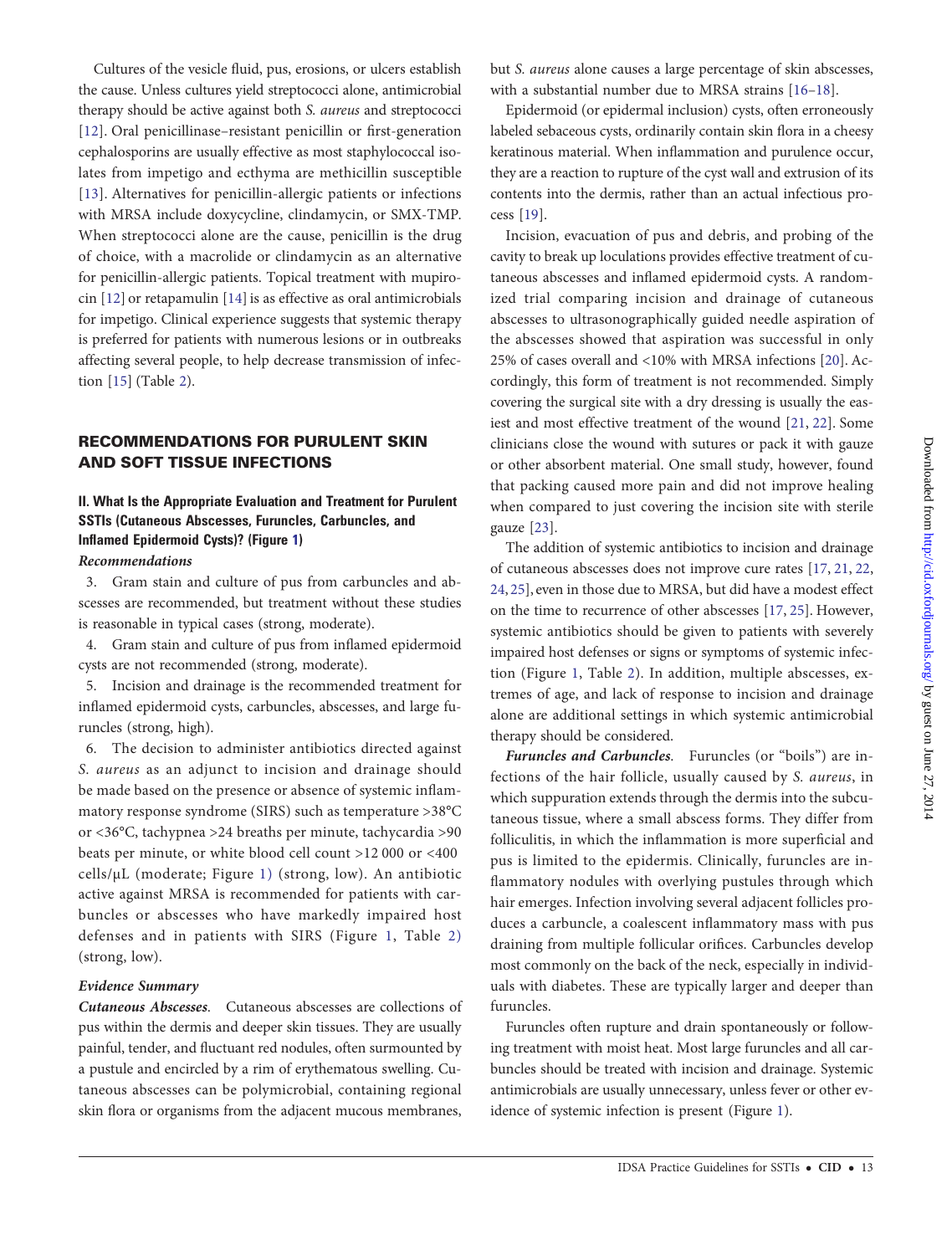Cultures of the vesicle fluid, pus, erosions, or ulcers establish the cause. Unless cultures yield streptococci alone, antimicrobial therapy should be active against both *S. aureus* and streptococci [12]. Oral penicillinase–resistant penicillin or first-generation cephalosporins are usually effective as most staphylococcal isolates from impetigo and ecthyma are methicillin susceptible [13]. Alternatives for penicillin-allergic patients or infections with MRSA include doxycycline, clindamycin, or SMX-TMP. When streptococci alone are the cause, penicillin is the drug of choice, with a macrolide or clindamycin as an alternative for penicillin-allergic patients. Topical treatment with mupirocin [12] or retapamulin [14] is as effective as oral antimicrobials for impetigo. Clinical experience suggests that systemic therapy is preferred for patients with numerous lesions or in outbreaks affecting several people, to help decrease transmission of infection [15] (Table 2).

## RECOMMENDATIONS FOR PURULENT SKIN AND SOFT TISSUE INFECTIONS

### II. What Is the Appropriate Evaluation and Treatment for Purulent SSTIs (Cutaneous Abscesses, Furuncles, Carbuncles, and Inflamed Epidermoid Cysts)? (Figure 1)

***Recommendations***

3. Gram stain and culture of pus from carbuncles and abscesses are recommended, but treatment without these studies is reasonable in typical cases (strong, moderate).

4. Gram stain and culture of pus from inflamed epidermoid cysts are not recommended (strong, moderate).

5. Incision and drainage is the recommended treatment for inflamed epidermoid cysts, carbuncles, abscesses, and large furuncles (strong, high).

6. The decision to administer antibiotics directed against *S. aureus* as an adjunct to incision and drainage should be made based on the presence or absence of systemic inflammatory response syndrome (SIRS) such as temperature >38°C or <36°C, tachypnea >24 breaths per minute, tachycardia >90 beats per minute, or white blood cell count >12 000 or <400 cells/µL (moderate; Figure 1) (strong, low). An antibiotic active against MRSA is recommended for patients with carbuncles or abscesses who have markedly impaired host defenses and in patients with SIRS (Figure 1, Table 2) (strong, low).

***Evidence Summary***

***Cutaneous Abscesses.*** Cutaneous abscesses are collections of pus within the dermis and deeper skin tissues. They are usually painful, tender, and fluctuant red nodules, often surmounted by a pustule and encircled by a rim of erythematous swelling. Cutaneous abscesses can be polymicrobial, containing regional skin flora or organisms from the adjacent mucous membranes, but *S. aureus* alone causes a large percentage of skin abscesses, with a substantial number due to MRSA strains [16–18].

Epidermoid (or epidermal inclusion) cysts, often erroneously labeled sebaceous cysts, ordinarily contain skin flora in a cheesy keratinous material. When inflammation and purulence occur, they are a reaction to rupture of the cyst wall and extrusion of its contents into the dermis, rather than an actual infectious process [19].

Incision, evacuation of pus and debris, and probing of the cavity to break up loculations provides effective treatment of cutaneous abscesses and inflamed epidermoid cysts. A randomized trial comparing incision and drainage of cutaneous abscesses to ultrasonographically guided needle aspiration of the abscesses showed that aspiration was successful in only 25% of cases overall and <10% with MRSA infections [20]. Accordingly, this form of treatment is not recommended. Simply covering the surgical site with a dry dressing is usually the easiest and most effective treatment of the wound [21, 22]. Some clinicians close the wound with sutures or pack it with gauze or other absorbent material. One small study, however, found that packing caused more pain and did not improve healing when compared to just covering the incision site with sterile gauze [23].

The addition of systemic antibiotics to incision and drainage of cutaneous abscesses does not improve cure rates [17, 21, 22, 24, 25], even in those due to MRSA, but did have a modest effect on the time to recurrence of other abscesses [17, 25]. However, systemic antibiotics should be given to patients with severely impaired host defenses or signs or symptoms of systemic infection (Figure 1, Table 2). In addition, multiple abscesses, extremes of age, and lack of response to incision and drainage alone are additional settings in which systemic antimicrobial therapy should be considered.

***Furuncles and Carbuncles.*** Furuncles (or "boils") are infections of the hair follicle, usually caused by *S. aureus*, in which suppuration extends through the dermis into the subcutaneous tissue, where a small abscess forms. They differ from folliculitis, in which the inflammation is more superficial and pus is limited to the epidermis. Clinically, furuncles are inflammatory nodules with overlying pustules through which hair emerges. Infection involving several adjacent follicles produces a carbuncle, a coalescent inflammatory mass with pus draining from multiple follicular orifices. Carbuncles develop most commonly on the back of the neck, especially in individuals with diabetes. These are typically larger and deeper than furuncles.

Furuncles often rupture and drain spontaneously or following treatment with moist heat. Most large furuncles and all carbuncles should be treated with incision and drainage. Systemic antimicrobials are usually unnecessary, unless fever or other evidence of systemic infection is present (Figure 1).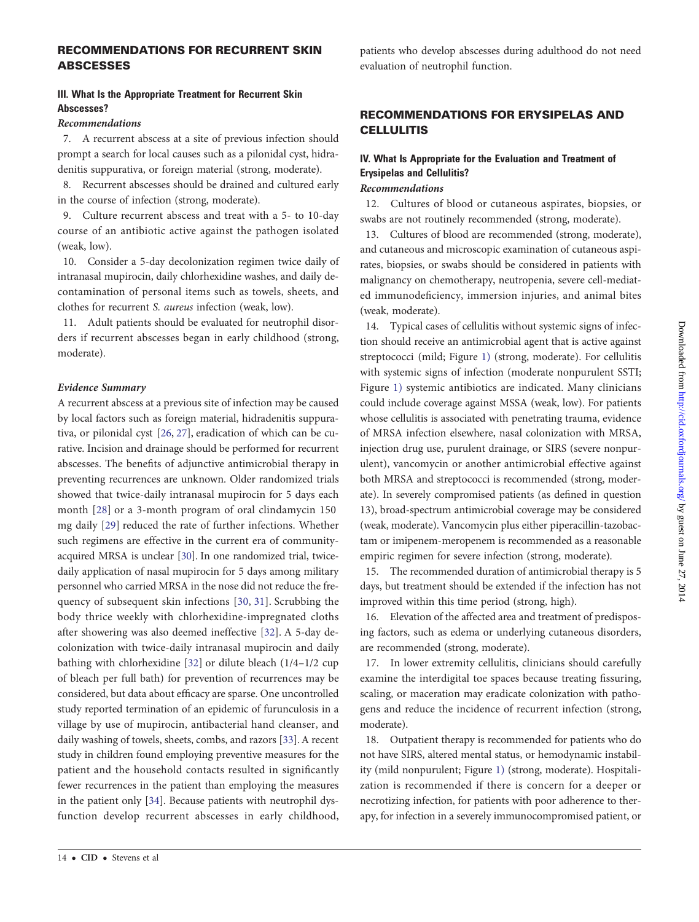## RECOMMENDATIONS FOR RECURRENT SKIN ABSCESSES

### III. What Is the Appropriate Treatment for Recurrent Skin Abscesses?

*Recommendations*

7. A recurrent abscess at a site of previous infection should prompt a search for local causes such as a pilonidal cyst, hidradenitis suppurativa, or foreign material (strong, moderate).

8. Recurrent abscesses should be drained and cultured early in the course of infection (strong, moderate).

9. Culture recurrent abscess and treat with a 5- to 10-day course of an antibiotic active against the pathogen isolated (weak, low).

10. Consider a 5-day decolonization regimen twice daily of intranasal mupirocin, daily chlorhexidine washes, and daily decontamination of personal items such as towels, sheets, and clothes for recurrent *S. aureus* infection (weak, low).

11. Adult patients should be evaluated for neutrophil disorders if recurrent abscesses began in early childhood (strong, moderate).

*Evidence Summary*

A recurrent abscess at a previous site of infection may be caused by local factors such as foreign material, hidradenitis suppurativa, or pilonidal cyst [26, 27], eradication of which can be curative. Incision and drainage should be performed for recurrent abscesses. The benefits of adjunctive antimicrobial therapy in preventing recurrences are unknown. Older randomized trials showed that twice-daily intranasal mupirocin for 5 days each month [28] or a 3-month program of oral clindamycin 150 mg daily [29] reduced the rate of further infections. Whether such regimens are effective in the current era of community-acquired MRSA is unclear [30]. In one randomized trial, twice-daily application of nasal mupirocin for 5 days among military personnel who carried MRSA in the nose did not reduce the frequency of subsequent skin infections [30, 31]. Scrubbing the body thrice weekly with chlorhexidine-impregnated cloths after showering was also deemed ineffective [32]. A 5-day decolonization with twice-daily intranasal mupirocin and daily bathing with chlorhexidine [32] or dilute bleach (1/4–1/2 cup of bleach per full bath) for prevention of recurrences may be considered, but data about efficacy are sparse. One uncontrolled study reported termination of an epidemic of furunculosis in a village by use of mupirocin, antibacterial hand cleanser, and daily washing of towels, sheets, combs, and razors [33]. A recent study in children found employing preventive measures for the patient and the household contacts resulted in significantly fewer recurrences in the patient than employing the measures in the patient only [34]. Because patients with neutrophil dysfunction develop recurrent abscesses in early childhood, patients who develop abscesses during adulthood do not need evaluation of neutrophil function.

## RECOMMENDATIONS FOR ERYSIPELAS AND CELLULITIS

### IV. What Is Appropriate for the Evaluation and Treatment of Erysipelas and Cellulitis?

*Recommendations*

12. Cultures of blood or cutaneous aspirates, biopsies, or swabs are not routinely recommended (strong, moderate).

13. Cultures of blood are recommended (strong, moderate), and cutaneous and microscopic examination of cutaneous aspirates, biopsies, or swabs should be considered in patients with malignancy on chemotherapy, neutropenia, severe cell-mediated immunodeficiency, immersion injuries, and animal bites (weak, moderate).

14. Typical cases of cellulitis without systemic signs of infection should receive an antimicrobial agent that is active against streptococci (mild; Figure 1) (strong, moderate). For cellulitis with systemic signs of infection (moderate nonpurulent SSTI; Figure 1) systemic antibiotics are indicated. Many clinicians could include coverage against MSSA (weak, low). For patients whose cellulitis is associated with penetrating trauma, evidence of MRSA infection elsewhere, nasal colonization with MRSA, injection drug use, purulent drainage, or SIRS (severe nonpurulent), vancomycin or another antimicrobial effective against both MRSA and streptococci is recommended (strong, moderate). In severely compromised patients (as defined in question 13), broad-spectrum antimicrobial coverage may be considered (weak, moderate). Vancomycin plus either piperacillin-tazobactam or imipenem-meropenem is recommended as a reasonable empiric regimen for severe infection (strong, moderate).

15. The recommended duration of antimicrobial therapy is 5 days, but treatment should be extended if the infection has not improved within this time period (strong, high).

16. Elevation of the affected area and treatment of predisposing factors, such as edema or underlying cutaneous disorders, are recommended (strong, moderate).

17. In lower extremity cellulitis, clinicians should carefully examine the interdigital toe spaces because treating fissuring, scaling, or maceration may eradicate colonization with pathogens and reduce the incidence of recurrent infection (strong, moderate).

18. Outpatient therapy is recommended for patients who do not have SIRS, altered mental status, or hemodynamic instability (mild nonpurulent; Figure 1) (strong, moderate). Hospitalization is recommended if there is concern for a deeper or necrotizing infection, for patients with poor adherence to therapy, for infection in a severely immunocompromised patient, or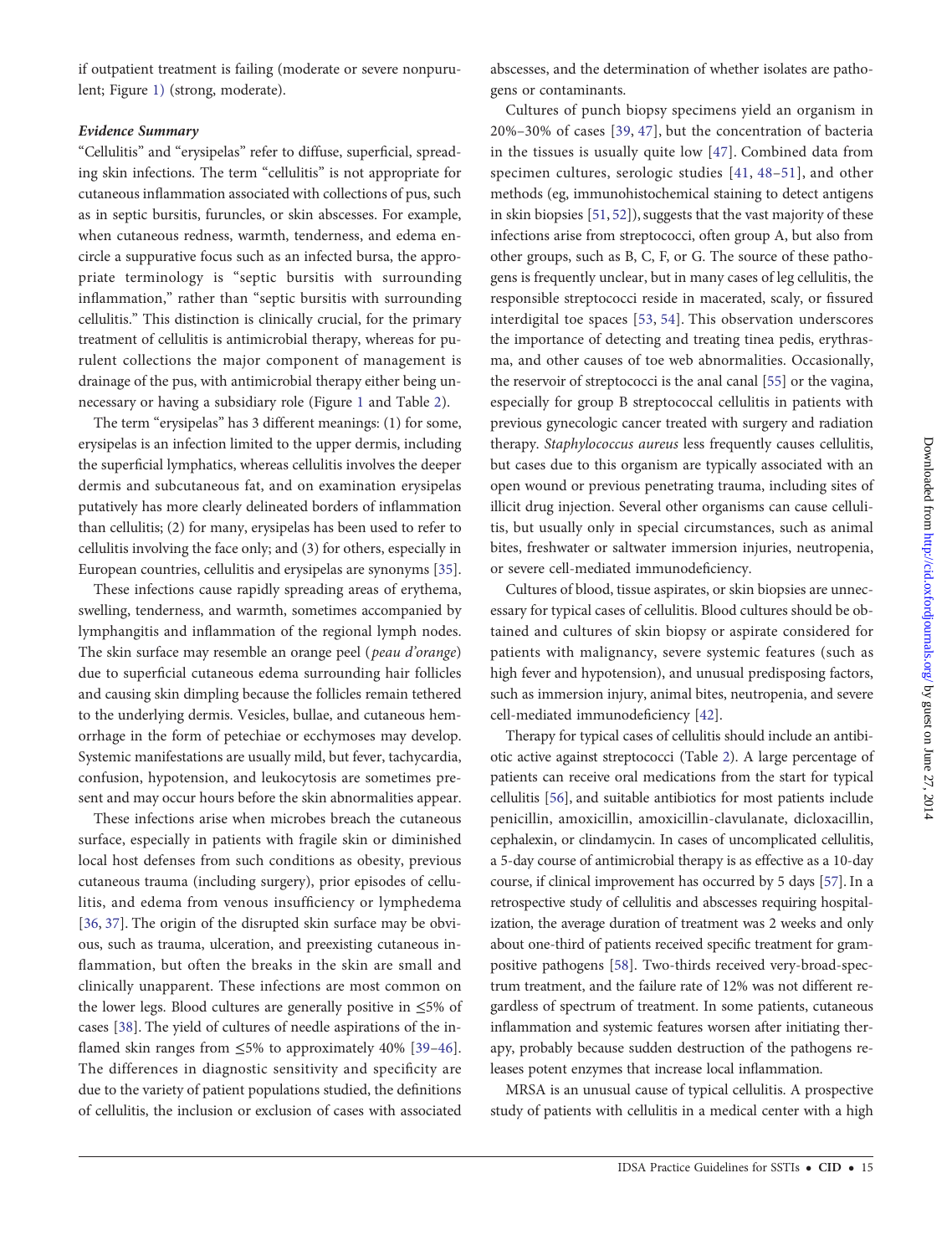if outpatient treatment is failing (moderate or severe nonpurulent; Figure 1) (strong, moderate).

### *Evidence Summary*

"Cellulitis" and "erysipelas" refer to diffuse, superficial, spreading skin infections. The term "cellulitis" is not appropriate for cutaneous inflammation associated with collections of pus, such as in septic bursitis, furuncles, or skin abscesses. For example, when cutaneous redness, warmth, tenderness, and edema encircle a suppurative focus such as an infected bursa, the appropriate terminology is "septic bursitis with surrounding inflammation," rather than "septic bursitis with surrounding cellulitis." This distinction is clinically crucial, for the primary treatment of cellulitis is antimicrobial therapy, whereas for purulent collections the major component of management is drainage of the pus, with antimicrobial therapy either being unnecessary or having a subsidiary role (Figure 1 and Table 2).

The term "erysipelas" has 3 different meanings: (1) for some, erysipelas is an infection limited to the upper dermis, including the superficial lymphatics, whereas cellulitis involves the deeper dermis and subcutaneous fat, and on examination erysipelas putatively has more clearly delineated borders of inflammation than cellulitis; (2) for many, erysipelas has been used to refer to cellulitis involving the face only; and (3) for others, especially in European countries, cellulitis and erysipelas are synonyms [35].

These infections cause rapidly spreading areas of erythema, swelling, tenderness, and warmth, sometimes accompanied by lymphangitis and inflammation of the regional lymph nodes. The skin surface may resemble an orange peel (*peau d'orange*) due to superficial cutaneous edema surrounding hair follicles and causing skin dimpling because the follicles remain tethered to the underlying dermis. Vesicles, bullae, and cutaneous hemorrhage in the form of petechiae or ecchymoses may develop. Systemic manifestations are usually mild, but fever, tachycardia, confusion, hypotension, and leukocytosis are sometimes present and may occur hours before the skin abnormalities appear.

These infections arise when microbes breach the cutaneous surface, especially in patients with fragile skin or diminished local host defenses from such conditions as obesity, previous cutaneous trauma (including surgery), prior episodes of cellulitis, and edema from venous insufficiency or lymphedema [36, 37]. The origin of the disrupted skin surface may be obvious, such as trauma, ulceration, and preexisting cutaneous inflammation, but often the breaks in the skin are small and clinically unapparent. These infections are most common on the lower legs. Blood cultures are generally positive in ≤5% of cases [38]. The yield of cultures of needle aspirations of the inflamed skin ranges from ≤5% to approximately 40% [39–46]. The differences in diagnostic sensitivity and specificity are due to the variety of patient populations studied, the definitions of cellulitis, the inclusion or exclusion of cases with associated abscesses, and the determination of whether isolates are pathogens or contaminants.

Cultures of punch biopsy specimens yield an organism in 20%–30% of cases [39, 47], but the concentration of bacteria in the tissues is usually quite low [47]. Combined data from specimen cultures, serologic studies [41, 48–51], and other methods (eg, immunohistochemical staining to detect antigens in skin biopsies [51, 52]), suggests that the vast majority of these infections arise from streptococci, often group A, but also from other groups, such as B, C, F, or G. The source of these pathogens is frequently unclear, but in many cases of leg cellulitis, the responsible streptococci reside in macerated, scaly, or fissured interdigital toe spaces [53, 54]. This observation underscores the importance of detecting and treating tinea pedis, erythrasma, and other causes of toe web abnormalities. Occasionally, the reservoir of streptococci is the anal canal [55] or the vagina, especially for group B streptococcal cellulitis in patients with previous gynecologic cancer treated with surgery and radiation therapy. *Staphylococcus aureus* less frequently causes cellulitis, but cases due to this organism are typically associated with an open wound or previous penetrating trauma, including sites of illicit drug injection. Several other organisms can cause cellulitis, but usually only in special circumstances, such as animal bites, freshwater or saltwater immersion injuries, neutropenia, or severe cell-mediated immunodeficiency.

Cultures of blood, tissue aspirates, or skin biopsies are unnecessary for typical cases of cellulitis. Blood cultures should be obtained and cultures of skin biopsy or aspirate considered for patients with malignancy, severe systemic features (such as high fever and hypotension), and unusual predisposing factors, such as immersion injury, animal bites, neutropenia, and severe cell-mediated immunodeficiency [42].

Therapy for typical cases of cellulitis should include an antibiotic active against streptococci (Table 2). A large percentage of patients can receive oral medications from the start for typical cellulitis [56], and suitable antibiotics for most patients include penicillin, amoxicillin, amoxicillin-clavulanate, dicloxacillin, cephalexin, or clindamycin. In cases of uncomplicated cellulitis, a 5-day course of antimicrobial therapy is as effective as a 10-day course, if clinical improvement has occurred by 5 days [57]. In a retrospective study of cellulitis and abscesses requiring hospitalization, the average duration of treatment was 2 weeks and only about one-third of patients received specific treatment for gram-positive pathogens [58]. Two-thirds received very-broad-spectrum treatment, and the failure rate of 12% was not different regardless of spectrum of treatment. In some patients, cutaneous inflammation and systemic features worsen after initiating therapy, probably because sudden destruction of the pathogens releases potent enzymes that increase local inflammation.

MRSA is an unusual cause of typical cellulitis. A prospective study of patients with cellulitis in a medical center with a high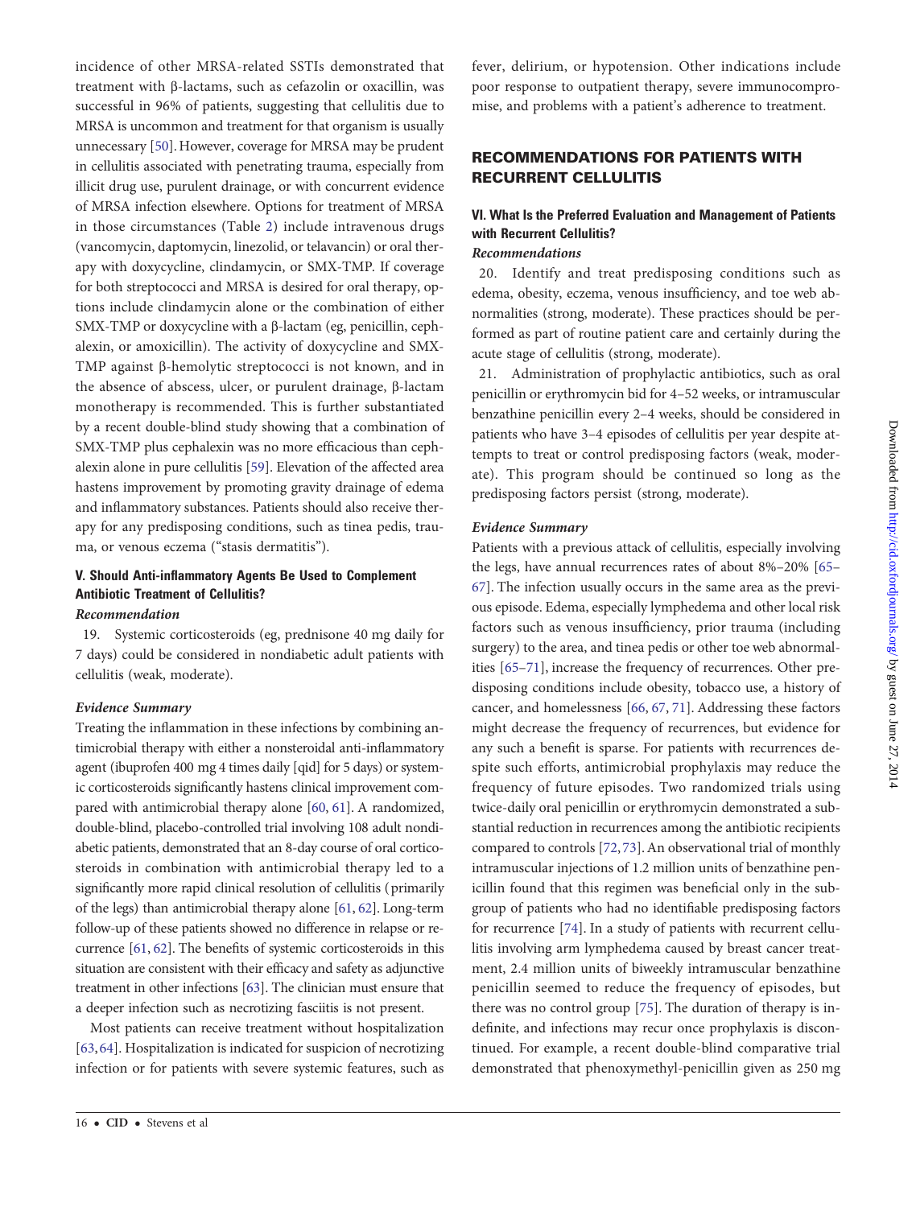incidence of other MRSA-related SSTIs demonstrated that treatment with β-lactams, such as cefazolin or oxacillin, was successful in 96% of patients, suggesting that cellulitis due to MRSA is uncommon and treatment for that organism is usually unnecessary [50]. However, coverage for MRSA may be prudent in cellulitis associated with penetrating trauma, especially from illicit drug use, purulent drainage, or with concurrent evidence of MRSA infection elsewhere. Options for treatment of MRSA in those circumstances (Table 2) include intravenous drugs (vancomycin, daptomycin, linezolid, or telavancin) or oral therapy with doxycycline, clindamycin, or SMX-TMP. If coverage for both streptococci and MRSA is desired for oral therapy, options include clindamycin alone or the combination of either SMX-TMP or doxycycline with a β-lactam (eg, penicillin, cephalexin, or amoxicillin). The activity of doxycycline and SMX-TMP against β-hemolytic streptococci is not known, and in the absence of abscess, ulcer, or purulent drainage, β-lactam monotherapy is recommended. This is further substantiated by a recent double-blind study showing that a combination of SMX-TMP plus cephalexin was no more efficacious than cephalexin alone in pure cellulitis [59]. Elevation of the affected area hastens improvement by promoting gravity drainage of edema and inflammatory substances. Patients should also receive therapy for any predisposing conditions, such as tinea pedis, trauma, or venous eczema ("stasis dermatitis").

#### V. Should Anti-inflammatory Agents Be Used to Complement Antibiotic Treatment of Cellulitis?

***Recommendation***

19. Systemic corticosteroids (eg, prednisone 40 mg daily for 7 days) could be considered in nondiabetic adult patients with cellulitis (weak, moderate).

***Evidence Summary***

Treating the inflammation in these infections by combining antimicrobial therapy with either a nonsteroidal anti-inflammatory agent (ibuprofen 400 mg 4 times daily [qid] for 5 days) or systemic corticosteroids significantly hastens clinical improvement compared with antimicrobial therapy alone [60, 61]. A randomized, double-blind, placebo-controlled trial involving 108 adult nondiabetic patients, demonstrated that an 8-day course of oral corticosteroids in combination with antimicrobial therapy led to a significantly more rapid clinical resolution of cellulitis (primarily of the legs) than antimicrobial therapy alone [61, 62]. Long-term follow-up of these patients showed no difference in relapse or recurrence [61, 62]. The benefits of systemic corticosteroids in this situation are consistent with their efficacy and safety as adjunctive treatment in other infections [63]. The clinician must ensure that a deeper infection such as necrotizing fasciitis is not present.

Most patients can receive treatment without hospitalization [63, 64]. Hospitalization is indicated for suspicion of necrotizing infection or for patients with severe systemic features, such as fever, delirium, or hypotension. Other indications include poor response to outpatient therapy, severe immunocompromise, and problems with a patient's adherence to treatment.

## RECOMMENDATIONS FOR PATIENTS WITH RECURRENT CELLULITIS

#### VI. What Is the Preferred Evaluation and Management of Patients with Recurrent Cellulitis?

***Recommendations***

20. Identify and treat predisposing conditions such as edema, obesity, eczema, venous insufficiency, and toe web abnormalities (strong, moderate). These practices should be performed as part of routine patient care and certainly during the acute stage of cellulitis (strong, moderate).

21. Administration of prophylactic antibiotics, such as oral penicillin or erythromycin bid for 4–52 weeks, or intramuscular benzathine penicillin every 2–4 weeks, should be considered in patients who have 3–4 episodes of cellulitis per year despite attempts to treat or control predisposing factors (weak, moderate). This program should be continued so long as the predisposing factors persist (strong, moderate).

***Evidence Summary***

Patients with a previous attack of cellulitis, especially involving the legs, have annual recurrences rates of about 8%–20% [65–67]. The infection usually occurs in the same area as the previous episode. Edema, especially lymphedema and other local risk factors such as venous insufficiency, prior trauma (including surgery) to the area, and tinea pedis or other toe web abnormalities [65–71], increase the frequency of recurrences. Other predisposing conditions include obesity, tobacco use, a history of cancer, and homelessness [66, 67, 71]. Addressing these factors might decrease the frequency of recurrences, but evidence for any such a benefit is sparse. For patients with recurrences despite such efforts, antimicrobial prophylaxis may reduce the frequency of future episodes. Two randomized trials using twice-daily oral penicillin or erythromycin demonstrated a substantial reduction in recurrences among the antibiotic recipients compared to controls [72, 73]. An observational trial of monthly intramuscular injections of 1.2 million units of benzathine penicillin found that this regimen was beneficial only in the subgroup of patients who had no identifiable predisposing factors for recurrence [74]. In a study of patients with recurrent cellulitis involving arm lymphedema caused by breast cancer treatment, 2.4 million units of biweekly intramuscular benzathine penicillin seemed to reduce the frequency of episodes, but there was no control group [75]. The duration of therapy is indefinite, and infections may recur once prophylaxis is discontinued. For example, a recent double-blind comparative trial demonstrated that phenoxymethyl-penicillin given as 250 mg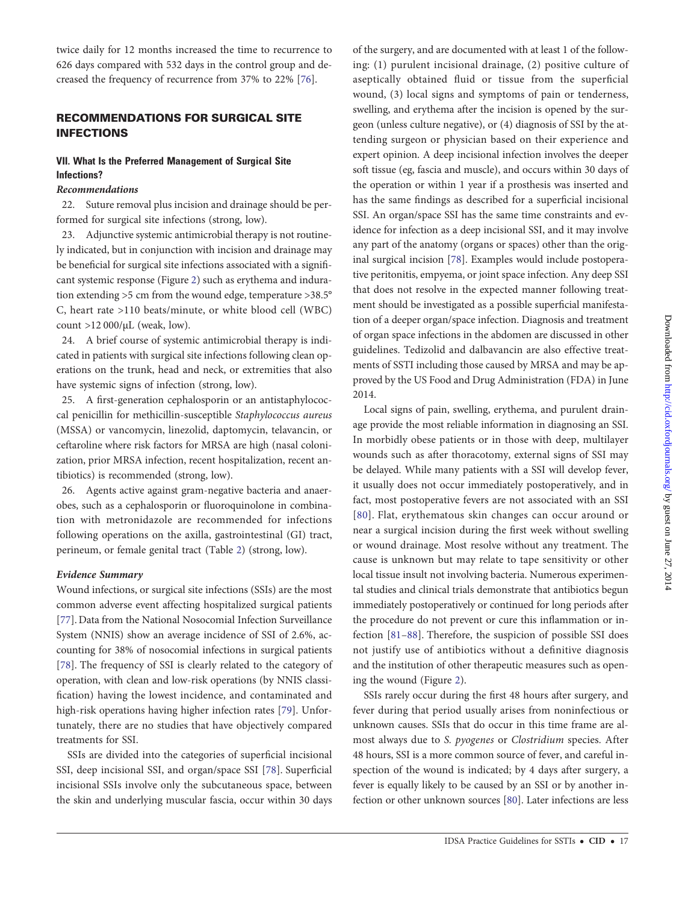twice daily for 12 months increased the time to recurrence to 626 days compared with 532 days in the control group and decreased the frequency of recurrence from 37% to 22% [76].

## RECOMMENDATIONS FOR SURGICAL SITE INFECTIONS

### VII. What Is the Preferred Management of Surgical Site Infections?

#### *Recommendations*

22. Suture removal plus incision and drainage should be performed for surgical site infections (strong, low).

23. Adjunctive systemic antimicrobial therapy is not routinely indicated, but in conjunction with incision and drainage may be beneficial for surgical site infections associated with a significant systemic response (Figure 2) such as erythema and induration extending >5 cm from the wound edge, temperature >38.5°C, heart rate >110 beats/minute, or white blood cell (WBC) count >12 000/µL (weak, low).

24. A brief course of systemic antimicrobial therapy is indicated in patients with surgical site infections following clean operations on the trunk, head and neck, or extremities that also have systemic signs of infection (strong, low).

25. A first-generation cephalosporin or an antistaphylococcal penicillin for methicillin-susceptible *Staphylococcus aureus* (MSSA) or vancomycin, linezolid, daptomycin, telavancin, or ceftaroline where risk factors for MRSA are high (nasal colonization, prior MRSA infection, recent hospitalization, recent antibiotics) is recommended (strong, low).

26. Agents active against gram-negative bacteria and anaerobes, such as a cephalosporin or fluoroquinolone in combination with metronidazole are recommended for infections following operations on the axilla, gastrointestinal (GI) tract, perineum, or female genital tract (Table 2) (strong, low).

#### *Evidence Summary*

Wound infections, or surgical site infections (SSIs) are the most common adverse event affecting hospitalized surgical patients [77]. Data from the National Nosocomial Infection Surveillance System (NNIS) show an average incidence of SSI of 2.6%, accounting for 38% of nosocomial infections in surgical patients [78]. The frequency of SSI is clearly related to the category of operation, with clean and low-risk operations (by NNIS classification) having the lowest incidence, and contaminated and high-risk operations having higher infection rates [79]. Unfortunately, there are no studies that have objectively compared treatments for SSI.

SSIs are divided into the categories of superficial incisional SSI, deep incisional SSI, and organ/space SSI [78]. Superficial incisional SSIs involve only the subcutaneous space, between the skin and underlying muscular fascia, occur within 30 days of the surgery, and are documented with at least 1 of the following: (1) purulent incisional drainage, (2) positive culture of aseptically obtained fluid or tissue from the superficial wound, (3) local signs and symptoms of pain or tenderness, swelling, and erythema after the incision is opened by the surgeon (unless culture negative), or (4) diagnosis of SSI by the attending surgeon or physician based on their experience and expert opinion. A deep incisional infection involves the deeper soft tissue (eg, fascia and muscle), and occurs within 30 days of the operation or within 1 year if a prosthesis was inserted and has the same findings as described for a superficial incisional SSI. An organ/space SSI has the same time constraints and evidence for infection as a deep incisional SSI, and it may involve any part of the anatomy (organs or spaces) other than the original surgical incision [78]. Examples would include postoperative peritonitis, empyema, or joint space infection. Any deep SSI that does not resolve in the expected manner following treatment should be investigated as a possible superficial manifestation of a deeper organ/space infection. Diagnosis and treatment of organ space infections in the abdomen are discussed in other guidelines. Tedizolid and dalbavancin are also effective treatments of SSTI including those caused by MRSA and may be approved by the US Food and Drug Administration (FDA) in June 2014.

Local signs of pain, swelling, erythema, and purulent drainage provide the most reliable information in diagnosing an SSI. In morbidly obese patients or in those with deep, multilayer wounds such as after thoracotomy, external signs of SSI may be delayed. While many patients with a SSI will develop fever, it usually does not occur immediately postoperatively, and in fact, most postoperative fevers are not associated with an SSI [80]. Flat, erythematous skin changes can occur around or near a surgical incision during the first week without swelling or wound drainage. Most resolve without any treatment. The cause is unknown but may relate to tape sensitivity or other local tissue insult not involving bacteria. Numerous experimental studies and clinical trials demonstrate that antibiotics begun immediately postoperatively or continued for long periods after the procedure do not prevent or cure this inflammation or infection [81–88]. Therefore, the suspicion of possible SSI does not justify use of antibiotics without a definitive diagnosis and the institution of other therapeutic measures such as opening the wound (Figure 2).

SSIs rarely occur during the first 48 hours after surgery, and fever during that period usually arises from noninfectious or unknown causes. SSIs that do occur in this time frame are almost always due to *S. pyogenes* or *Clostridium* species. After 48 hours, SSI is a more common source of fever, and careful inspection of the wound is indicated; by 4 days after surgery, a fever is equally likely to be caused by an SSI or by another infection or other unknown sources [80]. Later infections are less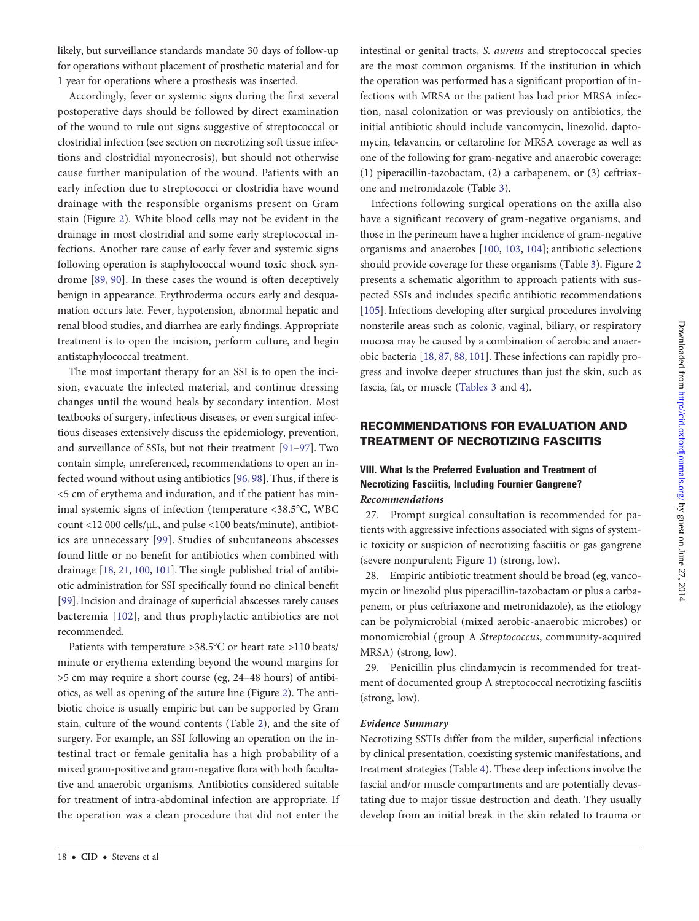likely, but surveillance standards mandate 30 days of follow-up for operations without placement of prosthetic material and for 1 year for operations where a prosthesis was inserted.

Accordingly, fever or systemic signs during the first several postoperative days should be followed by direct examination of the wound to rule out signs suggestive of streptococcal or clostridial infection (see section on necrotizing soft tissue infections and clostridial myonecrosis), but should not otherwise cause further manipulation of the wound. Patients with an early infection due to streptococci or clostridia have wound drainage with the responsible organisms present on Gram stain (Figure 2). White blood cells may not be evident in the drainage in most clostridial and some early streptococcal infections. Another rare cause of early fever and systemic signs following operation is staphylococcal wound toxic shock syndrome [89, 90]. In these cases the wound is often deceptively benign in appearance. Erythroderma occurs early and desquamation occurs late. Fever, hypotension, abnormal hepatic and renal blood studies, and diarrhea are early findings. Appropriate treatment is to open the incision, perform culture, and begin antistaphylococcal treatment.

The most important therapy for an SSI is to open the incision, evacuate the infected material, and continue dressing changes until the wound heals by secondary intention. Most textbooks of surgery, infectious diseases, or even surgical infectious diseases extensively discuss the epidemiology, prevention, and surveillance of SSIs, but not their treatment [91–97]. Two contain simple, unreferenced, recommendations to open an infected wound without using antibiotics [96, 98]. Thus, if there is <5 cm of erythema and induration, and if the patient has minimal systemic signs of infection (temperature <38.5°C, WBC count <12 000 cells/µL, and pulse <100 beats/minute), antibiotics are unnecessary [99]. Studies of subcutaneous abscesses found little or no benefit for antibiotics when combined with drainage [18, 21, 100, 101]. The single published trial of antibiotic administration for SSI specifically found no clinical benefit [99]. Incision and drainage of superficial abscesses rarely causes bacteremia [102], and thus prophylactic antibiotics are not recommended.

Patients with temperature >38.5°C or heart rate >110 beats/minute or erythema extending beyond the wound margins for >5 cm may require a short course (eg, 24–48 hours) of antibiotics, as well as opening of the suture line (Figure 2). The antibiotic choice is usually empiric but can be supported by Gram stain, culture of the wound contents (Table 2), and the site of surgery. For example, an SSI following an operation on the intestinal tract or female genitalia has a high probability of a mixed gram-positive and gram-negative flora with both facultative and anaerobic organisms. Antibiotics considered suitable for treatment of intra-abdominal infection are appropriate. If the operation was a clean procedure that did not enter the intestinal or genital tracts, *S. aureus* and streptococcal species are the most common organisms. If the institution in which the operation was performed has a significant proportion of infections with MRSA or the patient has had prior MRSA infection, nasal colonization or was previously on antibiotics, the initial antibiotic should include vancomycin, linezolid, daptomycin, telavancin, or ceftaroline for MRSA coverage as well as one of the following for gram-negative and anaerobic coverage: (1) piperacillin-tazobactam, (2) a carbapenem, or (3) ceftriaxone and metronidazole (Table 3).

Infections following surgical operations on the axilla also have a significant recovery of gram-negative organisms, and those in the perineum have a higher incidence of gram-negative organisms and anaerobes [100, 103, 104]; antibiotic selections should provide coverage for these organisms (Table 3). Figure 2 presents a schematic algorithm to approach patients with suspected SSIs and includes specific antibiotic recommendations [105]. Infections developing after surgical procedures involving nonsterile areas such as colonic, vaginal, biliary, or respiratory mucosa may be caused by a combination of aerobic and anaerobic bacteria [18, 87, 88, 101]. These infections can rapidly progress and involve deeper structures than just the skin, such as fascia, fat, or muscle (Tables 3 and 4).

## RECOMMENDATIONS FOR EVALUATION AND TREATMENT OF NECROTIZING FASCIITIS

### VIII. What Is the Preferred Evaluation and Treatment of Necrotizing Fasciitis, Including Fournier Gangrene?

#### *Recommendations*

27. Prompt surgical consultation is recommended for patients with aggressive infections associated with signs of systemic toxicity or suspicion of necrotizing fasciitis or gas gangrene (severe nonpurulent; Figure 1) (strong, low).

28. Empiric antibiotic treatment should be broad (eg, vancomycin or linezolid plus piperacillin-tazobactam or plus a carbapenem, or plus ceftriaxone and metronidazole), as the etiology can be polymicrobial (mixed aerobic-anaerobic microbes) or monomicrobial (group A *Streptococcus*, community-acquired MRSA) (strong, low).

29. Penicillin plus clindamycin is recommended for treatment of documented group A streptococcal necrotizing fasciitis (strong, low).

#### *Evidence Summary*

Necrotizing SSTIs differ from the milder, superficial infections by clinical presentation, coexisting systemic manifestations, and treatment strategies (Table 4). These deep infections involve the fascial and/or muscle compartments and are potentially devastating due to major tissue destruction and death. They usually develop from an initial break in the skin related to trauma or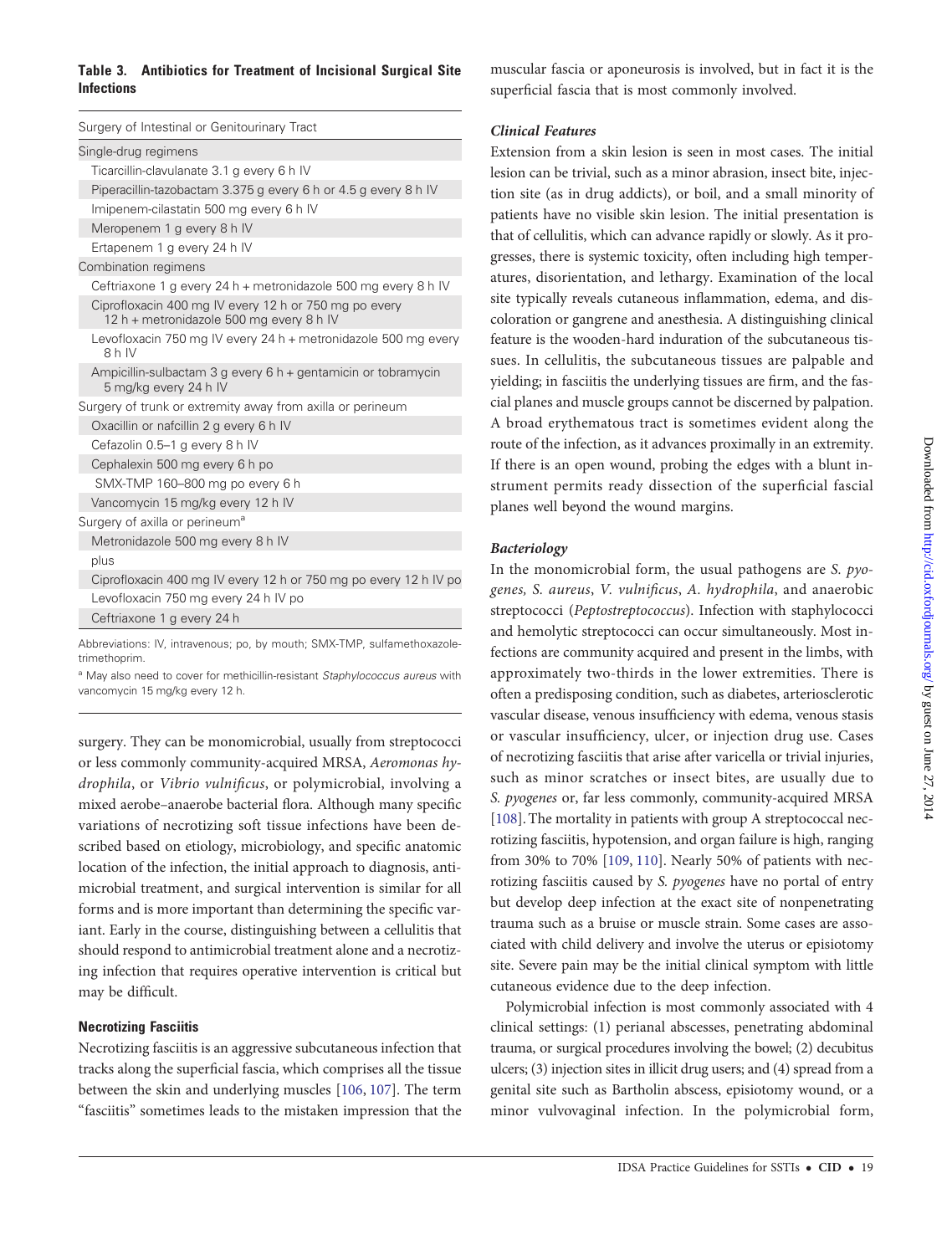**Table 3. Antibiotics for Treatment of Incisional Surgical Site Infections**

| Surgery of Intestinal or Genitourinary Tract |
| --- |
| Single-drug regimens |
| Ticarcillin-clavulanate 3.1 g every 6 h IV |
| Piperacillin-tazobactam 3.375 g every 6 h or 4.5 g every 8 h IV |
| Imipenem-cilastatin 500 mg every 6 h IV |
| Meropenem 1 g every 8 h IV |
| Ertapenem 1 g every 24 h IV |
| Combination regimens |
| Ceftriaxone 1 g every 24 h + metronidazole 500 mg every 8 h IV |
| Ciprofloxacin 400 mg IV every 12 h or 750 mg po every 12 h + metronidazole 500 mg every 8 h IV |
| Levofloxacin 750 mg IV every 24 h + metronidazole 500 mg every 8 h IV |
| Ampicillin-sulbactam 3 g every 6 h + gentamicin or tobramycin 5 mg/kg every 24 h IV |
| Surgery of trunk or extremity away from axilla or perineum |
| Oxacillin or nafcillin 2 g every 6 h IV |
| Cefazolin 0.5–1 g every 8 h IV |
| Cephalexin 500 mg every 6 h po |
| SMX-TMP 160–800 mg po every 6 h |
| Vancomycin 15 mg/kg every 12 h IV |
| Surgery of axilla or perineum[a] |
| Metronidazole 500 mg every 8 h IV |
| plus |
| Ciprofloxacin 400 mg IV every 12 h or 750 mg po every 12 h IV po |
| Levofloxacin 750 mg every 24 h IV po |
| Ceftriaxone 1 g every 24 h |

Abbreviations: IV, intravenous; po, by mouth; SMX-TMP, sulfamethoxazole-trimethoprim.

[a] May also need to cover for methicillin-resistant *Staphylococcus aureus* with vancomycin 15 mg/kg every 12 h.

surgery. They can be monomicrobial, usually from streptococci or less commonly community-acquired MRSA, *Aeromonas hydrophila*, or *Vibrio vulnificus*, or polymicrobial, involving a mixed aerobe–anaerobe bacterial flora. Although many specific variations of necrotizing soft tissue infections have been described based on etiology, microbiology, and specific anatomic location of the infection, the initial approach to diagnosis, antimicrobial treatment, and surgical intervention is similar for all forms and is more important than determining the specific variant. Early in the course, distinguishing between a cellulitis that should respond to antimicrobial treatment alone and a necrotizing infection that requires operative intervention is critical but may be difficult.

### Necrotizing Fasciitis

Necrotizing fasciitis is an aggressive subcutaneous infection that tracks along the superficial fascia, which comprises all the tissue between the skin and underlying muscles [106, 107]. The term "fasciitis" sometimes leads to the mistaken impression that the muscular fascia or aponeurosis is involved, but in fact it is the superficial fascia that is most commonly involved.

#### *Clinical Features*

Extension from a skin lesion is seen in most cases. The initial lesion can be trivial, such as a minor abrasion, insect bite, injection site (as in drug addicts), or boil, and a small minority of patients have no visible skin lesion. The initial presentation is that of cellulitis, which can advance rapidly or slowly. As it progresses, there is systemic toxicity, often including high temperatures, disorientation, and lethargy. Examination of the local site typically reveals cutaneous inflammation, edema, and discoloration or gangrene and anesthesia. A distinguishing clinical feature is the wooden-hard induration of the subcutaneous tissues. In cellulitis, the subcutaneous tissues are palpable and yielding; in fasciitis the underlying tissues are firm, and the fascial planes and muscle groups cannot be discerned by palpation. A broad erythematous tract is sometimes evident along the route of the infection, as it advances proximally in an extremity. If there is an open wound, probing the edges with a blunt instrument permits ready dissection of the superficial fascial planes well beyond the wound margins.

#### *Bacteriology*

In the monomicrobial form, the usual pathogens are *S. pyogenes, S. aureus*, *V. vulnificus*, *A. hydrophila*, and anaerobic streptococci (*Peptostreptococcus*). Infection with staphylococci and hemolytic streptococci can occur simultaneously. Most infections are community acquired and present in the limbs, with approximately two-thirds in the lower extremities. There is often a predisposing condition, such as diabetes, arteriosclerotic vascular disease, venous insufficiency with edema, venous stasis or vascular insufficiency, ulcer, or injection drug use. Cases of necrotizing fasciitis that arise after varicella or trivial injuries, such as minor scratches or insect bites, are usually due to *S. pyogenes* or, far less commonly, community-acquired MRSA [108]. The mortality in patients with group A streptococcal necrotizing fasciitis, hypotension, and organ failure is high, ranging from 30% to 70% [109, 110]. Nearly 50% of patients with necrotizing fasciitis caused by *S. pyogenes* have no portal of entry but develop deep infection at the exact site of nonpenetrating trauma such as a bruise or muscle strain. Some cases are associated with child delivery and involve the uterus or episiotomy site. Severe pain may be the initial clinical symptom with little cutaneous evidence due to the deep infection.

Polymicrobial infection is most commonly associated with 4 clinical settings: (1) perianal abscesses, penetrating abdominal trauma, or surgical procedures involving the bowel; (2) decubitus ulcers; (3) injection sites in illicit drug users; and (4) spread from a genital site such as Bartholin abscess, episiotomy wound, or a minor vulvovaginal infection. In the polymicrobial form,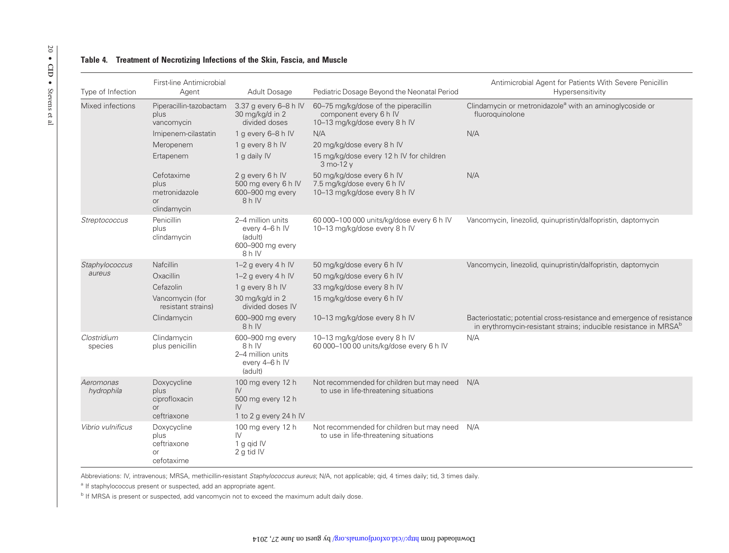**Table 4. Treatment of Necrotizing Infections of the Skin, Fascia, and Muscle**

| Type of Infection | First-line Antimicrobial Agent | Adult Dosage | Pediatric Dosage Beyond the Neonatal Period | Antimicrobial Agent for Patients With Severe Penicillin Hypersensitivity |
|---|---|---|---|---|
| Mixed infections | Piperacillin-tazobactam plus vancomycin | 3.37 g every 6–8 h IV 30 mg/kg/d in 2 divided doses | 60–75 mg/kg/dose of the piperacillin component every 6 h IV 10–13 mg/kg/dose every 8 h IV | Clindamycin or metronidazole[a] with an aminoglycoside or fluoroquinolone |
| | Imipenem-cilastatin | 1 g every 6–8 h IV | N/A | N/A |
| | Meropenem | 1 g every 8 h IV | 20 mg/kg/dose every 8 h IV | |
| | Ertapenem | 1 g daily IV | 15 mg/kg/dose every 12 h IV for children 3 mo-12 y | |
| | Cefotaxime plus metronidazole or clindamycin | 2 g every 6 h IV 500 mg every 6 h IV 600–900 mg every 8 h IV | 50 mg/kg/dose every 6 h IV 7.5 mg/kg/dose every 6 h IV 10–13 mg/kg/dose every 8 h IV | N/A |
| *Streptococcus* | Penicillin plus clindamycin | 2–4 million units every 4–6 h IV (adult) 600–900 mg every 8 h IV | 60 000–100 000 units/kg/dose every 6 h IV 10–13 mg/kg/dose every 8 h IV | Vancomycin, linezolid, quinupristin/dalfopristin, daptomycin |
| *Staphylococcus aureus* | Nafcillin | 1–2 g every 4 h IV | 50 mg/kg/dose every 6 h IV | Vancomycin, linezolid, quinupristin/dalfopristin, daptomycin |
| | Oxacillin | 1–2 g every 4 h IV | 50 mg/kg/dose every 6 h IV | |
| | Cefazolin | 1 g every 8 h IV | 33 mg/kg/dose every 8 h IV | |
| | Vancomycin (for resistant strains) | 30 mg/kg/d in 2 divided doses IV | 15 mg/kg/dose every 6 h IV | |
| | Clindamycin | 600–900 mg every 8 h IV | 10–13 mg/kg/dose every 8 h IV | Bacteriostatic; potential cross-resistance and emergence of resistance in erythromycin-resistant strains; inducible resistance in MRSA[b] |
| *Clostridium* species | Clindamycin plus penicillin | 600–900 mg every 8 h IV 2–4 million units every 4–6 h IV (adult) | 10–13 mg/kg/dose every 8 h IV 60 000–100 00 units/kg/dose every 6 h IV | N/A |
| *Aeromonas hydrophila* | Doxycycline plus ciprofloxacin or ceftriaxone | 100 mg every 12 h IV 500 mg every 12 h IV 1 to 2 g every 24 h IV | Not recommended for children but may need to use in life-threatening situations | N/A |
| *Vibrio vulnificus* | Doxycycline plus ceftriaxone or cefotaxime | 100 mg every 12 h IV 1 g qid IV 2 g tid IV | Not recommended for children but may need to use in life-threatening situations | N/A |

Abbreviations: IV, intravenous; MRSA, methicillin-resistant *Staphylococcus aureus*; N/A, not applicable; qid, 4 times daily; tid, 3 times daily.

[a] If staphylococcus present or suspected, add an appropriate agent.

[b] If MRSA is present or suspected, add vancomycin not to exceed the maximum adult daily dose.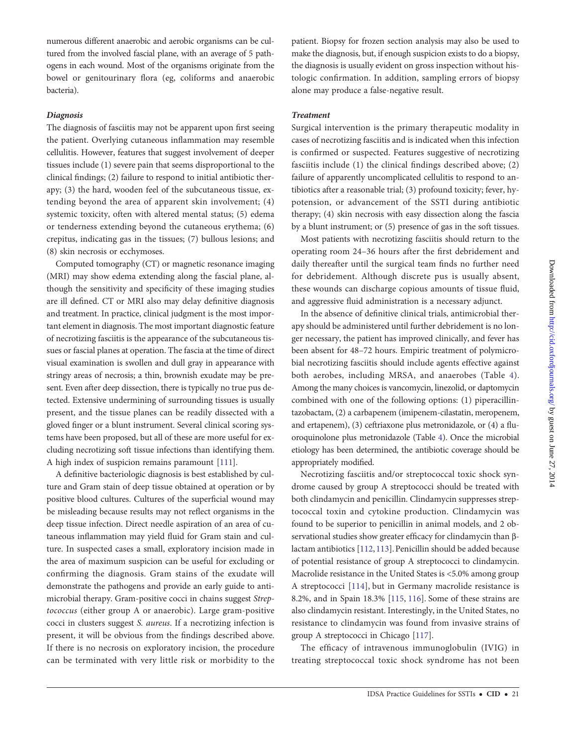numerous different anaerobic and aerobic organisms can be cultured from the involved fascial plane, with an average of 5 pathogens in each wound. Most of the organisms originate from the bowel or genitourinary flora (eg, coliforms and anaerobic bacteria).

### *Diagnosis*

The diagnosis of fasciitis may not be apparent upon first seeing the patient. Overlying cutaneous inflammation may resemble cellulitis. However, features that suggest involvement of deeper tissues include (1) severe pain that seems disproportional to the clinical findings; (2) failure to respond to initial antibiotic therapy; (3) the hard, wooden feel of the subcutaneous tissue, extending beyond the area of apparent skin involvement; (4) systemic toxicity, often with altered mental status; (5) edema or tenderness extending beyond the cutaneous erythema; (6) crepitus, indicating gas in the tissues; (7) bullous lesions; and (8) skin necrosis or ecchymoses.

Computed tomography (CT) or magnetic resonance imaging (MRI) may show edema extending along the fascial plane, although the sensitivity and specificity of these imaging studies are ill defined. CT or MRI also may delay definitive diagnosis and treatment. In practice, clinical judgment is the most important element in diagnosis. The most important diagnostic feature of necrotizing fasciitis is the appearance of the subcutaneous tissues or fascial planes at operation. The fascia at the time of direct visual examination is swollen and dull gray in appearance with stringy areas of necrosis; a thin, brownish exudate may be present. Even after deep dissection, there is typically no true pus detected. Extensive undermining of surrounding tissues is usually present, and the tissue planes can be readily dissected with a gloved finger or a blunt instrument. Several clinical scoring systems have been proposed, but all of these are more useful for excluding necrotizing soft tissue infections than identifying them. A high index of suspicion remains paramount [111].

A definitive bacteriologic diagnosis is best established by culture and Gram stain of deep tissue obtained at operation or by positive blood cultures. Cultures of the superficial wound may be misleading because results may not reflect organisms in the deep tissue infection. Direct needle aspiration of an area of cutaneous inflammation may yield fluid for Gram stain and culture. In suspected cases a small, exploratory incision made in the area of maximum suspicion can be useful for excluding or confirming the diagnosis. Gram stains of the exudate will demonstrate the pathogens and provide an early guide to antimicrobial therapy. Gram-positive cocci in chains suggest *Streptococcus* (either group A or anaerobic). Large gram-positive cocci in clusters suggest *S. aureus*. If a necrotizing infection is present, it will be obvious from the findings described above. If there is no necrosis on exploratory incision, the procedure can be terminated with very little risk or morbidity to the patient. Biopsy for frozen section analysis may also be used to make the diagnosis, but, if enough suspicion exists to do a biopsy, the diagnosis is usually evident on gross inspection without histologic confirmation. In addition, sampling errors of biopsy alone may produce a false-negative result.

### *Treatment*

Surgical intervention is the primary therapeutic modality in cases of necrotizing fasciitis and is indicated when this infection is confirmed or suspected. Features suggestive of necrotizing fasciitis include (1) the clinical findings described above; (2) failure of apparently uncomplicated cellulitis to respond to antibiotics after a reasonable trial; (3) profound toxicity; fever, hypotension, or advancement of the SSTI during antibiotic therapy; (4) skin necrosis with easy dissection along the fascia by a blunt instrument; or (5) presence of gas in the soft tissues.

Most patients with necrotizing fasciitis should return to the operating room 24–36 hours after the first debridement and daily thereafter until the surgical team finds no further need for debridement. Although discrete pus is usually absent, these wounds can discharge copious amounts of tissue fluid, and aggressive fluid administration is a necessary adjunct.

In the absence of definitive clinical trials, antimicrobial therapy should be administered until further debridement is no longer necessary, the patient has improved clinically, and fever has been absent for 48–72 hours. Empiric treatment of polymicrobial necrotizing fasciitis should include agents effective against both aerobes, including MRSA, and anaerobes (Table 4). Among the many choices is vancomycin, linezolid, or daptomycin combined with one of the following options: (1) piperacillin-tazobactam, (2) a carbapenem (imipenem-cilastatin, meropenem, and ertapenem), (3) ceftriaxone plus metronidazole, or (4) a fluoroquinolone plus metronidazole (Table 4). Once the microbial etiology has been determined, the antibiotic coverage should be appropriately modified.

Necrotizing fasciitis and/or streptococcal toxic shock syndrome caused by group A streptococci should be treated with both clindamycin and penicillin. Clindamycin suppresses streptococcal toxin and cytokine production. Clindamycin was found to be superior to penicillin in animal models, and 2 observational studies show greater efficacy for clindamycin than β-lactam antibiotics [112, 113]. Penicillin should be added because of potential resistance of group A streptococci to clindamycin. Macrolide resistance in the United States is <5.0% among group A streptococci [114], but in Germany macrolide resistance is 8.2%, and in Spain 18.3% [115, 116]. Some of these strains are also clindamycin resistant. Interestingly, in the United States, no resistance to clindamycin was found from invasive strains of group A streptococci in Chicago [117].

The efficacy of intravenous immunoglobulin (IVIG) in treating streptococcal toxic shock syndrome has not been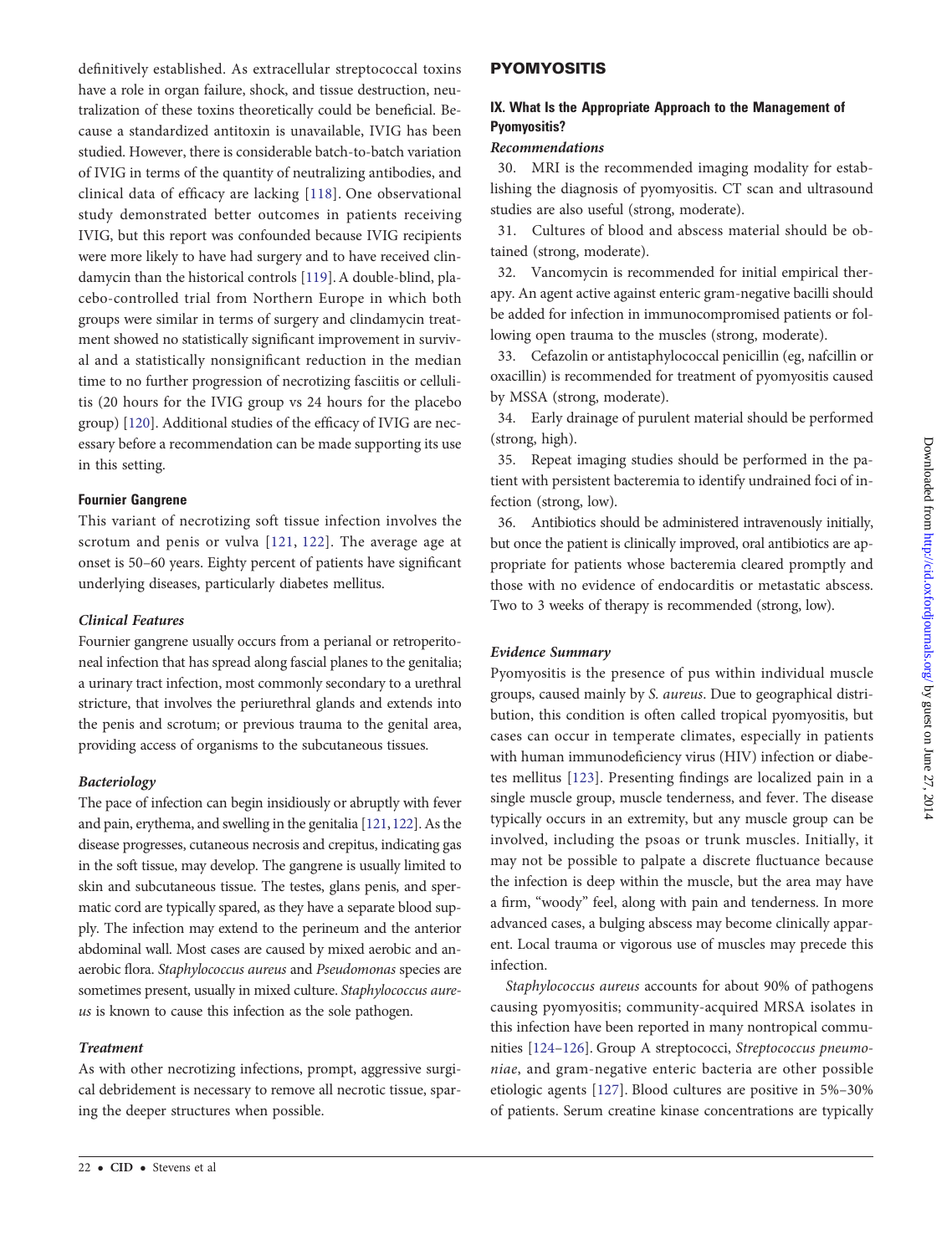definitively established. As extracellular streptococcal toxins have a role in organ failure, shock, and tissue destruction, neutralization of these toxins theoretically could be beneficial. Because a standardized antitoxin is unavailable, IVIG has been studied. However, there is considerable batch-to-batch variation of IVIG in terms of the quantity of neutralizing antibodies, and clinical data of efficacy are lacking [118]. One observational study demonstrated better outcomes in patients receiving IVIG, but this report was confounded because IVIG recipients were more likely to have had surgery and to have received clindamycin than the historical controls [119]. A double-blind, placebo-controlled trial from Northern Europe in which both groups were similar in terms of surgery and clindamycin treatment showed no statistically significant improvement in survival and a statistically nonsignificant reduction in the median time to no further progression of necrotizing fasciitis or cellulitis (20 hours for the IVIG group vs 24 hours for the placebo group) [120]. Additional studies of the efficacy of IVIG are necessary before a recommendation can be made supporting its use in this setting.

### Fournier Gangrene

This variant of necrotizing soft tissue infection involves the scrotum and penis or vulva [121, 122]. The average age at onset is 50–60 years. Eighty percent of patients have significant underlying diseases, particularly diabetes mellitus.

#### *Clinical Features*

Fournier gangrene usually occurs from a perianal or retroperitoneal infection that has spread along fascial planes to the genitalia; a urinary tract infection, most commonly secondary to a urethral stricture, that involves the periurethral glands and extends into the penis and scrotum; or previous trauma to the genital area, providing access of organisms to the subcutaneous tissues.

#### *Bacteriology*

The pace of infection can begin insidiously or abruptly with fever and pain, erythema, and swelling in the genitalia [121, 122]. As the disease progresses, cutaneous necrosis and crepitus, indicating gas in the soft tissue, may develop. The gangrene is usually limited to skin and subcutaneous tissue. The testes, glans penis, and spermatic cord are typically spared, as they have a separate blood supply. The infection may extend to the perineum and the anterior abdominal wall. Most cases are caused by mixed aerobic and anaerobic flora. *Staphylococcus aureus* and *Pseudomonas* species are sometimes present, usually in mixed culture. *Staphylococcus aureus* is known to cause this infection as the sole pathogen.

#### *Treatment*

As with other necrotizing infections, prompt, aggressive surgical debridement is necessary to remove all necrotic tissue, sparing the deeper structures when possible.

## PYOMYOSITIS

### IX. What Is the Appropriate Approach to the Management of Pyomyositis?

#### *Recommendations*

30. MRI is the recommended imaging modality for establishing the diagnosis of pyomyositis. CT scan and ultrasound studies are also useful (strong, moderate).

31. Cultures of blood and abscess material should be obtained (strong, moderate).

32. Vancomycin is recommended for initial empirical therapy. An agent active against enteric gram-negative bacilli should be added for infection in immunocompromised patients or following open trauma to the muscles (strong, moderate).

33. Cefazolin or antistaphylococcal penicillin (eg, nafcillin or oxacillin) is recommended for treatment of pyomyositis caused by MSSA (strong, moderate).

34. Early drainage of purulent material should be performed (strong, high).

35. Repeat imaging studies should be performed in the patient with persistent bacteremia to identify undrained foci of infection (strong, low).

36. Antibiotics should be administered intravenously initially, but once the patient is clinically improved, oral antibiotics are appropriate for patients whose bacteremia cleared promptly and those with no evidence of endocarditis or metastatic abscess. Two to 3 weeks of therapy is recommended (strong, low).

#### *Evidence Summary*

Pyomyositis is the presence of pus within individual muscle groups, caused mainly by *S. aureus*. Due to geographical distribution, this condition is often called tropical pyomyositis, but cases can occur in temperate climates, especially in patients with human immunodeficiency virus (HIV) infection or diabetes mellitus [123]. Presenting findings are localized pain in a single muscle group, muscle tenderness, and fever. The disease typically occurs in an extremity, but any muscle group can be involved, including the psoas or trunk muscles. Initially, it may not be possible to palpate a discrete fluctuance because the infection is deep within the muscle, but the area may have a firm, "woody" feel, along with pain and tenderness. In more advanced cases, a bulging abscess may become clinically apparent. Local trauma or vigorous use of muscles may precede this infection.

*Staphylococcus aureus* accounts for about 90% of pathogens causing pyomyositis; community-acquired MRSA isolates in this infection have been reported in many nontropical communities [124–126]. Group A streptococci, *Streptococcus pneumoniae*, and gram-negative enteric bacteria are other possible etiologic agents [127]. Blood cultures are positive in 5%–30% of patients. Serum creatine kinase concentrations are typically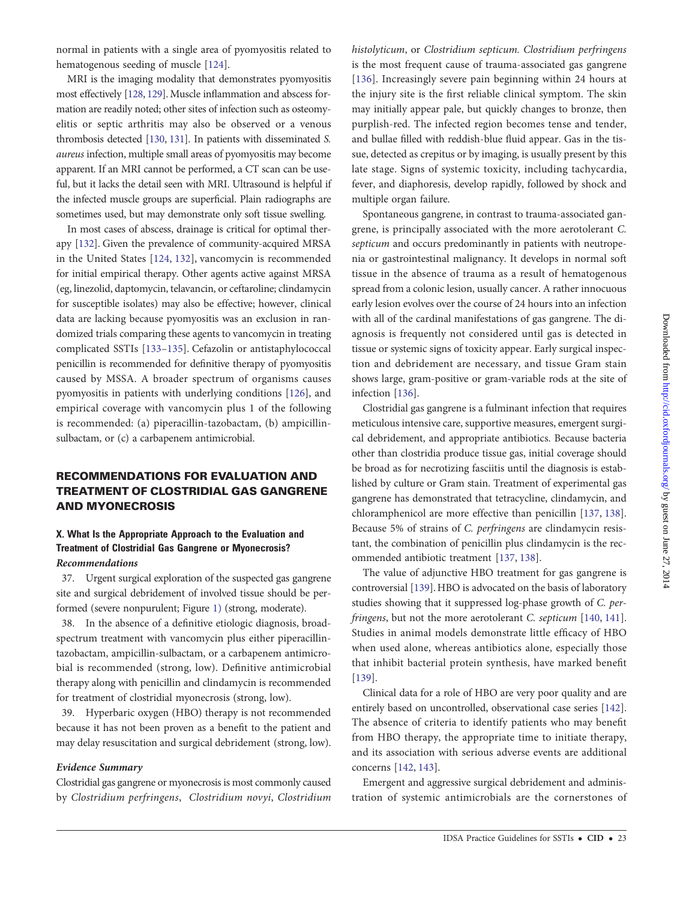normal in patients with a single area of pyomyositis related to hematogenous seeding of muscle [124].

MRI is the imaging modality that demonstrates pyomyositis most effectively [128, 129]. Muscle inflammation and abscess formation are readily noted; other sites of infection such as osteomyelitis or septic arthritis may also be observed or a venous thrombosis detected [130, 131]. In patients with disseminated *S. aureus* infection, multiple small areas of pyomyositis may become apparent. If an MRI cannot be performed, a CT scan can be useful, but it lacks the detail seen with MRI. Ultrasound is helpful if the infected muscle groups are superficial. Plain radiographs are sometimes used, but may demonstrate only soft tissue swelling.

In most cases of abscess, drainage is critical for optimal therapy [132]. Given the prevalence of community-acquired MRSA in the United States [124, 132], vancomycin is recommended for initial empirical therapy. Other agents active against MRSA (eg, linezolid, daptomycin, telavancin, or ceftaroline; clindamycin for susceptible isolates) may also be effective; however, clinical data are lacking because pyomyositis was an exclusion in randomized trials comparing these agents to vancomycin in treating complicated SSTIs [133–135]. Cefazolin or antistaphylococcal penicillin is recommended for definitive therapy of pyomyositis caused by MSSA. A broader spectrum of organisms causes pyomyositis in patients with underlying conditions [126], and empirical coverage with vancomycin plus 1 of the following is recommended: (a) piperacillin-tazobactam, (b) ampicillin-sulbactam, or (c) a carbapenem antimicrobial.

## RECOMMENDATIONS FOR EVALUATION AND TREATMENT OF CLOSTRIDIAL GAS GANGRENE AND MYONECROSIS

### X. What Is the Appropriate Approach to the Evaluation and Treatment of Clostridial Gas Gangrene or Myonecrosis?

#### *Recommendations*

37. Urgent surgical exploration of the suspected gas gangrene site and surgical debridement of involved tissue should be performed (severe nonpurulent; Figure 1) (strong, moderate).

38. In the absence of a definitive etiologic diagnosis, broad-spectrum treatment with vancomycin plus either piperacillin-tazobactam, ampicillin-sulbactam, or a carbapenem antimicrobial is recommended (strong, low). Definitive antimicrobial therapy along with penicillin and clindamycin is recommended for treatment of clostridial myonecrosis (strong, low).

39. Hyperbaric oxygen (HBO) therapy is not recommended because it has not been proven as a benefit to the patient and may delay resuscitation and surgical debridement (strong, low).

#### *Evidence Summary*

Clostridial gas gangrene or myonecrosis is most commonly caused by *Clostridium perfringens*, *Clostridium novyi*, *Clostridium histolyticum*, or *Clostridium septicum. Clostridium perfringens* is the most frequent cause of trauma-associated gas gangrene [136]. Increasingly severe pain beginning within 24 hours at the injury site is the first reliable clinical symptom. The skin may initially appear pale, but quickly changes to bronze, then purplish-red. The infected region becomes tense and tender, and bullae filled with reddish-blue fluid appear. Gas in the tissue, detected as crepitus or by imaging, is usually present by this late stage. Signs of systemic toxicity, including tachycardia, fever, and diaphoresis, develop rapidly, followed by shock and multiple organ failure.

Spontaneous gangrene, in contrast to trauma-associated gangrene, is principally associated with the more aerotolerant *C. septicum* and occurs predominantly in patients with neutropenia or gastrointestinal malignancy. It develops in normal soft tissue in the absence of trauma as a result of hematogenous spread from a colonic lesion, usually cancer. A rather innocuous early lesion evolves over the course of 24 hours into an infection with all of the cardinal manifestations of gas gangrene. The diagnosis is frequently not considered until gas is detected in tissue or systemic signs of toxicity appear. Early surgical inspection and debridement are necessary, and tissue Gram stain shows large, gram-positive or gram-variable rods at the site of infection [136].

Clostridial gas gangrene is a fulminant infection that requires meticulous intensive care, supportive measures, emergent surgical debridement, and appropriate antibiotics. Because bacteria other than clostridia produce tissue gas, initial coverage should be broad as for necrotizing fasciitis until the diagnosis is established by culture or Gram stain. Treatment of experimental gas gangrene has demonstrated that tetracycline, clindamycin, and chloramphenicol are more effective than penicillin [137, 138]. Because 5% of strains of *C. perfringens* are clindamycin resistant, the combination of penicillin plus clindamycin is the recommended antibiotic treatment [137, 138].

The value of adjunctive HBO treatment for gas gangrene is controversial [139]. HBO is advocated on the basis of laboratory studies showing that it suppressed log-phase growth of *C. perfringens*, but not the more aerotolerant *C. septicum* [140, 141]. Studies in animal models demonstrate little efficacy of HBO when used alone, whereas antibiotics alone, especially those that inhibit bacterial protein synthesis, have marked benefit [139].

Clinical data for a role of HBO are very poor quality and are entirely based on uncontrolled, observational case series [142]. The absence of criteria to identify patients who may benefit from HBO therapy, the appropriate time to initiate therapy, and its association with serious adverse events are additional concerns [142, 143].

Emergent and aggressive surgical debridement and administration of systemic antimicrobials are the cornerstones of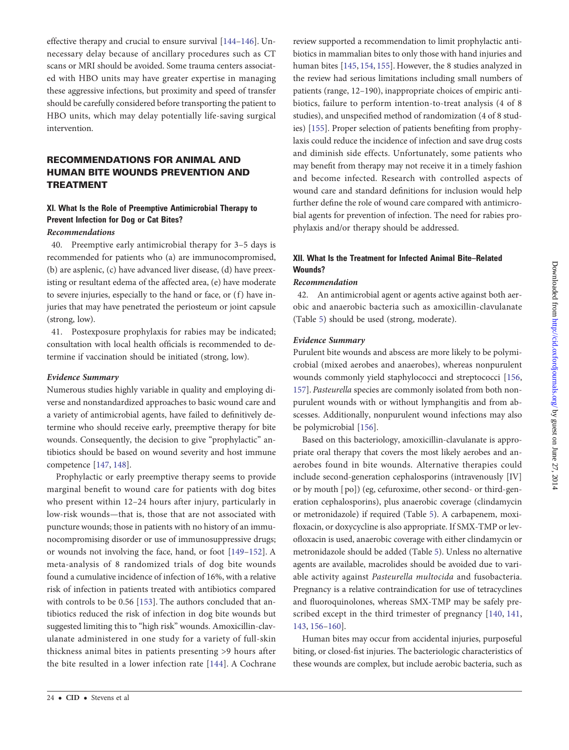effective therapy and crucial to ensure survival [144–146]. Unnecessary delay because of ancillary procedures such as CT scans or MRI should be avoided. Some trauma centers associated with HBO units may have greater expertise in managing these aggressive infections, but proximity and speed of transfer should be carefully considered before transporting the patient to HBO units, which may delay potentially life-saving surgical intervention.

## RECOMMENDATIONS FOR ANIMAL AND HUMAN BITE WOUNDS PREVENTION AND TREATMENT

### XI. What Is the Role of Preemptive Antimicrobial Therapy to Prevent Infection for Dog or Cat Bites?

***Recommendations***

40. Preemptive early antimicrobial therapy for 3–5 days is recommended for patients who (a) are immunocompromised, (b) are asplenic, (c) have advanced liver disease, (d) have preexisting or resultant edema of the affected area, (e) have moderate to severe injuries, especially to the hand or face, or (f) have injuries that may have penetrated the periosteum or joint capsule (strong, low).

41. Postexposure prophylaxis for rabies may be indicated; consultation with local health officials is recommended to determine if vaccination should be initiated (strong, low).

***Evidence Summary***

Numerous studies highly variable in quality and employing diverse and nonstandardized approaches to basic wound care and a variety of antimicrobial agents, have failed to definitively determine who should receive early, preemptive therapy for bite wounds. Consequently, the decision to give "prophylactic" antibiotics should be based on wound severity and host immune competence [147, 148].

Prophylactic or early preemptive therapy seems to provide marginal benefit to wound care for patients with dog bites who present within 12–24 hours after injury, particularly in low-risk wounds—that is, those that are not associated with puncture wounds; those in patients with no history of an immunocompromising disorder or use of immunosuppressive drugs; or wounds not involving the face, hand, or foot [149–152]. A meta-analysis of 8 randomized trials of dog bite wounds found a cumulative incidence of infection of 16%, with a relative risk of infection in patients treated with antibiotics compared with controls to be 0.56 [153]. The authors concluded that antibiotics reduced the risk of infection in dog bite wounds but suggested limiting this to "high risk" wounds. Amoxicillin-clavulanate administered in one study for a variety of full-skin thickness animal bites in patients presenting >9 hours after the bite resulted in a lower infection rate [144]. A Cochrane review supported a recommendation to limit prophylactic antibiotics in mammalian bites to only those with hand injuries and human bites [145, 154, 155]. However, the 8 studies analyzed in the review had serious limitations including small numbers of patients (range, 12–190), inappropriate choices of empiric antibiotics, failure to perform intention-to-treat analysis (4 of 8 studies), and unspecified method of randomization (4 of 8 studies) [155]. Proper selection of patients benefiting from prophylaxis could reduce the incidence of infection and save drug costs and diminish side effects. Unfortunately, some patients who may benefit from therapy may not receive it in a timely fashion and become infected. Research with controlled aspects of wound care and standard definitions for inclusion would help further define the role of wound care compared with antimicrobial agents for prevention of infection. The need for rabies prophylaxis and/or therapy should be addressed.

### XII. What Is the Treatment for Infected Animal Bite–Related Wounds?

***Recommendation***

42. An antimicrobial agent or agents active against both aerobic and anaerobic bacteria such as amoxicillin-clavulanate (Table 5) should be used (strong, moderate).

***Evidence Summary***

Purulent bite wounds and abscess are more likely to be polymicrobial (mixed aerobes and anaerobes), whereas nonpurulent wounds commonly yield staphylococci and streptococci [156, 157]. *Pasteurella* species are commonly isolated from both nonpurulent wounds with or without lymphangitis and from abscesses. Additionally, nonpurulent wound infections may also be polymicrobial [156].

Based on this bacteriology, amoxicillin-clavulanate is appropriate oral therapy that covers the most likely aerobes and anaerobes found in bite wounds. Alternative therapies could include second-generation cephalosporins (intravenously [IV] or by mouth [po]) (eg, cefuroxime, other second- or third-generation cephalosporins), plus anaerobic coverage (clindamycin or metronidazole) if required (Table 5). A carbapenem, moxifloxacin, or doxycycline is also appropriate. If SMX-TMP or levofloxacin is used, anaerobic coverage with either clindamycin or metronidazole should be added (Table 5). Unless no alternative agents are available, macrolides should be avoided due to variable activity against *Pasteurella multocida* and fusobacteria. Pregnancy is a relative contraindication for use of tetracyclines and fluoroquinolones, whereas SMX-TMP may be safely prescribed except in the third trimester of pregnancy [140, 141, 143, 156–160].

Human bites may occur from accidental injuries, purposeful biting, or closed-fist injuries. The bacteriologic characteristics of these wounds are complex, but include aerobic bacteria, such as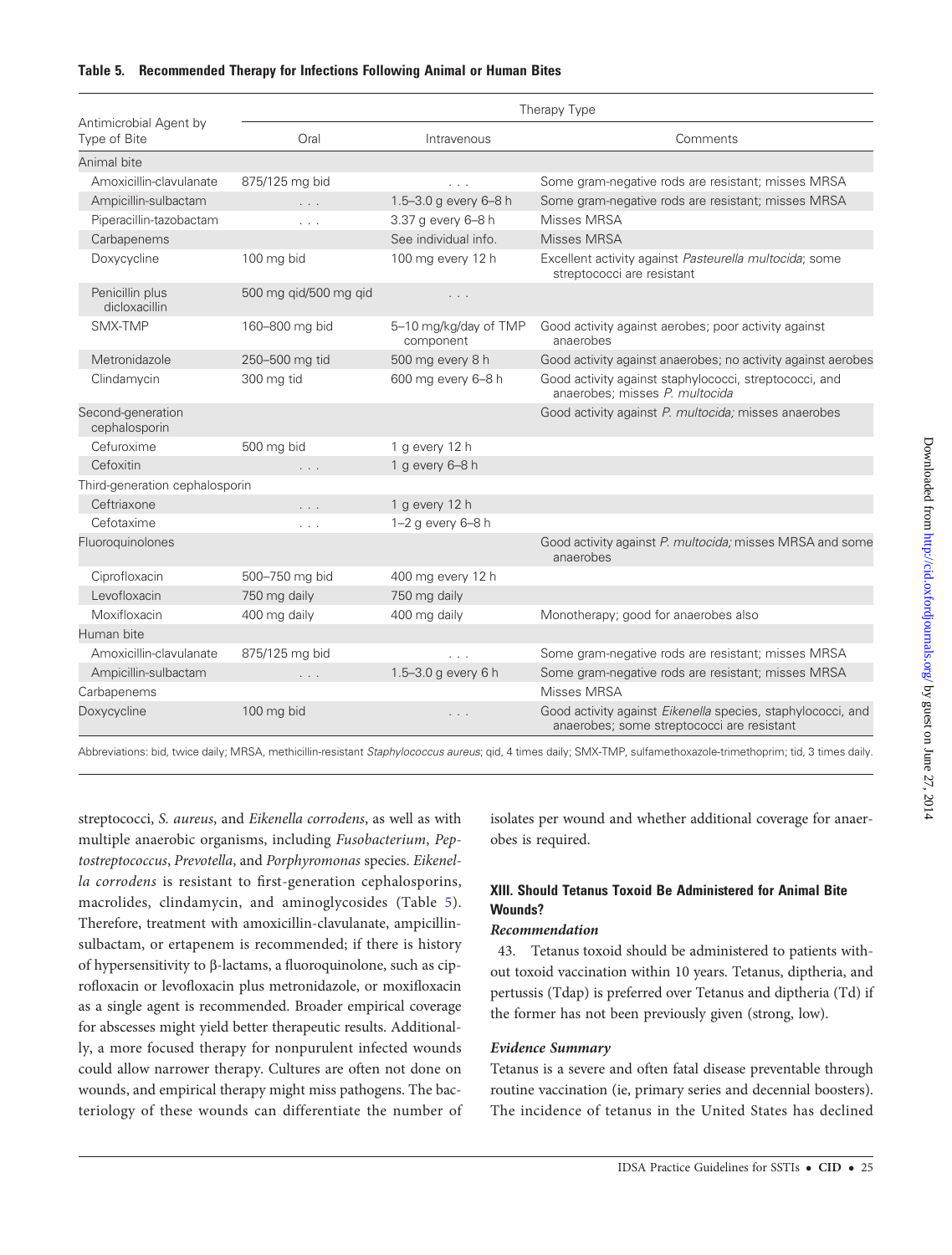**Table 5. Recommended Therapy for Infections Following Animal or Human Bites**

| Antimicrobial Agent by Type of Bite | Therapy Type | | |
|---|---|---|---|
| | Oral | Intravenous | Comments |
| Animal bite | | | |
| Amoxicillin-clavulanate | 875/125 mg bid | . . . | Some gram-negative rods are resistant; misses MRSA |
| Ampicillin-sulbactam | . . . | 1.5–3.0 g every 6–8 h | Some gram-negative rods are resistant; misses MRSA |
| Piperacillin-tazobactam | . . . | 3.37 g every 6–8 h | Misses MRSA |
| Carbapenems | | See individual info. | Misses MRSA |
| Doxycycline | 100 mg bid | 100 mg every 12 h | Excellent activity against *Pasteurella multocida*; some streptococci are resistant |
| Penicillin plus dicloxacillin | 500 mg qid/500 mg qid | . . . | |
| SMX-TMP | 160–800 mg bid | 5–10 mg/kg/day of TMP component | Good activity against aerobes; poor activity against anaerobes |
| Metronidazole | 250–500 mg tid | 500 mg every 8 h | Good activity against anaerobes; no activity against aerobes |
| Clindamycin | 300 mg tid | 600 mg every 6–8 h | Good activity against staphylococci, streptococci, and anaerobes; misses *P. multocida* |
| Second-generation cephalosporin | | | Good activity against *P. multocida;* misses anaerobes |
| Cefuroxime | 500 mg bid | 1 g every 12 h | |
| Cefoxitin | . . . | 1 g every 6–8 h | |
| Third-generation cephalosporin | | | |
| Ceftriaxone | . . . | 1 g every 12 h | |
| Cefotaxime | . . . | 1–2 g every 6–8 h | |
| Fluoroquinolones | | | Good activity against *P. multocida;* misses MRSA and some anaerobes |
| Ciprofloxacin | 500–750 mg bid | 400 mg every 12 h | |
| Levofloxacin | 750 mg daily | 750 mg daily | |
| Moxifloxacin | 400 mg daily | 400 mg daily | Monotherapy; good for anaerobes also |
| Human bite | | | |
| Amoxicillin-clavulanate | 875/125 mg bid | . . . | Some gram-negative rods are resistant; misses MRSA |
| Ampicillin-sulbactam | . . . | 1.5–3.0 g every 6 h | Some gram-negative rods are resistant; misses MRSA |
| Carbapenems | | | Misses MRSA |
| Doxycycline | 100 mg bid | . . . | Good activity against *Eikenella* species, staphylococci, and anaerobes; some streptococci are resistant |

Abbreviations: bid, twice daily; MRSA, methicillin-resistant *Staphylococcus aureus*; qid, 4 times daily; SMX-TMP, sulfamethoxazole-trimethoprim; tid, 3 times daily.

streptococci, *S. aureus*, and *Eikenella corrodens*, as well as with multiple anaerobic organisms, including *Fusobacterium*, *Peptostreptococcus*, *Prevotella*, and *Porphyromonas* species. *Eikenella corrodens* is resistant to first-generation cephalosporins, macrolides, clindamycin, and aminoglycosides (Table 5). Therefore, treatment with amoxicillin-clavulanate, ampicillin-sulbactam, or ertapenem is recommended; if there is history of hypersensitivity to β-lactams, a fluoroquinolone, such as ciprofloxacin or levofloxacin plus metronidazole, or moxifloxacin as a single agent is recommended. Broader empirical coverage for abscesses might yield better therapeutic results. Additionally, a more focused therapy for nonpurulent infected wounds could allow narrower therapy. Cultures are often not done on wounds, and empirical therapy might miss pathogens. The bacteriology of these wounds can differentiate the number of isolates per wound and whether additional coverage for anaerobes is required.

### XIII. Should Tetanus Toxoid Be Administered for Animal Bite Wounds?

#### *Recommendation*

43. Tetanus toxoid should be administered to patients without toxoid vaccination within 10 years. Tetanus, diptheria, and pertussis (Tdap) is preferred over Tetanus and diptheria (Td) if the former has not been previously given (strong, low).

#### *Evidence Summary*

Tetanus is a severe and often fatal disease preventable through routine vaccination (ie, primary series and decennial boosters). The incidence of tetanus in the United States has declined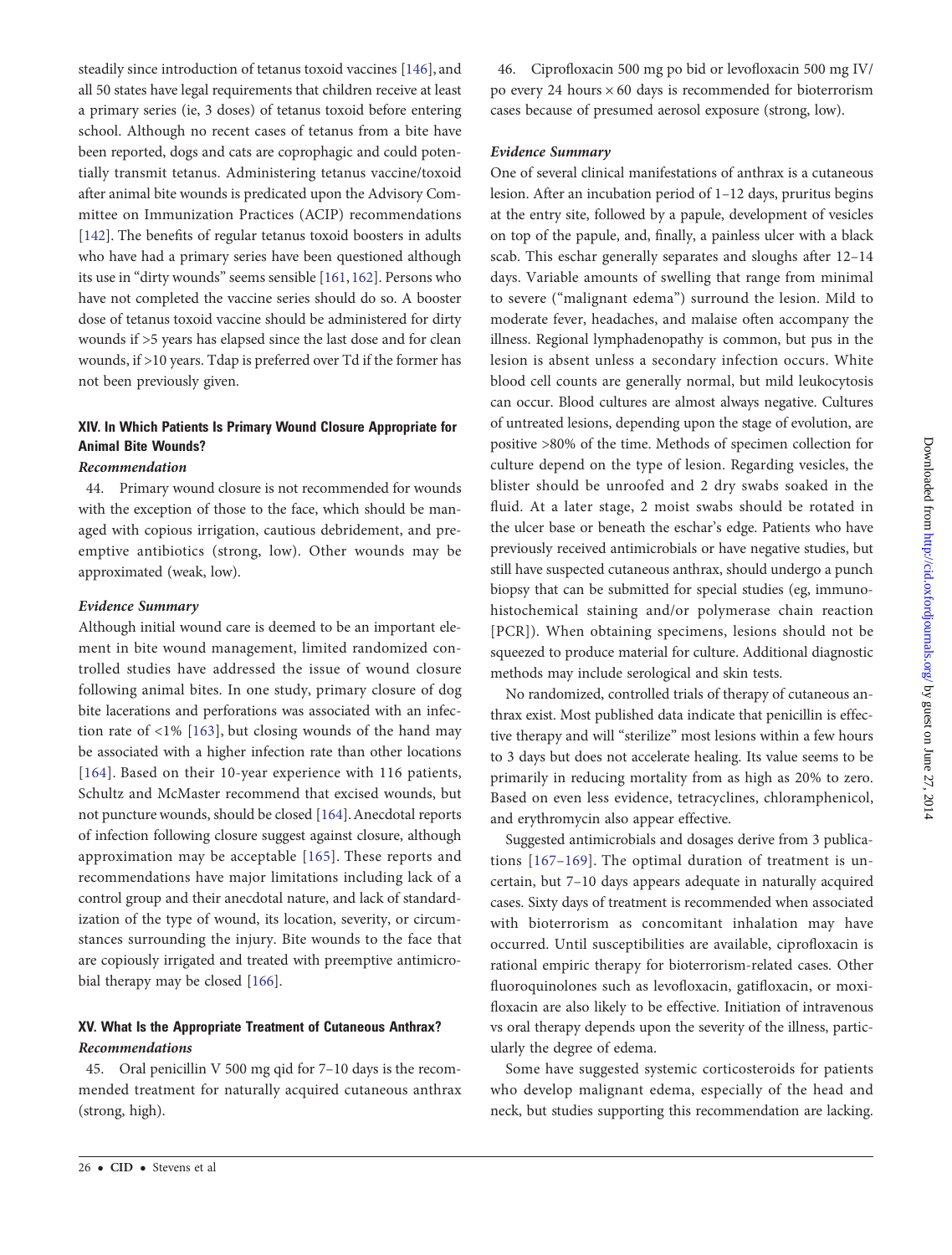steadily since introduction of tetanus toxoid vaccines [146], and all 50 states have legal requirements that children receive at least a primary series (ie, 3 doses) of tetanus toxoid before entering school. Although no recent cases of tetanus from a bite have been reported, dogs and cats are coprophagic and could potentially transmit tetanus. Administering tetanus vaccine/toxoid after animal bite wounds is predicated upon the Advisory Committee on Immunization Practices (ACIP) recommendations [142]. The benefits of regular tetanus toxoid boosters in adults who have had a primary series have been questioned although its use in "dirty wounds" seems sensible [161, 162]. Persons who have not completed the vaccine series should do so. A booster dose of tetanus toxoid vaccine should be administered for dirty wounds if >5 years has elapsed since the last dose and for clean wounds, if >10 years. Tdap is preferred over Td if the former has not been previously given.

### XIV. In Which Patients Is Primary Wound Closure Appropriate for Animal Bite Wounds?

#### *Recommendation*

44. Primary wound closure is not recommended for wounds with the exception of those to the face, which should be managed with copious irrigation, cautious debridement, and preemptive antibiotics (strong, low). Other wounds may be approximated (weak, low).

#### *Evidence Summary*

Although initial wound care is deemed to be an important element in bite wound management, limited randomized controlled studies have addressed the issue of wound closure following animal bites. In one study, primary closure of dog bite lacerations and perforations was associated with an infection rate of <1% [163], but closing wounds of the hand may be associated with a higher infection rate than other locations [164]. Based on their 10-year experience with 116 patients, Schultz and McMaster recommend that excised wounds, but not puncture wounds, should be closed [164]. Anecdotal reports of infection following closure suggest against closure, although approximation may be acceptable [165]. These reports and recommendations have major limitations including lack of a control group and their anecdotal nature, and lack of standardization of the type of wound, its location, severity, or circumstances surrounding the injury. Bite wounds to the face that are copiously irrigated and treated with preemptive antimicrobial therapy may be closed [166].

### XV. What Is the Appropriate Treatment of Cutaneous Anthrax?

#### *Recommendations*

45. Oral penicillin V 500 mg qid for 7–10 days is the recommended treatment for naturally acquired cutaneous anthrax (strong, high).

46. Ciprofloxacin 500 mg po bid or levofloxacin 500 mg IV/po every 24 hours × 60 days is recommended for bioterrorism cases because of presumed aerosol exposure (strong, low).

#### *Evidence Summary*

One of several clinical manifestations of anthrax is a cutaneous lesion. After an incubation period of 1–12 days, pruritus begins at the entry site, followed by a papule, development of vesicles on top of the papule, and, finally, a painless ulcer with a black scab. This eschar generally separates and sloughs after 12–14 days. Variable amounts of swelling that range from minimal to severe ("malignant edema") surround the lesion. Mild to moderate fever, headaches, and malaise often accompany the illness. Regional lymphadenopathy is common, but pus in the lesion is absent unless a secondary infection occurs. White blood cell counts are generally normal, but mild leukocytosis can occur. Blood cultures are almost always negative. Cultures of untreated lesions, depending upon the stage of evolution, are positive >80% of the time. Methods of specimen collection for culture depend on the type of lesion. Regarding vesicles, the blister should be unroofed and 2 dry swabs soaked in the fluid. At a later stage, 2 moist swabs should be rotated in the ulcer base or beneath the eschar's edge. Patients who have previously received antimicrobials or have negative studies, but still have suspected cutaneous anthrax, should undergo a punch biopsy that can be submitted for special studies (eg, immunohistochemical staining and/or polymerase chain reaction [PCR]). When obtaining specimens, lesions should not be squeezed to produce material for culture. Additional diagnostic methods may include serological and skin tests.

No randomized, controlled trials of therapy of cutaneous anthrax exist. Most published data indicate that penicillin is effective therapy and will "sterilize" most lesions within a few hours to 3 days but does not accelerate healing. Its value seems to be primarily in reducing mortality from as high as 20% to zero. Based on even less evidence, tetracyclines, chloramphenicol, and erythromycin also appear effective.

Suggested antimicrobials and dosages derive from 3 publications [167–169]. The optimal duration of treatment is uncertain, but 7–10 days appears adequate in naturally acquired cases. Sixty days of treatment is recommended when associated with bioterrorism as concomitant inhalation may have occurred. Until susceptibilities are available, ciprofloxacin is rational empiric therapy for bioterrorism-related cases. Other fluoroquinolones such as levofloxacin, gatifloxacin, or moxifloxacin are also likely to be effective. Initiation of intravenous vs oral therapy depends upon the severity of the illness, particularly the degree of edema.

Some have suggested systemic corticosteroids for patients who develop malignant edema, especially of the head and neck, but studies supporting this recommendation are lacking.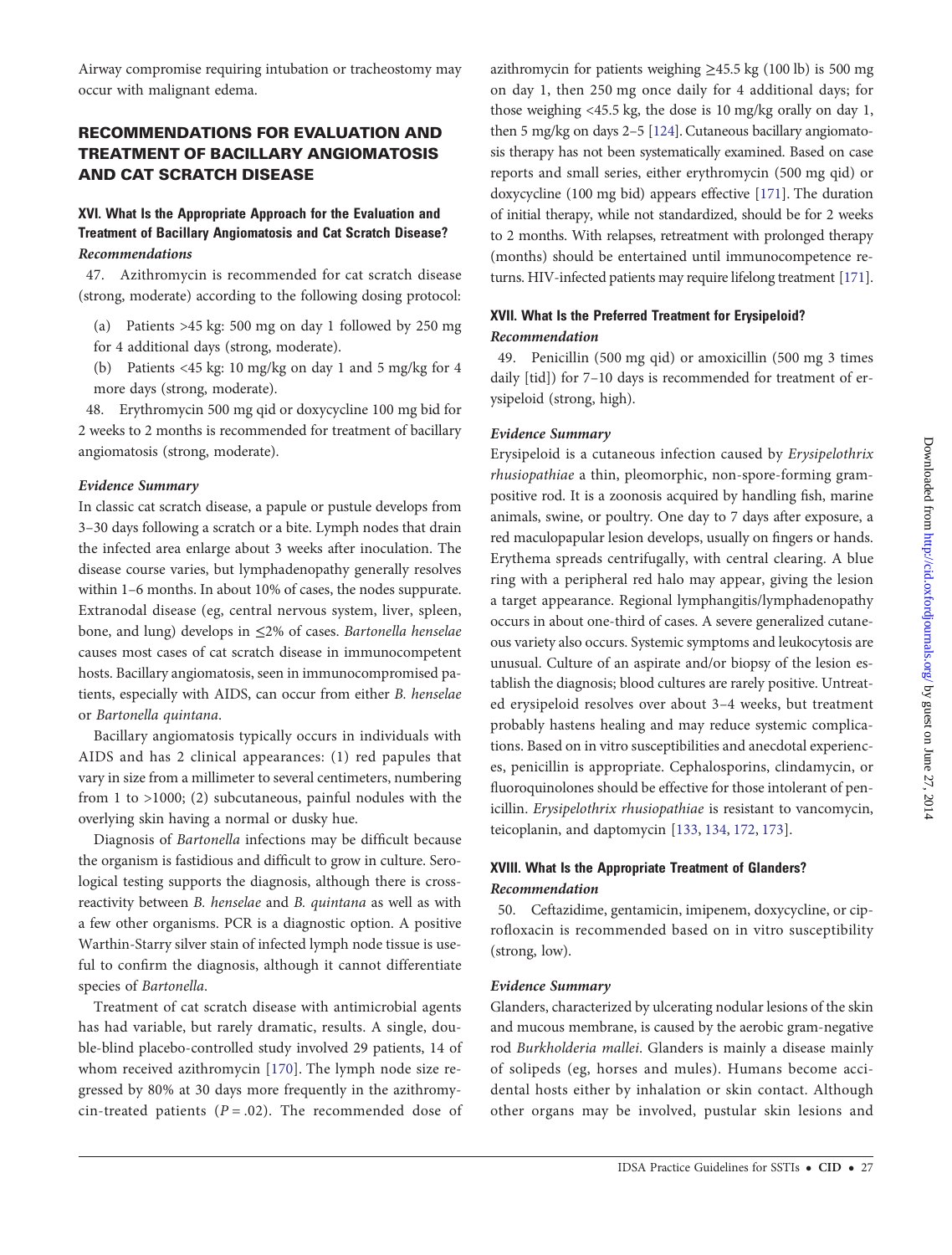Airway compromise requiring intubation or tracheostomy may occur with malignant edema.

## RECOMMENDATIONS FOR EVALUATION AND TREATMENT OF BACILLARY ANGIOMATOSIS AND CAT SCRATCH DISEASE

### XVI. What Is the Appropriate Approach for the Evaluation and Treatment of Bacillary Angiomatosis and Cat Scratch Disease?

***Recommendations***

47. Azithromycin is recommended for cat scratch disease (strong, moderate) according to the following dosing protocol:

(a) Patients >45 kg: 500 mg on day 1 followed by 250 mg for 4 additional days (strong, moderate).

(b) Patients <45 kg: 10 mg/kg on day 1 and 5 mg/kg for 4 more days (strong, moderate).

48. Erythromycin 500 mg qid or doxycycline 100 mg bid for 2 weeks to 2 months is recommended for treatment of bacillary angiomatosis (strong, moderate).

***Evidence Summary***

In classic cat scratch disease, a papule or pustule develops from 3–30 days following a scratch or a bite. Lymph nodes that drain the infected area enlarge about 3 weeks after inoculation. The disease course varies, but lymphadenopathy generally resolves within 1–6 months. In about 10% of cases, the nodes suppurate. Extranodal disease (eg, central nervous system, liver, spleen, bone, and lung) develops in ≤2% of cases. *Bartonella henselae* causes most cases of cat scratch disease in immunocompetent hosts. Bacillary angiomatosis, seen in immunocompromised patients, especially with AIDS, can occur from either *B. henselae* or *Bartonella quintana*.

Bacillary angiomatosis typically occurs in individuals with AIDS and has 2 clinical appearances: (1) red papules that vary in size from a millimeter to several centimeters, numbering from 1 to >1000; (2) subcutaneous, painful nodules with the overlying skin having a normal or dusky hue.

Diagnosis of *Bartonella* infections may be difficult because the organism is fastidious and difficult to grow in culture. Serological testing supports the diagnosis, although there is cross-reactivity between *B. henselae* and *B. quintana* as well as with a few other organisms. PCR is a diagnostic option. A positive Warthin-Starry silver stain of infected lymph node tissue is useful to confirm the diagnosis, although it cannot differentiate species of *Bartonella*.

Treatment of cat scratch disease with antimicrobial agents has had variable, but rarely dramatic, results. A single, double-blind placebo-controlled study involved 29 patients, 14 of whom received azithromycin [170]. The lymph node size regressed by 80% at 30 days more frequently in the azithromycin-treated patients ($P = .02$). The recommended dose of azithromycin for patients weighing ≥45.5 kg (100 lb) is 500 mg on day 1, then 250 mg once daily for 4 additional days; for those weighing <45.5 kg, the dose is 10 mg/kg orally on day 1, then 5 mg/kg on days 2–5 [124]. Cutaneous bacillary angiomatosis therapy has not been systematically examined. Based on case reports and small series, either erythromycin (500 mg qid) or doxycycline (100 mg bid) appears effective [171]. The duration of initial therapy, while not standardized, should be for 2 weeks to 2 months. With relapses, retreatment with prolonged therapy (months) should be entertained until immunocompetence returns. HIV-infected patients may require lifelong treatment [171].

### XVII. What Is the Preferred Treatment for Erysipeloid?

***Recommendation***

49. Penicillin (500 mg qid) or amoxicillin (500 mg 3 times daily [tid]) for 7–10 days is recommended for treatment of erysipeloid (strong, high).

***Evidence Summary***

Erysipeloid is a cutaneous infection caused by *Erysipelothrix rhusiopathiae* a thin, pleomorphic, non-spore-forming gram-positive rod. It is a zoonosis acquired by handling fish, marine animals, swine, or poultry. One day to 7 days after exposure, a red maculopapular lesion develops, usually on fingers or hands. Erythema spreads centrifugally, with central clearing. A blue ring with a peripheral red halo may appear, giving the lesion a target appearance. Regional lymphangitis/lymphadenopathy occurs in about one-third of cases. A severe generalized cutaneous variety also occurs. Systemic symptoms and leukocytosis are unusual. Culture of an aspirate and/or biopsy of the lesion establish the diagnosis; blood cultures are rarely positive. Untreated erysipeloid resolves over about 3–4 weeks, but treatment probably hastens healing and may reduce systemic complications. Based on in vitro susceptibilities and anecdotal experiences, penicillin is appropriate. Cephalosporins, clindamycin, or fluoroquinolones should be effective for those intolerant of penicillin. *Erysipelothrix rhusiopathiae* is resistant to vancomycin, teicoplanin, and daptomycin [133, 134, 172, 173].

### XVIII. What Is the Appropriate Treatment of Glanders?

***Recommendation***

50. Ceftazidime, gentamicin, imipenem, doxycycline, or ciprofloxacin is recommended based on in vitro susceptibility (strong, low).

***Evidence Summary***

Glanders, characterized by ulcerating nodular lesions of the skin and mucous membrane, is caused by the aerobic gram-negative rod *Burkholderia mallei*. Glanders is mainly a disease mainly of solipeds (eg, horses and mules). Humans become accidental hosts either by inhalation or skin contact. Although other organs may be involved, pustular skin lesions and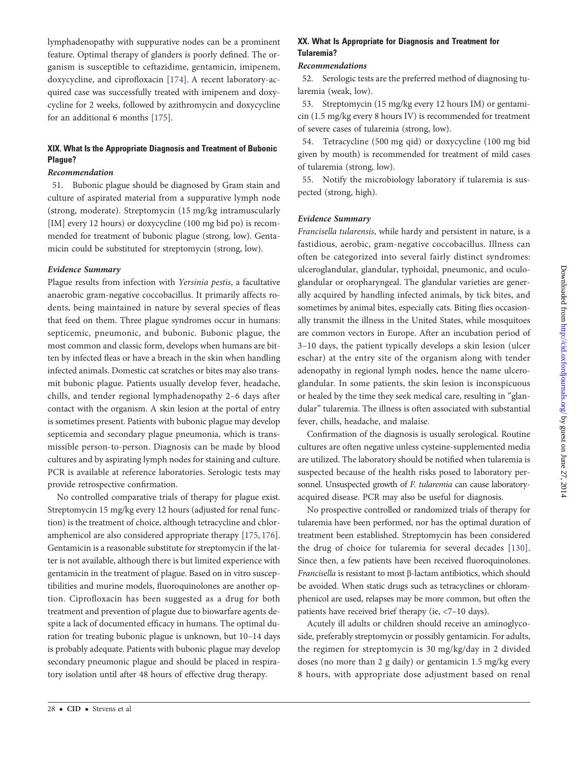lymphadenopathy with suppurative nodes can be a prominent feature. Optimal therapy of glanders is poorly defined. The organism is susceptible to ceftazidime, gentamicin, imipenem, doxycycline, and ciprofloxacin [174]. A recent laboratory-acquired case was successfully treated with imipenem and doxycycline for 2 weeks, followed by azithromycin and doxycycline for an additional 6 months [175].

## XIX. What Is the Appropriate Diagnosis and Treatment of Bubonic Plague?

### *Recommendation*

51. Bubonic plague should be diagnosed by Gram stain and culture of aspirated material from a suppurative lymph node (strong, moderate). Streptomycin (15 mg/kg intramuscularly [IM] every 12 hours) or doxycycline (100 mg bid po) is recommended for treatment of bubonic plague (strong, low). Gentamicin could be substituted for streptomycin (strong, low).

### *Evidence Summary*

Plague results from infection with *Yersinia pestis*, a facultative anaerobic gram-negative coccobacillus. It primarily affects rodents, being maintained in nature by several species of fleas that feed on them. Three plague syndromes occur in humans: septicemic, pneumonic, and bubonic. Bubonic plague, the most common and classic form, develops when humans are bitten by infected fleas or have a breach in the skin when handling infected animals. Domestic cat scratches or bites may also transmit bubonic plague. Patients usually develop fever, headache, chills, and tender regional lymphadenopathy 2–6 days after contact with the organism. A skin lesion at the portal of entry is sometimes present. Patients with bubonic plague may develop septicemia and secondary plague pneumonia, which is transmissible person-to-person. Diagnosis can be made by blood cultures and by aspirating lymph nodes for staining and culture. PCR is available at reference laboratories. Serologic tests may provide retrospective confirmation.

No controlled comparative trials of therapy for plague exist. Streptomycin 15 mg/kg every 12 hours (adjusted for renal function) is the treatment of choice, although tetracycline and chloramphenicol are also considered appropriate therapy [175, 176]. Gentamicin is a reasonable substitute for streptomycin if the latter is not available, although there is but limited experience with gentamicin in the treatment of plague. Based on in vitro susceptibilities and murine models, fluoroquinolones are another option. Ciprofloxacin has been suggested as a drug for both treatment and prevention of plague due to biowarfare agents despite a lack of documented efficacy in humans. The optimal duration for treating bubonic plague is unknown, but 10–14 days is probably adequate. Patients with bubonic plague may develop secondary pneumonic plague and should be placed in respiratory isolation until after 48 hours of effective drug therapy.

## XX. What Is Appropriate for Diagnosis and Treatment for Tularemia?

### *Recommendations*

52. Serologic tests are the preferred method of diagnosing tularemia (weak, low).

53. Streptomycin (15 mg/kg every 12 hours IM) or gentamicin (1.5 mg/kg every 8 hours IV) is recommended for treatment of severe cases of tularemia (strong, low).

54. Tetracycline (500 mg qid) or doxycycline (100 mg bid given by mouth) is recommended for treatment of mild cases of tularemia (strong, low).

55. Notify the microbiology laboratory if tularemia is suspected (strong, high).

### *Evidence Summary*

*Francisella tularensis*, while hardy and persistent in nature, is a fastidious, aerobic, gram-negative coccobacillus. Illness can often be categorized into several fairly distinct syndromes: ulceroglandular, glandular, typhoidal, pneumonic, and oculoglandular or oropharyngeal. The glandular varieties are generally acquired by handling infected animals, by tick bites, and sometimes by animal bites, especially cats. Biting flies occasionally transmit the illness in the United States, while mosquitoes are common vectors in Europe. After an incubation period of 3–10 days, the patient typically develops a skin lesion (ulcer eschar) at the entry site of the organism along with tender adenopathy in regional lymph nodes, hence the name ulceroglandular. In some patients, the skin lesion is inconspicuous or healed by the time they seek medical care, resulting in "glandular" tularemia. The illness is often associated with substantial fever, chills, headache, and malaise.

Confirmation of the diagnosis is usually serological. Routine cultures are often negative unless cysteine-supplemented media are utilized. The laboratory should be notified when tularemia is suspected because of the health risks posed to laboratory personnel. Unsuspected growth of *F. tularemia* can cause laboratory-acquired disease. PCR may also be useful for diagnosis.

No prospective controlled or randomized trials of therapy for tularemia have been performed, nor has the optimal duration of treatment been established. Streptomycin has been considered the drug of choice for tularemia for several decades [130]. Since then, a few patients have been received fluoroquinolones. *Francisella* is resistant to most β-lactam antibiotics, which should be avoided. When static drugs such as tetracyclines or chloramphenicol are used, relapses may be more common, but often the patients have received brief therapy (ie, <7–10 days).

Acutely ill adults or children should receive an aminoglycoside, preferably streptomycin or possibly gentamicin. For adults, the regimen for streptomycin is 30 mg/kg/day in 2 divided doses (no more than 2 g daily) or gentamicin 1.5 mg/kg every 8 hours, with appropriate dose adjustment based on renal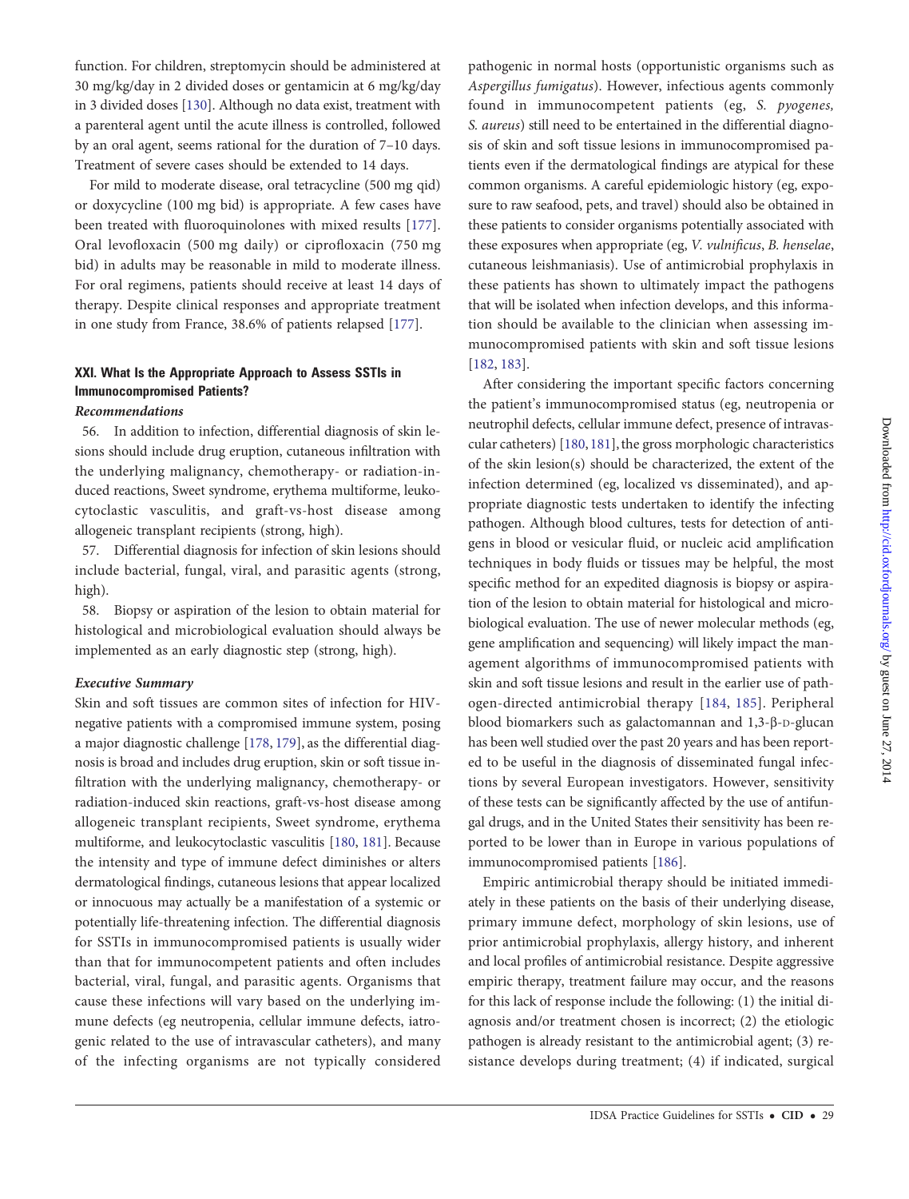function. For children, streptomycin should be administered at 30 mg/kg/day in 2 divided doses or gentamicin at 6 mg/kg/day in 3 divided doses [130]. Although no data exist, treatment with a parenteral agent until the acute illness is controlled, followed by an oral agent, seems rational for the duration of 7–10 days. Treatment of severe cases should be extended to 14 days.

For mild to moderate disease, oral tetracycline (500 mg qid) or doxycycline (100 mg bid) is appropriate. A few cases have been treated with fluoroquinolones with mixed results [177]. Oral levofloxacin (500 mg daily) or ciprofloxacin (750 mg bid) in adults may be reasonable in mild to moderate illness. For oral regimens, patients should receive at least 14 days of therapy. Despite clinical responses and appropriate treatment in one study from France, 38.6% of patients relapsed [177].

### XXI. What Is the Appropriate Approach to Assess SSTIs in Immunocompromised Patients?

#### *Recommendations*

56. In addition to infection, differential diagnosis of skin lesions should include drug eruption, cutaneous infiltration with the underlying malignancy, chemotherapy- or radiation-induced reactions, Sweet syndrome, erythema multiforme, leukocytoclastic vasculitis, and graft-vs-host disease among allogeneic transplant recipients (strong, high).

57. Differential diagnosis for infection of skin lesions should include bacterial, fungal, viral, and parasitic agents (strong, high).

58. Biopsy or aspiration of the lesion to obtain material for histological and microbiological evaluation should always be implemented as an early diagnostic step (strong, high).

#### *Executive Summary*

Skin and soft tissues are common sites of infection for HIV-negative patients with a compromised immune system, posing a major diagnostic challenge [178, 179], as the differential diagnosis is broad and includes drug eruption, skin or soft tissue infiltration with the underlying malignancy, chemotherapy- or radiation-induced skin reactions, graft-vs-host disease among allogeneic transplant recipients, Sweet syndrome, erythema multiforme, and leukocytoclastic vasculitis [180, 181]. Because the intensity and type of immune defect diminishes or alters dermatological findings, cutaneous lesions that appear localized or innocuous may actually be a manifestation of a systemic or potentially life-threatening infection. The differential diagnosis for SSTIs in immunocompromised patients is usually wider than that for immunocompetent patients and often includes bacterial, viral, fungal, and parasitic agents. Organisms that cause these infections will vary based on the underlying immune defects (eg neutropenia, cellular immune defects, iatrogenic related to the use of intravascular catheters), and many of the infecting organisms are not typically considered pathogenic in normal hosts (opportunistic organisms such as *Aspergillus fumigatus*). However, infectious agents commonly found in immunocompetent patients (eg, *S. pyogenes, S. aureus*) still need to be entertained in the differential diagnosis of skin and soft tissue lesions in immunocompromised patients even if the dermatological findings are atypical for these common organisms. A careful epidemiologic history (eg, exposure to raw seafood, pets, and travel) should also be obtained in these patients to consider organisms potentially associated with these exposures when appropriate (eg, *V. vulnificus*, *B. henselae*, cutaneous leishmaniasis). Use of antimicrobial prophylaxis in these patients has shown to ultimately impact the pathogens that will be isolated when infection develops, and this information should be available to the clinician when assessing immunocompromised patients with skin and soft tissue lesions [182, 183].

After considering the important specific factors concerning the patient's immunocompromised status (eg, neutropenia or neutrophil defects, cellular immune defect, presence of intravascular catheters) [180, 181], the gross morphologic characteristics of the skin lesion(s) should be characterized, the extent of the infection determined (eg, localized vs disseminated), and appropriate diagnostic tests undertaken to identify the infecting pathogen. Although blood cultures, tests for detection of antigens in blood or vesicular fluid, or nucleic acid amplification techniques in body fluids or tissues may be helpful, the most specific method for an expedited diagnosis is biopsy or aspiration of the lesion to obtain material for histological and microbiological evaluation. The use of newer molecular methods (eg, gene amplification and sequencing) will likely impact the management algorithms of immunocompromised patients with skin and soft tissue lesions and result in the earlier use of pathogen-directed antimicrobial therapy [184, 185]. Peripheral blood biomarkers such as galactomannan and 1,3-β-D-glucan has been well studied over the past 20 years and has been reported to be useful in the diagnosis of disseminated fungal infections by several European investigators. However, sensitivity of these tests can be significantly affected by the use of antifungal drugs, and in the United States their sensitivity has been reported to be lower than in Europe in various populations of immunocompromised patients [186].

Empiric antimicrobial therapy should be initiated immediately in these patients on the basis of their underlying disease, primary immune defect, morphology of skin lesions, use of prior antimicrobial prophylaxis, allergy history, and inherent and local profiles of antimicrobial resistance. Despite aggressive empiric therapy, treatment failure may occur, and the reasons for this lack of response include the following: (1) the initial diagnosis and/or treatment chosen is incorrect; (2) the etiologic pathogen is already resistant to the antimicrobial agent; (3) resistance develops during treatment; (4) if indicated, surgical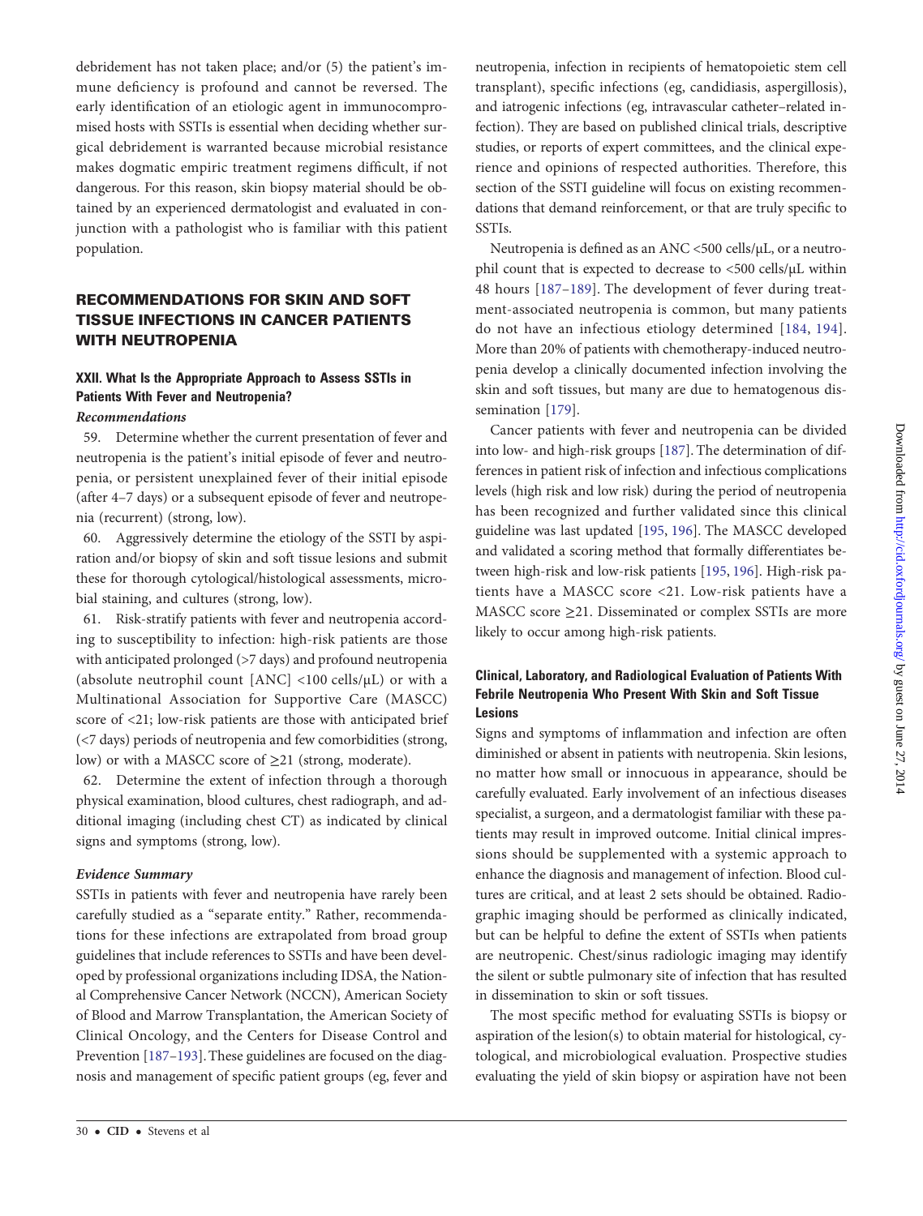debridement has not taken place; and/or (5) the patient's immune deficiency is profound and cannot be reversed. The early identification of an etiologic agent in immunocompromised hosts with SSTIs is essential when deciding whether surgical debridement is warranted because microbial resistance makes dogmatic empiric treatment regimens difficult, if not dangerous. For this reason, skin biopsy material should be obtained by an experienced dermatologist and evaluated in conjunction with a pathologist who is familiar with this patient population.

## RECOMMENDATIONS FOR SKIN AND SOFT TISSUE INFECTIONS IN CANCER PATIENTS WITH NEUTROPENIA

### XXII. What Is the Appropriate Approach to Assess SSTIs in Patients With Fever and Neutropenia?

***Recommendations***

59. Determine whether the current presentation of fever and neutropenia is the patient's initial episode of fever and neutropenia, or persistent unexplained fever of their initial episode (after 4–7 days) or a subsequent episode of fever and neutropenia (recurrent) (strong, low).

60. Aggressively determine the etiology of the SSTI by aspiration and/or biopsy of skin and soft tissue lesions and submit these for thorough cytological/histological assessments, microbial staining, and cultures (strong, low).

61. Risk-stratify patients with fever and neutropenia according to susceptibility to infection: high-risk patients are those with anticipated prolonged (>7 days) and profound neutropenia (absolute neutrophil count [ANC] <100 cells/µL) or with a Multinational Association for Supportive Care (MASCC) score of <21; low-risk patients are those with anticipated brief (<7 days) periods of neutropenia and few comorbidities (strong, low) or with a MASCC score of ≥21 (strong, moderate).

62. Determine the extent of infection through a thorough physical examination, blood cultures, chest radiograph, and additional imaging (including chest CT) as indicated by clinical signs and symptoms (strong, low).

***Evidence Summary***

SSTIs in patients with fever and neutropenia have rarely been carefully studied as a "separate entity." Rather, recommendations for these infections are extrapolated from broad group guidelines that include references to SSTIs and have been developed by professional organizations including IDSA, the National Comprehensive Cancer Network (NCCN), American Society of Blood and Marrow Transplantation, the American Society of Clinical Oncology, and the Centers for Disease Control and Prevention [187–193]. These guidelines are focused on the diagnosis and management of specific patient groups (eg, fever and neutropenia, infection in recipients of hematopoietic stem cell transplant), specific infections (eg, candidiasis, aspergillosis), and iatrogenic infections (eg, intravascular catheter–related infection). They are based on published clinical trials, descriptive studies, or reports of expert committees, and the clinical experience and opinions of respected authorities. Therefore, this section of the SSTI guideline will focus on existing recommendations that demand reinforcement, or that are truly specific to SSTIs.

Neutropenia is defined as an ANC <500 cells/µL, or a neutrophil count that is expected to decrease to <500 cells/µL within 48 hours [187–189]. The development of fever during treatment-associated neutropenia is common, but many patients do not have an infectious etiology determined [184, 194]. More than 20% of patients with chemotherapy-induced neutropenia develop a clinically documented infection involving the skin and soft tissues, but many are due to hematogenous dissemination [179].

Cancer patients with fever and neutropenia can be divided into low- and high-risk groups [187]. The determination of differences in patient risk of infection and infectious complications levels (high risk and low risk) during the period of neutropenia has been recognized and further validated since this clinical guideline was last updated [195, 196]. The MASCC developed and validated a scoring method that formally differentiates between high-risk and low-risk patients [195, 196]. High-risk patients have a MASCC score <21. Low-risk patients have a MASCC score ≥21. Disseminated or complex SSTIs are more likely to occur among high-risk patients.

### Clinical, Laboratory, and Radiological Evaluation of Patients With Febrile Neutropenia Who Present With Skin and Soft Tissue Lesions

Signs and symptoms of inflammation and infection are often diminished or absent in patients with neutropenia. Skin lesions, no matter how small or innocuous in appearance, should be carefully evaluated. Early involvement of an infectious diseases specialist, a surgeon, and a dermatologist familiar with these patients may result in improved outcome. Initial clinical impressions should be supplemented with a systemic approach to enhance the diagnosis and management of infection. Blood cultures are critical, and at least 2 sets should be obtained. Radiographic imaging should be performed as clinically indicated, but can be helpful to define the extent of SSTIs when patients are neutropenic. Chest/sinus radiologic imaging may identify the silent or subtle pulmonary site of infection that has resulted in dissemination to skin or soft tissues.

The most specific method for evaluating SSTIs is biopsy or aspiration of the lesion(s) to obtain material for histological, cytological, and microbiological evaluation. Prospective studies evaluating the yield of skin biopsy or aspiration have not been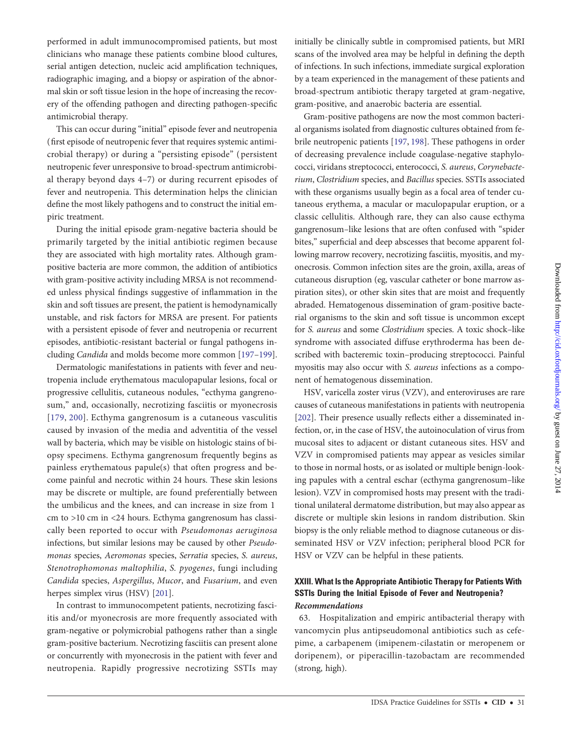performed in adult immunocompromised patients, but most clinicians who manage these patients combine blood cultures, serial antigen detection, nucleic acid amplification techniques, radiographic imaging, and a biopsy or aspiration of the abnormal skin or soft tissue lesion in the hope of increasing the recovery of the offending pathogen and directing pathogen-specific antimicrobial therapy.

This can occur during "initial" episode fever and neutropenia (first episode of neutropenic fever that requires systemic antimicrobial therapy) or during a "persisting episode" (persistent neutropenic fever unresponsive to broad-spectrum antimicrobial therapy beyond days 4–7) or during recurrent episodes of fever and neutropenia. This determination helps the clinician define the most likely pathogens and to construct the initial empiric treatment.

During the initial episode gram-negative bacteria should be primarily targeted by the initial antibiotic regimen because they are associated with high mortality rates. Although gram-positive bacteria are more common, the addition of antibiotics with gram-positive activity including MRSA is not recommended unless physical findings suggestive of inflammation in the skin and soft tissues are present, the patient is hemodynamically unstable, and risk factors for MRSA are present. For patients with a persistent episode of fever and neutropenia or recurrent episodes, antibiotic-resistant bacterial or fungal pathogens including *Candida* and molds become more common [197–199].

Dermatologic manifestations in patients with fever and neutropenia include erythematous maculopapular lesions, focal or progressive cellulitis, cutaneous nodules, "ecthyma gangrenosum," and, occasionally, necrotizing fasciitis or myonecrosis [179, 200]. Ecthyma gangrenosum is a cutaneous vasculitis caused by invasion of the media and adventitia of the vessel wall by bacteria, which may be visible on histologic stains of biopsy specimens. Ecthyma gangrenosum frequently begins as painless erythematous papule(s) that often progress and become painful and necrotic within 24 hours. These skin lesions may be discrete or multiple, are found preferentially between the umbilicus and the knees, and can increase in size from 1 cm to >10 cm in <24 hours. Ecthyma gangrenosum has classically been reported to occur with *Pseudomonas aeruginosa* infections, but similar lesions may be caused by other *Pseudomonas* species, *Aeromonas* species, *Serratia* species, *S. aureus*, *Stenotrophomonas maltophilia*, *S. pyogenes*, fungi including *Candida* species, *Aspergillus*, *Mucor*, and *Fusarium*, and even herpes simplex virus (HSV) [201].

In contrast to immunocompetent patients, necrotizing fasciitis and/or myonecrosis are more frequently associated with gram-negative or polymicrobial pathogens rather than a single gram-positive bacterium. Necrotizing fasciitis can present alone or concurrently with myonecrosis in the patient with fever and neutropenia. Rapidly progressive necrotizing SSTIs may initially be clinically subtle in compromised patients, but MRI scans of the involved area may be helpful in defining the depth of infections. In such infections, immediate surgical exploration by a team experienced in the management of these patients and broad-spectrum antibiotic therapy targeted at gram-negative, gram-positive, and anaerobic bacteria are essential.

Gram-positive pathogens are now the most common bacterial organisms isolated from diagnostic cultures obtained from febrile neutropenic patients [197, 198]. These pathogens in order of decreasing prevalence include coagulase-negative staphylococci, viridans streptococci, enterococci, *S. aureus*, *Corynebacterium*, *Clostridium* species, and *Bacillus* species. SSTIs associated with these organisms usually begin as a focal area of tender cutaneous erythema, a macular or maculopapular eruption, or a classic cellulitis. Although rare, they can also cause ecthyma gangrenosum–like lesions that are often confused with "spider bites," superficial and deep abscesses that become apparent following marrow recovery, necrotizing fasciitis, myositis, and myonecrosis. Common infection sites are the groin, axilla, areas of cutaneous disruption (eg, vascular catheter or bone marrow aspiration sites), or other skin sites that are moist and frequently abraded. Hematogenous dissemination of gram-positive bacterial organisms to the skin and soft tissue is uncommon except for *S. aureus* and some *Clostridium* species. A toxic shock–like syndrome with associated diffuse erythroderma has been described with bacteremic toxin–producing streptococci. Painful myositis may also occur with *S. aureus* infections as a component of hematogenous dissemination.

HSV, varicella zoster virus (VZV), and enteroviruses are rare causes of cutaneous manifestations in patients with neutropenia [202]. Their presence usually reflects either a disseminated infection, or, in the case of HSV, the autoinoculation of virus from mucosal sites to adjacent or distant cutaneous sites. HSV and VZV in compromised patients may appear as vesicles similar to those in normal hosts, or as isolated or multiple benign-looking papules with a central eschar (ecthyma gangrenosum–like lesion). VZV in compromised hosts may present with the traditional unilateral dermatome distribution, but may also appear as discrete or multiple skin lesions in random distribution. Skin biopsy is the only reliable method to diagnose cutaneous or disseminated HSV or VZV infection; peripheral blood PCR for HSV or VZV can be helpful in these patients.

## XXIII. What Is the Appropriate Antibiotic Therapy for Patients With SSTIs During the Initial Episode of Fever and Neutropenia?

### *Recommendations*

63. Hospitalization and empiric antibacterial therapy with vancomycin plus antipseudomonal antibiotics such as cefepime, a carbapenem (imipenem-cilastatin or meropenem or doripenem), or piperacillin-tazobactam are recommended (strong, high).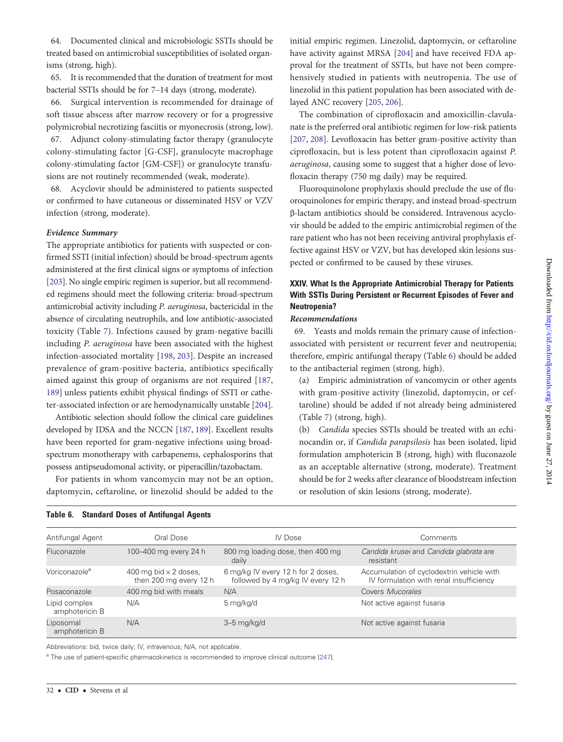64. Documented clinical and microbiologic SSTIs should be treated based on antimicrobial susceptibilities of isolated organisms (strong, high).

65. It is recommended that the duration of treatment for most bacterial SSTIs should be for 7–14 days (strong, moderate).

66. Surgical intervention is recommended for drainage of soft tissue abscess after marrow recovery or for a progressive polymicrobial necrotizing fasciitis or myonecrosis (strong, low).

67. Adjunct colony-stimulating factor therapy (granulocyte colony-stimulating factor [G-CSF], granulocyte macrophage colony-stimulating factor [GM-CSF]) or granulocyte transfusions are not routinely recommended (weak, moderate).

68. Acyclovir should be administered to patients suspected or confirmed to have cutaneous or disseminated HSV or VZV infection (strong, moderate).

***Evidence Summary***

The appropriate antibiotics for patients with suspected or confirmed SSTI (initial infection) should be broad-spectrum agents administered at the first clinical signs or symptoms of infection [203]. No single empiric regimen is superior, but all recommended regimens should meet the following criteria: broad-spectrum antimicrobial activity including *P. aeruginosa*, bactericidal in the absence of circulating neutrophils, and low antibiotic-associated toxicity (Table 7). Infections caused by gram-negative bacilli including *P. aeruginosa* have been associated with the highest infection-associated mortality [198, 203]. Despite an increased prevalence of gram-positive bacteria, antibiotics specifically aimed against this group of organisms are not required [187, 189] unless patients exhibit physical findings of SSTI or catheter-associated infection or are hemodynamically unstable [204].

Antibiotic selection should follow the clinical care guidelines developed by IDSA and the NCCN [187, 189]. Excellent results have been reported for gram-negative infections using broad-spectrum monotherapy with carbapenems, cephalosporins that possess antipseudomonal activity, or piperacillin/tazobactam.

For patients in whom vancomycin may not be an option, daptomycin, ceftaroline, or linezolid should be added to the initial empiric regimen. Linezolid, daptomycin, or ceftaroline have activity against MRSA [204] and have received FDA approval for the treatment of SSTIs, but have not been comprehensively studied in patients with neutropenia. The use of linezolid in this patient population has been associated with delayed ANC recovery [205, 206].

The combination of ciprofloxacin and amoxicillin-clavulanate is the preferred oral antibiotic regimen for low-risk patients [207, 208]. Levofloxacin has better gram-positive activity than ciprofloxacin, but is less potent than ciprofloxacin against *P. aeruginosa*, causing some to suggest that a higher dose of levofloxacin therapy (750 mg daily) may be required.

Fluoroquinolone prophylaxis should preclude the use of fluoroquinolones for empiric therapy, and instead broad-spectrum β-lactam antibiotics should be considered. Intravenous acyclovir should be added to the empiric antimicrobial regimen of the rare patient who has not been receiving antiviral prophylaxis effective against HSV or VZV, but has developed skin lesions suspected or confirmed to be caused by these viruses.

### XXIV. What Is the Appropriate Antimicrobial Therapy for Patients With SSTIs During Persistent or Recurrent Episodes of Fever and Neutropenia?

***Recommendations***

69. Yeasts and molds remain the primary cause of infection-associated with persistent or recurrent fever and neutropenia; therefore, empiric antifungal therapy (Table 6) should be added to the antibacterial regimen (strong, high).

(a) Empiric administration of vancomycin or other agents with gram-positive activity (linezolid, daptomycin, or ceftaroline) should be added if not already being administered (Table 7) (strong, high).

(b) *Candida* species SSTIs should be treated with an echinocandin or, if *Candida parapsilosis* has been isolated, lipid formulation amphotericin B (strong, high) with fluconazole as an acceptable alternative (strong, moderate). Treatment should be for 2 weeks after clearance of bloodstream infection or resolution of skin lesions (strong, moderate).

**Table 6. Standard Doses of Antifungal Agents**

| Antifungal Agent | Oral Dose | IV Dose | Comments |
|---|---|---|---|
| Fluconazole | 100–400 mg every 24 h | 800 mg loading dose, then 400 mg daily | *Candida krusei* and *Candida glabrata* are resistant |
| Voriconazole[a] | 400 mg bid × 2 doses, then 200 mg every 12 h | 6 mg/kg IV every 12 h for 2 doses, followed by 4 mg/kg IV every 12 h | Accumulation of cyclodextrin vehicle with IV formulation with renal insufficiency |
| Posaconazole | 400 mg bid with meals | N/A | Covers *Mucorales* |
| Lipid complex amphotericin B | N/A | 5 mg/kg/d | Not active against fusaria |
| Liposomal amphotericin B | N/A | 3–5 mg/kg/d | Not active against fusaria |

Abbreviations: bid, twice daily; IV, intravenous; N/A, not applicable.

[a] The use of patient-specific pharmacokinetics is recommended to improve clinical outcome [247].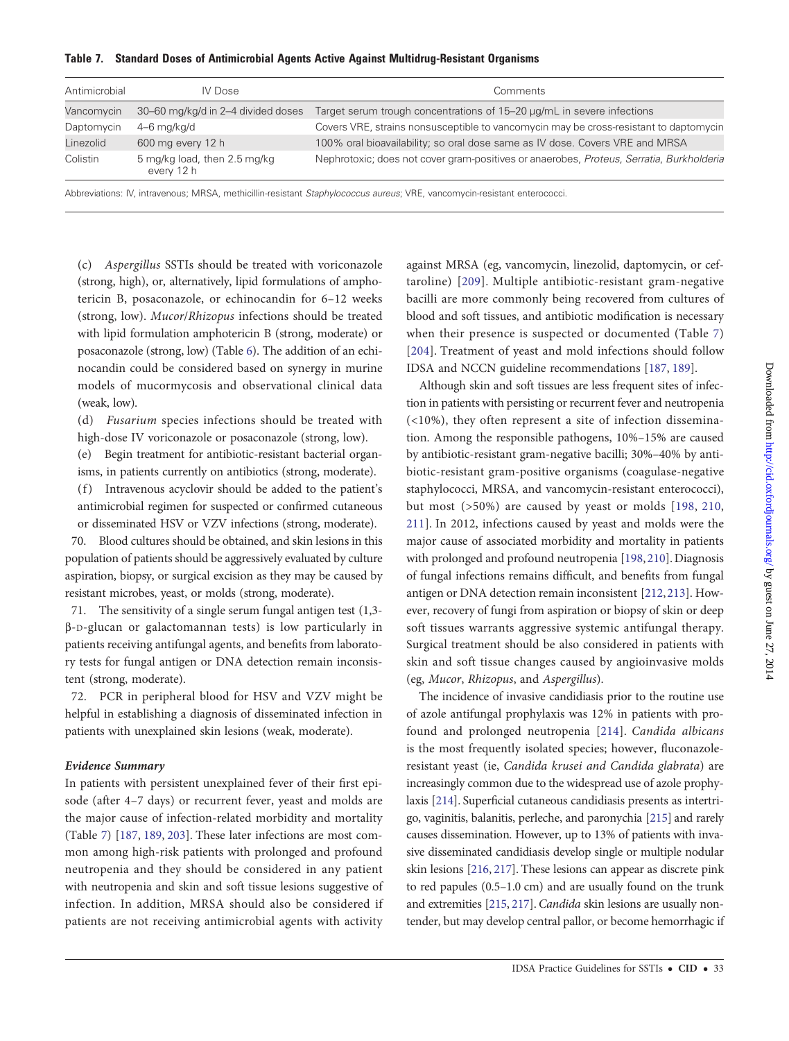**Table 7. Standard Doses of Antimicrobial Agents Active Against Multidrug-Resistant Organisms**

| Antimicrobial | IV Dose | Comments |
| --- | --- | --- |
| Vancomycin | 30–60 mg/kg/d in 2–4 divided doses | Target serum trough concentrations of 15–20 µg/mL in severe infections |
| Daptomycin | 4–6 mg/kg/d | Covers VRE, strains nonsusceptible to vancomycin may be cross-resistant to daptomycin |
| Linezolid | 600 mg every 12 h | 100% oral bioavailability; so oral dose same as IV dose. Covers VRE and MRSA |
| Colistin | 5 mg/kg load, then 2.5 mg/kg every 12 h | Nephrotoxic; does not cover gram-positives or anaerobes, *Proteus*, *Serratia*, *Burkholderia* |

Abbreviations: IV, intravenous; MRSA, methicillin-resistant *Staphylococcus aureus*; VRE, vancomycin-resistant enterococci.

(c) *Aspergillus* SSTIs should be treated with voriconazole (strong, high), or, alternatively, lipid formulations of amphotericin B, posaconazole, or echinocandin for 6–12 weeks (strong, low). *Mucor*/*Rhizopus* infections should be treated with lipid formulation amphotericin B (strong, moderate) or posaconazole (strong, low) (Table 6). The addition of an echinocandin could be considered based on synergy in murine models of mucormycosis and observational clinical data (weak, low).

(d) *Fusarium* species infections should be treated with high-dose IV voriconazole or posaconazole (strong, low).

(e) Begin treatment for antibiotic-resistant bacterial organisms, in patients currently on antibiotics (strong, moderate).

(f) Intravenous acyclovir should be added to the patient's antimicrobial regimen for suspected or confirmed cutaneous or disseminated HSV or VZV infections (strong, moderate).

70. Blood cultures should be obtained, and skin lesions in this population of patients should be aggressively evaluated by culture aspiration, biopsy, or surgical excision as they may be caused by resistant microbes, yeast, or molds (strong, moderate).

71. The sensitivity of a single serum fungal antigen test (1,3-β-D-glucan or galactomannan tests) is low particularly in patients receiving antifungal agents, and benefits from laboratory tests for fungal antigen or DNA detection remain inconsistent (strong, moderate).

72. PCR in peripheral blood for HSV and VZV might be helpful in establishing a diagnosis of disseminated infection in patients with unexplained skin lesions (weak, moderate).

### *Evidence Summary*

In patients with persistent unexplained fever of their first episode (after 4–7 days) or recurrent fever, yeast and molds are the major cause of infection-related morbidity and mortality (Table 7) [187, 189, 203]. These later infections are most common among high-risk patients with prolonged and profound neutropenia and they should be considered in any patient with neutropenia and skin and soft tissue lesions suggestive of infection. In addition, MRSA should also be considered if patients are not receiving antimicrobial agents with activity against MRSA (eg, vancomycin, linezolid, daptomycin, or ceftaroline) [209]. Multiple antibiotic-resistant gram-negative bacilli are more commonly being recovered from cultures of blood and soft tissues, and antibiotic modification is necessary when their presence is suspected or documented (Table 7) [204]. Treatment of yeast and mold infections should follow IDSA and NCCN guideline recommendations [187, 189].

Although skin and soft tissues are less frequent sites of infection in patients with persisting or recurrent fever and neutropenia (<10%), they often represent a site of infection dissemination. Among the responsible pathogens, 10%–15% are caused by antibiotic-resistant gram-negative bacilli; 30%–40% by antibiotic-resistant gram-positive organisms (coagulase-negative staphylococci, MRSA, and vancomycin-resistant enterococci), but most (>50%) are caused by yeast or molds [198, 210, 211]. In 2012, infections caused by yeast and molds were the major cause of associated morbidity and mortality in patients with prolonged and profound neutropenia [198, 210]. Diagnosis of fungal infections remains difficult, and benefits from fungal antigen or DNA detection remain inconsistent [212, 213]. However, recovery of fungi from aspiration or biopsy of skin or deep soft tissues warrants aggressive systemic antifungal therapy. Surgical treatment should be also considered in patients with skin and soft tissue changes caused by angioinvasive molds (eg, *Mucor*, *Rhizopus*, and *Aspergillus*).

The incidence of invasive candidiasis prior to the routine use of azole antifungal prophylaxis was 12% in patients with profound and prolonged neutropenia [214]. *Candida albicans* is the most frequently isolated species; however, fluconazole-resistant yeast (ie, *Candida krusei and Candida glabrata*) are increasingly common due to the widespread use of azole prophylaxis [214]. Superficial cutaneous candidiasis presents as intertrigo, vaginitis, balanitis, perleche, and paronychia [215] and rarely causes dissemination. However, up to 13% of patients with invasive disseminated candidiasis develop single or multiple nodular skin lesions [216, 217]. These lesions can appear as discrete pink to red papules (0.5–1.0 cm) and are usually found on the trunk and extremities [215, 217]. *Candida* skin lesions are usually nontender, but may develop central pallor, or become hemorrhagic if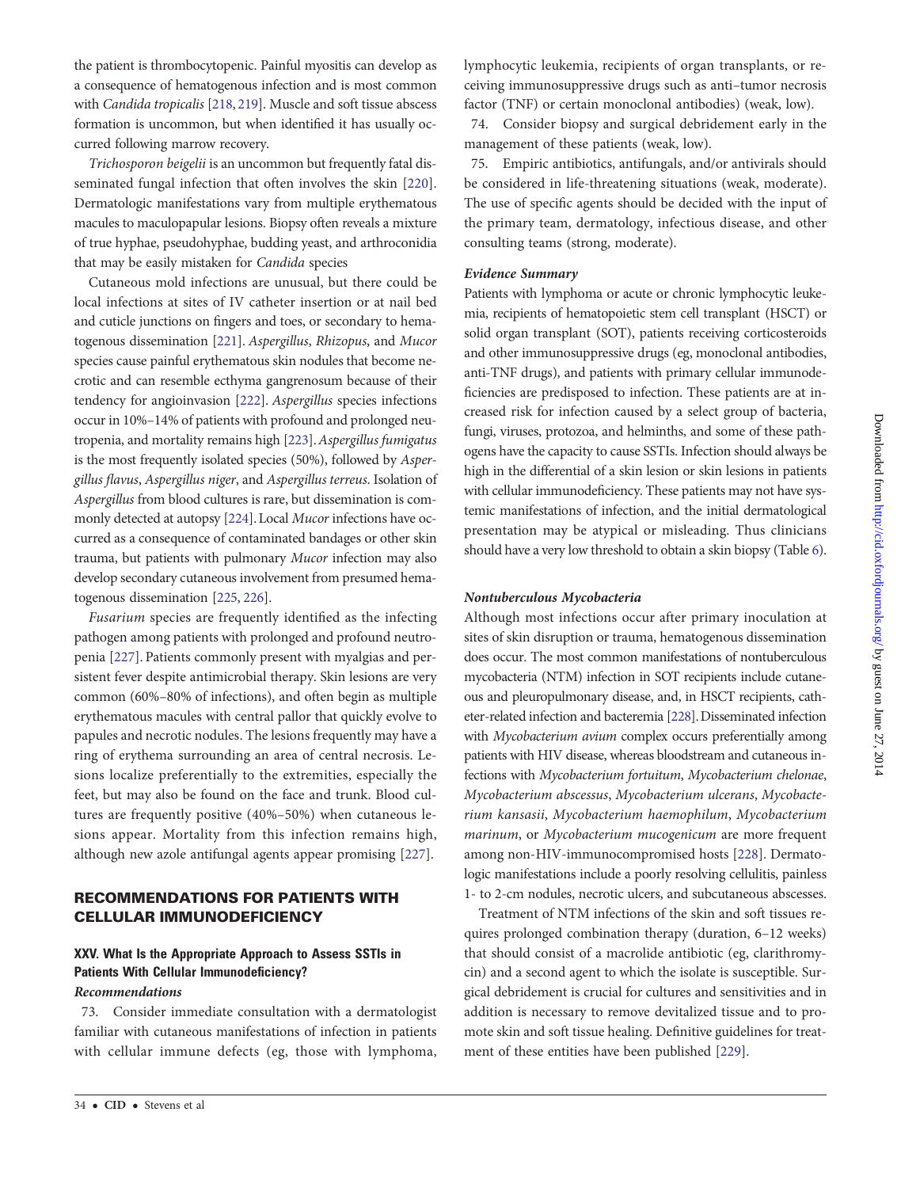the patient is thrombocytopenic. Painful myositis can develop as a consequence of hematogenous infection and is most common with *Candida tropicalis* [218, 219]. Muscle and soft tissue abscess formation is uncommon, but when identified it has usually occurred following marrow recovery.

*Trichosporon beigelii* is an uncommon but frequently fatal disseminated fungal infection that often involves the skin [220]. Dermatologic manifestations vary from multiple erythematous macules to maculopapular lesions. Biopsy often reveals a mixture of true hyphae, pseudohyphae, budding yeast, and arthroconidia that may be easily mistaken for *Candida* species

Cutaneous mold infections are unusual, but there could be local infections at sites of IV catheter insertion or at nail bed and cuticle junctions on fingers and toes, or secondary to hematogenous dissemination [221]. *Aspergillus*, *Rhizopus*, and *Mucor* species cause painful erythematous skin nodules that become necrotic and can resemble ecthyma gangrenosum because of their tendency for angioinvasion [222]. *Aspergillus* species infections occur in 10%–14% of patients with profound and prolonged neutropenia, and mortality remains high [223]. *Aspergillus fumigatus* is the most frequently isolated species (50%), followed by *Aspergillus flavus*, *Aspergillus niger*, and *Aspergillus terreus*. Isolation of *Aspergillus* from blood cultures is rare, but dissemination is commonly detected at autopsy [224]. Local *Mucor* infections have occurred as a consequence of contaminated bandages or other skin trauma, but patients with pulmonary *Mucor* infection may also develop secondary cutaneous involvement from presumed hematogenous dissemination [225, 226].

*Fusarium* species are frequently identified as the infecting pathogen among patients with prolonged and profound neutropenia [227]. Patients commonly present with myalgias and persistent fever despite antimicrobial therapy. Skin lesions are very common (60%–80% of infections), and often begin as multiple erythematous macules with central pallor that quickly evolve to papules and necrotic nodules. The lesions frequently may have a ring of erythema surrounding an area of central necrosis. Lesions localize preferentially to the extremities, especially the feet, but may also be found on the face and trunk. Blood cultures are frequently positive (40%–50%) when cutaneous lesions appear. Mortality from this infection remains high, although new azole antifungal agents appear promising [227].

## RECOMMENDATIONS FOR PATIENTS WITH CELLULAR IMMUNODEFICIENCY

### XXV. What Is the Appropriate Approach to Assess SSTIs in Patients With Cellular Immunodeficiency?

#### *Recommendations*

73. Consider immediate consultation with a dermatologist familiar with cutaneous manifestations of infection in patients with cellular immune defects (eg, those with lymphoma, lymphocytic leukemia, recipients of organ transplants, or receiving immunosuppressive drugs such as anti–tumor necrosis factor (TNF) or certain monoclonal antibodies) (weak, low).

74. Consider biopsy and surgical debridement early in the management of these patients (weak, low).

75. Empiric antibiotics, antifungals, and/or antivirals should be considered in life-threatening situations (weak, moderate). The use of specific agents should be decided with the input of the primary team, dermatology, infectious disease, and other consulting teams (strong, moderate).

#### *Evidence Summary*

Patients with lymphoma or acute or chronic lymphocytic leukemia, recipients of hematopoietic stem cell transplant (HSCT) or solid organ transplant (SOT), patients receiving corticosteroids and other immunosuppressive drugs (eg, monoclonal antibodies, anti-TNF drugs), and patients with primary cellular immunodeficiencies are predisposed to infection. These patients are at increased risk for infection caused by a select group of bacteria, fungi, viruses, protozoa, and helminths, and some of these pathogens have the capacity to cause SSTIs. Infection should always be high in the differential of a skin lesion or skin lesions in patients with cellular immunodeficiency. These patients may not have systemic manifestations of infection, and the initial dermatological presentation may be atypical or misleading. Thus clinicians should have a very low threshold to obtain a skin biopsy (Table 6).

#### *Nontuberculous Mycobacteria*

Although most infections occur after primary inoculation at sites of skin disruption or trauma, hematogenous dissemination does occur. The most common manifestations of nontuberculous mycobacteria (NTM) infection in SOT recipients include cutaneous and pleuropulmonary disease, and, in HSCT recipients, catheter-related infection and bacteremia [228]. Disseminated infection with *Mycobacterium avium* complex occurs preferentially among patients with HIV disease, whereas bloodstream and cutaneous infections with *Mycobacterium fortuitum*, *Mycobacterium chelonae*, *Mycobacterium abscessus*, *Mycobacterium ulcerans*, *Mycobacterium kansasii*, *Mycobacterium haemophilum*, *Mycobacterium marinum*, or *Mycobacterium mucogenicum* are more frequent among non-HIV-immunocompromised hosts [228]. Dermatologic manifestations include a poorly resolving cellulitis, painless 1- to 2-cm nodules, necrotic ulcers, and subcutaneous abscesses.

Treatment of NTM infections of the skin and soft tissues requires prolonged combination therapy (duration, 6–12 weeks) that should consist of a macrolide antibiotic (eg, clarithromycin) and a second agent to which the isolate is susceptible. Surgical debridement is crucial for cultures and sensitivities and in addition is necessary to remove devitalized tissue and to promote skin and soft tissue healing. Definitive guidelines for treatment of these entities have been published [229].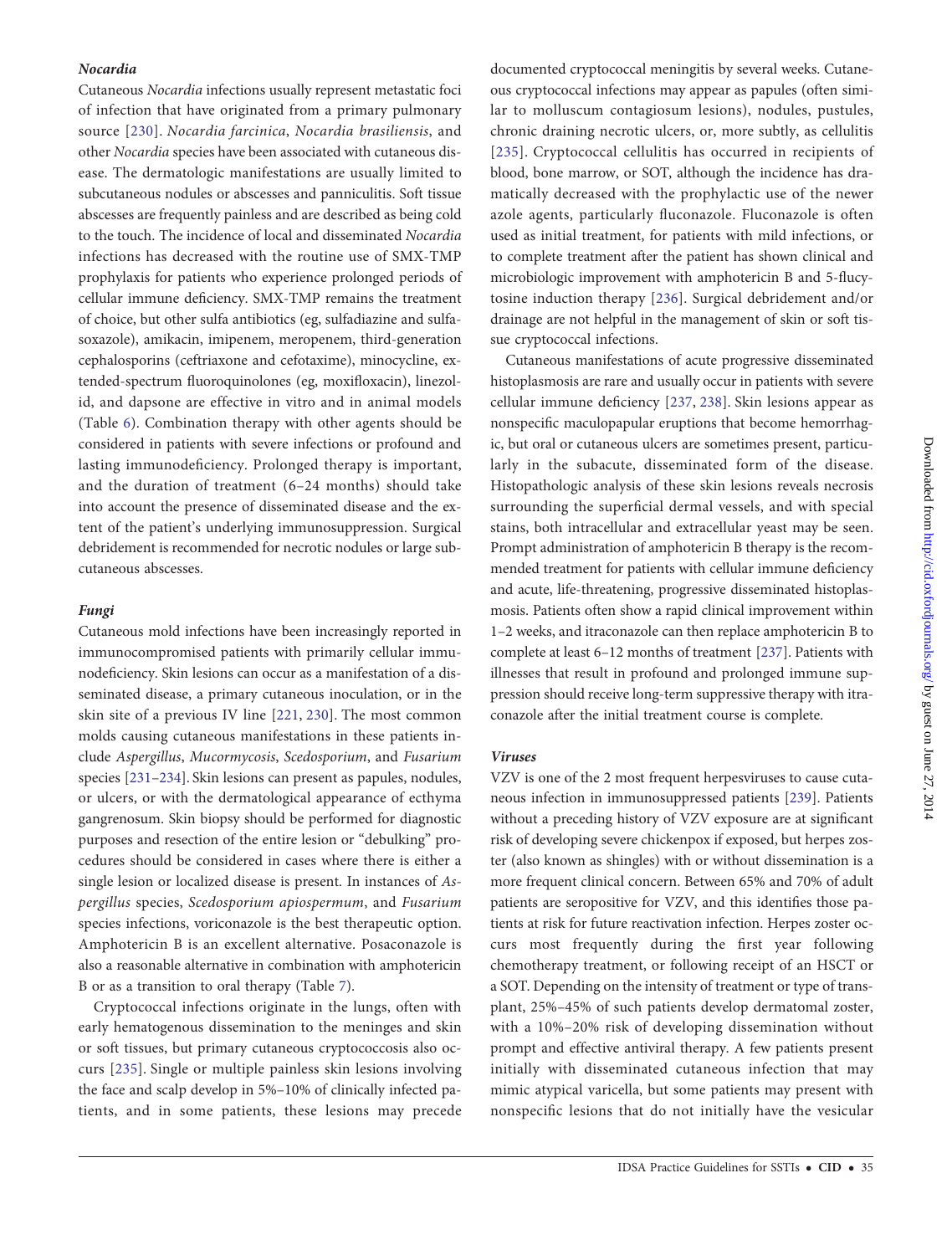#### *Nocardia*

Cutaneous *Nocardia* infections usually represent metastatic foci of infection that have originated from a primary pulmonary source [230]. *Nocardia farcinica*, *Nocardia brasiliensis*, and other *Nocardia* species have been associated with cutaneous disease. The dermatologic manifestations are usually limited to subcutaneous nodules or abscesses and panniculitis. Soft tissue abscesses are frequently painless and are described as being cold to the touch. The incidence of local and disseminated *Nocardia* infections has decreased with the routine use of SMX-TMP prophylaxis for patients who experience prolonged periods of cellular immune deficiency. SMX-TMP remains the treatment of choice, but other sulfa antibiotics (eg, sulfadiazine and sulfasoxazole), amikacin, imipenem, meropenem, third-generation cephalosporins (ceftriaxone and cefotaxime), minocycline, extended-spectrum fluoroquinolones (eg, moxifloxacin), linezolid, and dapsone are effective in vitro and in animal models (Table 6). Combination therapy with other agents should be considered in patients with severe infections or profound and lasting immunodeficiency. Prolonged therapy is important, and the duration of treatment (6–24 months) should take into account the presence of disseminated disease and the extent of the patient's underlying immunosuppression. Surgical debridement is recommended for necrotic nodules or large subcutaneous abscesses.

#### *Fungi*

Cutaneous mold infections have been increasingly reported in immunocompromised patients with primarily cellular immunodeficiency. Skin lesions can occur as a manifestation of a disseminated disease, a primary cutaneous inoculation, or in the skin site of a previous IV line [221, 230]. The most common molds causing cutaneous manifestations in these patients include *Aspergillus*, *Mucormycosis*, *Scedosporium*, and *Fusarium* species [231–234]. Skin lesions can present as papules, nodules, or ulcers, or with the dermatological appearance of ecthyma gangrenosum. Skin biopsy should be performed for diagnostic purposes and resection of the entire lesion or "debulking" procedures should be considered in cases where there is either a single lesion or localized disease is present. In instances of *Aspergillus* species, *Scedosporium apiospermum*, and *Fusarium* species infections, voriconazole is the best therapeutic option. Amphotericin B is an excellent alternative. Posaconazole is also a reasonable alternative in combination with amphotericin B or as a transition to oral therapy (Table 7).

Cryptococcal infections originate in the lungs, often with early hematogenous dissemination to the meninges and skin or soft tissues, but primary cutaneous cryptococcosis also occurs [235]. Single or multiple painless skin lesions involving the face and scalp develop in 5%–10% of clinically infected patients, and in some patients, these lesions may precede documented cryptococcal meningitis by several weeks. Cutaneous cryptococcal infections may appear as papules (often similar to molluscum contagiosum lesions), nodules, pustules, chronic draining necrotic ulcers, or, more subtly, as cellulitis [235]. Cryptococcal cellulitis has occurred in recipients of blood, bone marrow, or SOT, although the incidence has dramatically decreased with the prophylactic use of the newer azole agents, particularly fluconazole. Fluconazole is often used as initial treatment, for patients with mild infections, or to complete treatment after the patient has shown clinical and microbiologic improvement with amphotericin B and 5-flucytosine induction therapy [236]. Surgical debridement and/or drainage are not helpful in the management of skin or soft tissue cryptococcal infections.

Cutaneous manifestations of acute progressive disseminated histoplasmosis are rare and usually occur in patients with severe cellular immune deficiency [237, 238]. Skin lesions appear as nonspecific maculopapular eruptions that become hemorrhagic, but oral or cutaneous ulcers are sometimes present, particularly in the subacute, disseminated form of the disease. Histopathologic analysis of these skin lesions reveals necrosis surrounding the superficial dermal vessels, and with special stains, both intracellular and extracellular yeast may be seen. Prompt administration of amphotericin B therapy is the recommended treatment for patients with cellular immune deficiency and acute, life-threatening, progressive disseminated histoplasmosis. Patients often show a rapid clinical improvement within 1–2 weeks, and itraconazole can then replace amphotericin B to complete at least 6–12 months of treatment [237]. Patients with illnesses that result in profound and prolonged immune suppression should receive long-term suppressive therapy with itraconazole after the initial treatment course is complete.

#### *Viruses*

VZV is one of the 2 most frequent herpesviruses to cause cutaneous infection in immunosuppressed patients [239]. Patients without a preceding history of VZV exposure are at significant risk of developing severe chickenpox if exposed, but herpes zoster (also known as shingles) with or without dissemination is a more frequent clinical concern. Between 65% and 70% of adult patients are seropositive for VZV, and this identifies those patients at risk for future reactivation infection. Herpes zoster occurs most frequently during the first year following chemotherapy treatment, or following receipt of an HSCT or a SOT. Depending on the intensity of treatment or type of transplant, 25%–45% of such patients develop dermatomal zoster, with a 10%–20% risk of developing dissemination without prompt and effective antiviral therapy. A few patients present initially with disseminated cutaneous infection that may mimic atypical varicella, but some patients may present with nonspecific lesions that do not initially have the vesicular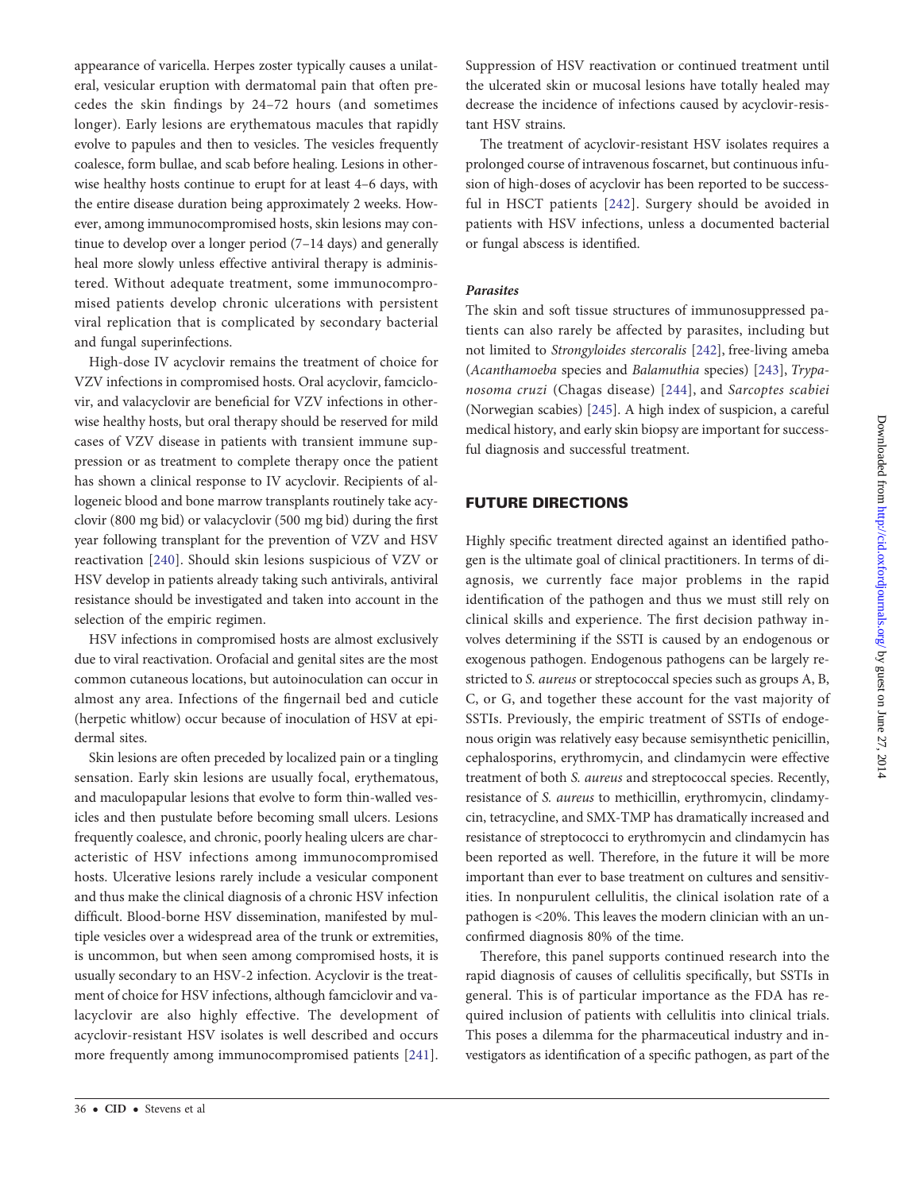appearance of varicella. Herpes zoster typically causes a unilateral, vesicular eruption with dermatomal pain that often precedes the skin findings by 24–72 hours (and sometimes longer). Early lesions are erythematous macules that rapidly evolve to papules and then to vesicles. The vesicles frequently coalesce, form bullae, and scab before healing. Lesions in otherwise healthy hosts continue to erupt for at least 4–6 days, with the entire disease duration being approximately 2 weeks. However, among immunocompromised hosts, skin lesions may continue to develop over a longer period (7–14 days) and generally heal more slowly unless effective antiviral therapy is administered. Without adequate treatment, some immunocompromised patients develop chronic ulcerations with persistent viral replication that is complicated by secondary bacterial and fungal superinfections.

High-dose IV acyclovir remains the treatment of choice for VZV infections in compromised hosts. Oral acyclovir, famciclovir, and valacyclovir are beneficial for VZV infections in otherwise healthy hosts, but oral therapy should be reserved for mild cases of VZV disease in patients with transient immune suppression or as treatment to complete therapy once the patient has shown a clinical response to IV acyclovir. Recipients of allogeneic blood and bone marrow transplants routinely take acyclovir (800 mg bid) or valacyclovir (500 mg bid) during the first year following transplant for the prevention of VZV and HSV reactivation [240]. Should skin lesions suspicious of VZV or HSV develop in patients already taking such antivirals, antiviral resistance should be investigated and taken into account in the selection of the empiric regimen.

HSV infections in compromised hosts are almost exclusively due to viral reactivation. Orofacial and genital sites are the most common cutaneous locations, but autoinoculation can occur in almost any area. Infections of the fingernail bed and cuticle (herpetic whitlow) occur because of inoculation of HSV at epidermal sites.

Skin lesions are often preceded by localized pain or a tingling sensation. Early skin lesions are usually focal, erythematous, and maculopapular lesions that evolve to form thin-walled vesicles and then pustulate before becoming small ulcers. Lesions frequently coalesce, and chronic, poorly healing ulcers are characteristic of HSV infections among immunocompromised hosts. Ulcerative lesions rarely include a vesicular component and thus make the clinical diagnosis of a chronic HSV infection difficult. Blood-borne HSV dissemination, manifested by multiple vesicles over a widespread area of the trunk or extremities, is uncommon, but when seen among compromised hosts, it is usually secondary to an HSV-2 infection. Acyclovir is the treatment of choice for HSV infections, although famciclovir and valacyclovir are also highly effective. The development of acyclovir-resistant HSV isolates is well described and occurs more frequently among immunocompromised patients [241]. Suppression of HSV reactivation or continued treatment until the ulcerated skin or mucosal lesions have totally healed may decrease the incidence of infections caused by acyclovir-resistant HSV strains.

The treatment of acyclovir-resistant HSV isolates requires a prolonged course of intravenous foscarnet, but continuous infusion of high-doses of acyclovir has been reported to be successful in HSCT patients [242]. Surgery should be avoided in patients with HSV infections, unless a documented bacterial or fungal abscess is identified.

#### *Parasites*

The skin and soft tissue structures of immunosuppressed patients can also rarely be affected by parasites, including but not limited to *Strongyloides stercoralis* [242], free-living ameba (*Acanthamoeba* species and *Balamuthia* species) [243], *Trypanosoma cruzi* (Chagas disease) [244], and *Sarcoptes scabiei* (Norwegian scabies) [245]. A high index of suspicion, a careful medical history, and early skin biopsy are important for successful diagnosis and successful treatment.

## FUTURE DIRECTIONS

Highly specific treatment directed against an identified pathogen is the ultimate goal of clinical practitioners. In terms of diagnosis, we currently face major problems in the rapid identification of the pathogen and thus we must still rely on clinical skills and experience. The first decision pathway involves determining if the SSTI is caused by an endogenous or exogenous pathogen. Endogenous pathogens can be largely restricted to *S. aureus* or streptococcal species such as groups A, B, C, or G, and together these account for the vast majority of SSTIs. Previously, the empiric treatment of SSTIs of endogenous origin was relatively easy because semisynthetic penicillin, cephalosporins, erythromycin, and clindamycin were effective treatment of both *S. aureus* and streptococcal species. Recently, resistance of *S. aureus* to methicillin, erythromycin, clindamycin, tetracycline, and SMX-TMP has dramatically increased and resistance of streptococci to erythromycin and clindamycin has been reported as well. Therefore, in the future it will be more important than ever to base treatment on cultures and sensitivities. In nonpurulent cellulitis, the clinical isolation rate of a pathogen is <20%. This leaves the modern clinician with an unconfirmed diagnosis 80% of the time.

Therefore, this panel supports continued research into the rapid diagnosis of causes of cellulitis specifically, but SSTIs in general. This is of particular importance as the FDA has required inclusion of patients with cellulitis into clinical trials. This poses a dilemma for the pharmaceutical industry and investigators as identification of a specific pathogen, as part of the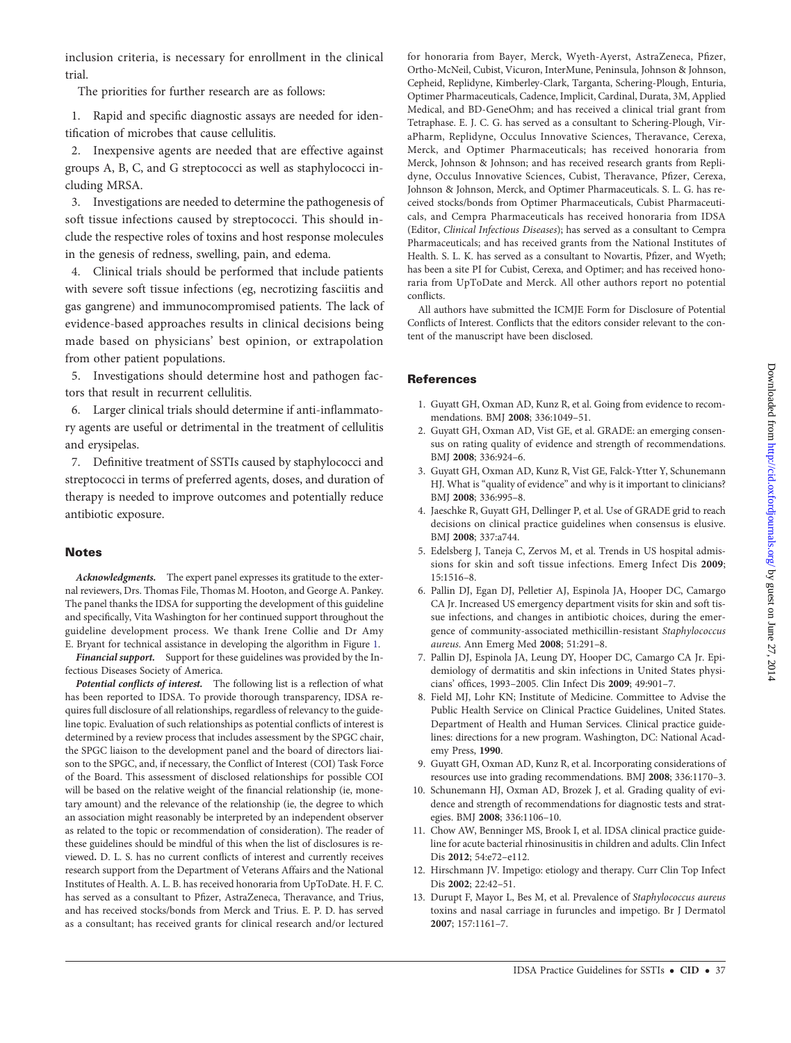inclusion criteria, is necessary for enrollment in the clinical trial.

The priorities for further research are as follows:

1. Rapid and specific diagnostic assays are needed for identification of microbes that cause cellulitis.
2. Inexpensive agents are needed that are effective against groups A, B, C, and G streptococci as well as staphylococci including MRSA.
3. Investigations are needed to determine the pathogenesis of soft tissue infections caused by streptococci. This should include the respective roles of toxins and host response molecules in the genesis of redness, swelling, pain, and edema.
4. Clinical trials should be performed that include patients with severe soft tissue infections (eg, necrotizing fasciitis and gas gangrene) and immunocompromised patients. The lack of evidence-based approaches results in clinical decisions being made based on physicians' best opinion, or extrapolation from other patient populations.
5. Investigations should determine host and pathogen factors that result in recurrent cellulitis.
6. Larger clinical trials should determine if anti-inflammatory agents are useful or detrimental in the treatment of cellulitis and erysipelas.
7. Definitive treatment of SSTIs caused by staphylococci and streptococci in terms of preferred agents, doses, and duration of therapy is needed to improve outcomes and potentially reduce antibiotic exposure.

## Notes

***Acknowledgments.*** The expert panel expresses its gratitude to the external reviewers, Drs. Thomas File, Thomas M. Hooton, and George A. Pankey. The panel thanks the IDSA for supporting the development of this guideline and specifically, Vita Washington for her continued support throughout the guideline development process. We thank Irene Collie and Dr Amy E. Bryant for technical assistance in developing the algorithm in Figure 1.

***Financial support.*** Support for these guidelines was provided by the Infectious Diseases Society of America.

***Potential conflicts of interest.*** The following list is a reflection of what has been reported to IDSA. To provide thorough transparency, IDSA requires full disclosure of all relationships, regardless of relevancy to the guideline topic. Evaluation of such relationships as potential conflicts of interest is determined by a review process that includes assessment by the SPGC chair, the SPGC liaison to the development panel and the board of directors liaison to the SPGC, and, if necessary, the Conflict of Interest (COI) Task Force of the Board. This assessment of disclosed relationships for possible COI will be based on the relative weight of the financial relationship (ie, monetary amount) and the relevance of the relationship (ie, the degree to which an association might reasonably be interpreted by an independent observer as related to the topic or recommendation of consideration). The reader of these guidelines should be mindful of this when the list of disclosures is reviewed**.** D. L. S. has no current conflicts of interest and currently receives research support from the Department of Veterans Affairs and the National Institutes of Health. A. L. B. has received honoraria from UpToDate. H. F. C. has served as a consultant to Pfizer, AstraZeneca, Theravance, and Trius, and has received stocks/bonds from Merck and Trius. E. P. D. has served as a consultant; has received grants for clinical research and/or lectured for honoraria from Bayer, Merck, Wyeth-Ayerst, AstraZeneca, Pfizer, Ortho-McNeil, Cubist, Vicuron, InterMune, Peninsula, Johnson & Johnson, Cepheid, Replidyne, Kimberley-Clark, Targanta, Schering-Plough, Enturia, Optimer Pharmaceuticals, Cadence, Implicit, Cardinal, Durata, 3M, Applied Medical, and BD-GeneOhm; and has received a clinical trial grant from Tetraphase. E. J. C. G. has served as a consultant to Schering-Plough, ViraPharm, Replidyne, Occulus Innovative Sciences, Theravance, Cerexa, Merck, and Optimer Pharmaceuticals; has received honoraria from Merck, Johnson & Johnson; and has received research grants from Replidyne, Occulus Innovative Sciences, Cubist, Theravance, Pfizer, Cerexa, Johnson & Johnson, Merck, and Optimer Pharmaceuticals. S. L. G. has received stocks/bonds from Optimer Pharmaceuticals, Cubist Pharmaceuticals, and Cempra Pharmaceuticals has received honoraria from IDSA (Editor, *Clinical Infectious Diseases*); has served as a consultant to Cempra Pharmaceuticals; and has received grants from the National Institutes of Health. S. L. K. has served as a consultant to Novartis, Pfizer, and Wyeth; has been a site PI for Cubist, Cerexa, and Optimer; and has received honoraria from UpToDate and Merck. All other authors report no potential conflicts.

All authors have submitted the ICMJE Form for Disclosure of Potential Conflicts of Interest. Conflicts that the editors consider relevant to the content of the manuscript have been disclosed.

## References

1. Guyatt GH, Oxman AD, Kunz R, et al. Going from evidence to recommendations. BMJ **2008**; 336:1049–51.
2. Guyatt GH, Oxman AD, Vist GE, et al. GRADE: an emerging consensus on rating quality of evidence and strength of recommendations. BMJ **2008**; 336:924–6.
3. Guyatt GH, Oxman AD, Kunz R, Vist GE, Falck-Ytter Y, Schunemann HJ. What is "quality of evidence" and why is it important to clinicians? BMJ **2008**; 336:995–8.
4. Jaeschke R, Guyatt GH, Dellinger P, et al. Use of GRADE grid to reach decisions on clinical practice guidelines when consensus is elusive. BMJ **2008**; 337:a744.
5. Edelsberg J, Taneja C, Zervos M, et al. Trends in US hospital admissions for skin and soft tissue infections. Emerg Infect Dis **2009**; 15:1516–8.
6. Pallin DJ, Egan DJ, Pelletier AJ, Espinola JA, Hooper DC, Camargo CA Jr. Increased US emergency department visits for skin and soft tissue infections, and changes in antibiotic choices, during the emergence of community-associated methicillin-resistant *Staphylococcus aureus*. Ann Emerg Med **2008**; 51:291–8.
7. Pallin DJ, Espinola JA, Leung DY, Hooper DC, Camargo CA Jr. Epidemiology of dermatitis and skin infections in United States physicians' offices, 1993–2005. Clin Infect Dis **2009**; 49:901–7.
8. Field MJ, Lohr KN; Institute of Medicine. Committee to Advise the Public Health Service on Clinical Practice Guidelines, United States. Department of Health and Human Services. Clinical practice guidelines: directions for a new program. Washington, DC: National Academy Press, **1990**.
9. Guyatt GH, Oxman AD, Kunz R, et al. Incorporating considerations of resources use into grading recommendations. BMJ **2008**; 336:1170–3.
10. Schunemann HJ, Oxman AD, Brozek J, et al. Grading quality of evidence and strength of recommendations for diagnostic tests and strategies. BMJ **2008**; 336:1106–10.
11. Chow AW, Benninger MS, Brook I, et al. IDSA clinical practice guideline for acute bacterial rhinosinusitis in children and adults. Clin Infect Dis **2012**; 54:e72–e112.
12. Hirschmann JV. Impetigo: etiology and therapy. Curr Clin Top Infect Dis **2002**; 22:42–51.
13. Durupt F, Mayor L, Bes M, et al. Prevalence of *Staphylococcus aureus* toxins and nasal carriage in furuncles and impetigo. Br J Dermatol **2007**; 157:1161–7.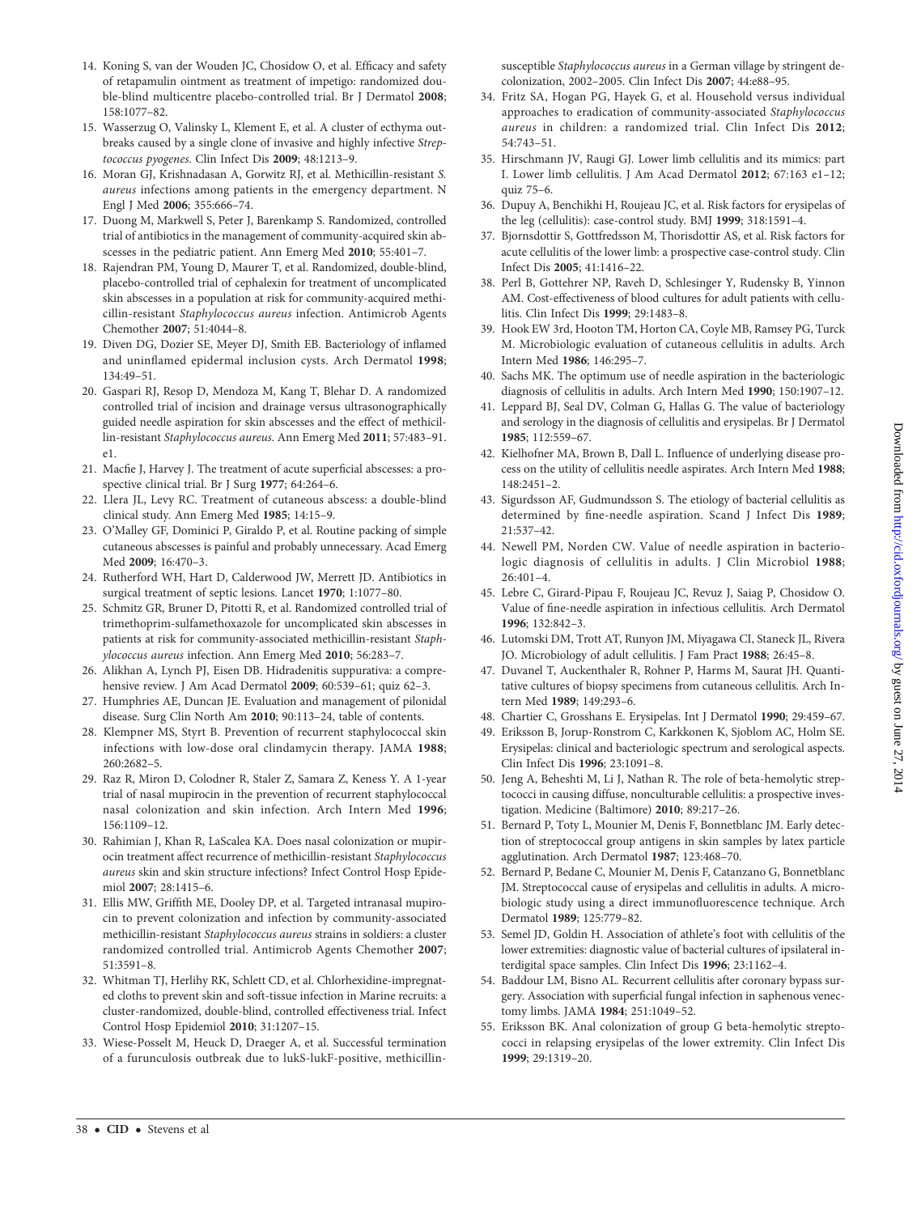14. Koning S, van der Wouden JC, Chosidow O, et al. Efficacy and safety of retapamulin ointment as treatment of impetigo: randomized double-blind multicentre placebo-controlled trial. Br J Dermatol **2008**; 158:1077–82.
15. Wasserzug O, Valinsky L, Klement E, et al. A cluster of ecthyma outbreaks caused by a single clone of invasive and highly infective *Streptococcus pyogenes*. Clin Infect Dis **2009**; 48:1213–9.
16. Moran GJ, Krishnadasan A, Gorwitz RJ, et al. Methicillin-resistant *S. aureus* infections among patients in the emergency department. N Engl J Med **2006**; 355:666–74.
17. Duong M, Markwell S, Peter J, Barenkamp S. Randomized, controlled trial of antibiotics in the management of community-acquired skin abscesses in the pediatric patient. Ann Emerg Med **2010**; 55:401–7.
18. Rajendran PM, Young D, Maurer T, et al. Randomized, double-blind, placebo-controlled trial of cephalexin for treatment of uncomplicated skin abscesses in a population at risk for community-acquired methicillin-resistant *Staphylococcus aureus* infection. Antimicrob Agents Chemother **2007**; 51:4044–8.
19. Diven DG, Dozier SE, Meyer DJ, Smith EB. Bacteriology of inflamed and uninflamed epidermal inclusion cysts. Arch Dermatol **1998**; 134:49–51.
20. Gaspari RJ, Resop D, Mendoza M, Kang T, Blehar D. A randomized controlled trial of incision and drainage versus ultrasonographically guided needle aspiration for skin abscesses and the effect of methicillin-resistant *Staphylococcus aureus*. Ann Emerg Med **2011**; 57:483–91. e1.
21. Macfie J, Harvey J. The treatment of acute superficial abscesses: a prospective clinical trial. Br J Surg **1977**; 64:264–6.
22. Llera JL, Levy RC. Treatment of cutaneous abscess: a double-blind clinical study. Ann Emerg Med **1985**; 14:15–9.
23. O'Malley GF, Dominici P, Giraldo P, et al. Routine packing of simple cutaneous abscesses is painful and probably unnecessary. Acad Emerg Med **2009**; 16:470–3.
24. Rutherford WH, Hart D, Calderwood JW, Merrett JD. Antibiotics in surgical treatment of septic lesions. Lancet **1970**; 1:1077–80.
25. Schmitz GR, Bruner D, Pitotti R, et al. Randomized controlled trial of trimethoprim-sulfamethoxazole for uncomplicated skin abscesses in patients at risk for community-associated methicillin-resistant *Staphylococcus aureus* infection. Ann Emerg Med **2010**; 56:283–7.
26. Alikhan A, Lynch PJ, Eisen DB. Hidradenitis suppurativa: a comprehensive review. J Am Acad Dermatol **2009**; 60:539–61; quiz 62–3.
27. Humphries AE, Duncan JE. Evaluation and management of pilonidal disease. Surg Clin North Am **2010**; 90:113–24, table of contents.
28. Klempner MS, Styrt B. Prevention of recurrent staphylococcal skin infections with low-dose oral clindamycin therapy. JAMA **1988**; 260:2682–5.
29. Raz R, Miron D, Colodner R, Staler Z, Samara Z, Keness Y. A 1-year trial of nasal mupirocin in the prevention of recurrent staphylococcal nasal colonization and skin infection. Arch Intern Med **1996**; 156:1109–12.
30. Rahimian J, Khan R, LaScalea KA. Does nasal colonization or mupirocin treatment affect recurrence of methicillin-resistant *Staphylococcus aureus* skin and skin structure infections? Infect Control Hosp Epidemiol **2007**; 28:1415–6.
31. Ellis MW, Griffith ME, Dooley DP, et al. Targeted intranasal mupirocin to prevent colonization and infection by community-associated methicillin-resistant *Staphylococcus aureus* strains in soldiers: a cluster randomized controlled trial. Antimicrob Agents Chemother **2007**; 51:3591–8.
32. Whitman TJ, Herlihy RK, Schlett CD, et al. Chlorhexidine-impregnated cloths to prevent skin and soft-tissue infection in Marine recruits: a cluster-randomized, double-blind, controlled effectiveness trial. Infect Control Hosp Epidemiol **2010**; 31:1207–15.
33. Wiese-Posselt M, Heuck D, Draeger A, et al. Successful termination of a furunculosis outbreak due to lukS-lukF-positive, methicillin-susceptible *Staphylococcus aureus* in a German village by stringent decolonization, 2002–2005. Clin Infect Dis **2007**; 44:e88–95.
34. Fritz SA, Hogan PG, Hayek G, et al. Household versus individual approaches to eradication of community-associated *Staphylococcus aureus* in children: a randomized trial. Clin Infect Dis **2012**; 54:743–51.
35. Hirschmann JV, Raugi GJ. Lower limb cellulitis and its mimics: part I. Lower limb cellulitis. J Am Acad Dermatol **2012**; 67:163 e1–12; quiz 75–6.
36. Dupuy A, Benchikhi H, Roujeau JC, et al. Risk factors for erysipelas of the leg (cellulitis): case-control study. BMJ **1999**; 318:1591–4.
37. Bjornsdottir S, Gottfredsson M, Thorisdottir AS, et al. Risk factors for acute cellulitis of the lower limb: a prospective case-control study. Clin Infect Dis **2005**; 41:1416–22.
38. Perl B, Gottehrer NP, Raveh D, Schlesinger Y, Rudensky B, Yinnon AM. Cost-effectiveness of blood cultures for adult patients with cellulitis. Clin Infect Dis **1999**; 29:1483–8.
39. Hook EW 3rd, Hooton TM, Horton CA, Coyle MB, Ramsey PG, Turck M. Microbiologic evaluation of cutaneous cellulitis in adults. Arch Intern Med **1986**; 146:295–7.
40. Sachs MK. The optimum use of needle aspiration in the bacteriologic diagnosis of cellulitis in adults. Arch Intern Med **1990**; 150:1907–12.
41. Leppard BJ, Seal DV, Colman G, Hallas G. The value of bacteriology and serology in the diagnosis of cellulitis and erysipelas. Br J Dermatol **1985**; 112:559–67.
42. Kielhofner MA, Brown B, Dall L. Influence of underlying disease process on the utility of cellulitis needle aspirates. Arch Intern Med **1988**; 148:2451–2.
43. Sigurdsson AF, Gudmundsson S. The etiology of bacterial cellulitis as determined by fine-needle aspiration. Scand J Infect Dis **1989**; 21:537–42.
44. Newell PM, Norden CW. Value of needle aspiration in bacteriologic diagnosis of cellulitis in adults. J Clin Microbiol **1988**; 26:401–4.
45. Lebre C, Girard-Pipau F, Roujeau JC, Revuz J, Saiag P, Chosidow O. Value of fine-needle aspiration in infectious cellulitis. Arch Dermatol **1996**; 132:842–3.
46. Lutomski DM, Trott AT, Runyon JM, Miyagawa CI, Staneck JL, Rivera JO. Microbiology of adult cellulitis. J Fam Pract **1988**; 26:45–8.
47. Duvanel T, Auckenthaler R, Rohner P, Harms M, Saurat JH. Quantitative cultures of biopsy specimens from cutaneous cellulitis. Arch Intern Med **1989**; 149:293–6.
48. Chartier C, Grosshans E. Erysipelas. Int J Dermatol **1990**; 29:459–67.
49. Eriksson B, Jorup-Ronstrom C, Karkkonen K, Sjoblom AC, Holm SE. Erysipelas: clinical and bacteriologic spectrum and serological aspects. Clin Infect Dis **1996**; 23:1091–8.
50. Jeng A, Beheshti M, Li J, Nathan R. The role of beta-hemolytic streptococci in causing diffuse, nonculturable cellulitis: a prospective investigation. Medicine (Baltimore) **2010**; 89:217–26.
51. Bernard P, Toty L, Mounier M, Denis F, Bonnetblanc JM. Early detection of streptococcal group antigens in skin samples by latex particle agglutination. Arch Dermatol **1987**; 123:468–70.
52. Bernard P, Bedane C, Mounier M, Denis F, Catanzano G, Bonnetblanc JM. Streptococcal cause of erysipelas and cellulitis in adults. A microbiologic study using a direct immunofluorescence technique. Arch Dermatol **1989**; 125:779–82.
53. Semel JD, Goldin H. Association of athlete's foot with cellulitis of the lower extremities: diagnostic value of bacterial cultures of ipsilateral interdigital space samples. Clin Infect Dis **1996**; 23:1162–4.
54. Baddour LM, Bisno AL. Recurrent cellulitis after coronary bypass surgery. Association with superficial fungal infection in saphenous venectomy limbs. JAMA **1984**; 251:1049–52.
55. Eriksson BK. Anal colonization of group G beta-hemolytic streptococci in relapsing erysipelas of the lower extremity. Clin Infect Dis **1999**; 29:1319–20.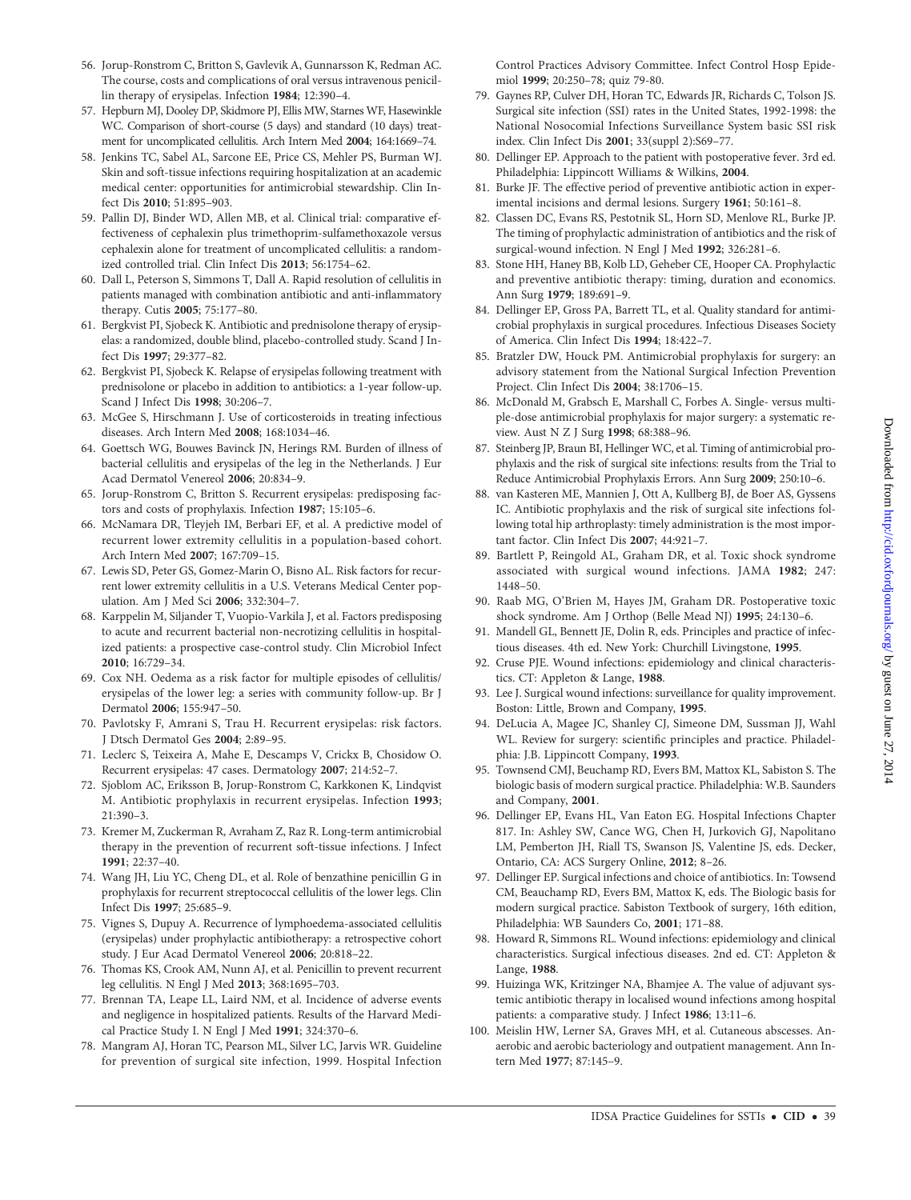56. Jorup-Ronstrom C, Britton S, Gavlevik A, Gunnarsson K, Redman AC. The course, costs and complications of oral versus intravenous penicillin therapy of erysipelas. Infection **1984**; 12:390–4.
57. Hepburn MJ, Dooley DP, Skidmore PJ, Ellis MW, Starnes WF, Hasewinkle WC. Comparison of short-course (5 days) and standard (10 days) treatment for uncomplicated cellulitis. Arch Intern Med **2004**; 164:1669–74.
58. Jenkins TC, Sabel AL, Sarcone EE, Price CS, Mehler PS, Burman WJ. Skin and soft-tissue infections requiring hospitalization at an academic medical center: opportunities for antimicrobial stewardship. Clin Infect Dis **2010**; 51:895–903.
59. Pallin DJ, Binder WD, Allen MB, et al. Clinical trial: comparative effectiveness of cephalexin plus trimethoprim-sulfamethoxazole versus cephalexin alone for treatment of uncomplicated cellulitis: a randomized controlled trial. Clin Infect Dis **2013**; 56:1754–62.
60. Dall L, Peterson S, Simmons T, Dall A. Rapid resolution of cellulitis in patients managed with combination antibiotic and anti-inflammatory therapy. Cutis **2005**; 75:177–80.
61. Bergkvist PI, Sjobeck K. Antibiotic and prednisolone therapy of erysipelas: a randomized, double blind, placebo-controlled study. Scand J Infect Dis **1997**; 29:377–82.
62. Bergkvist PI, Sjobeck K. Relapse of erysipelas following treatment with prednisolone or placebo in addition to antibiotics: a 1-year follow-up. Scand J Infect Dis **1998**; 30:206–7.
63. McGee S, Hirschmann J. Use of corticosteroids in treating infectious diseases. Arch Intern Med **2008**; 168:1034–46.
64. Goettsch WG, Bouwes Bavinck JN, Herings RM. Burden of illness of bacterial cellulitis and erysipelas of the leg in the Netherlands. J Eur Acad Dermatol Venereol **2006**; 20:834–9.
65. Jorup-Ronstrom C, Britton S. Recurrent erysipelas: predisposing factors and costs of prophylaxis. Infection **1987**; 15:105–6.
66. McNamara DR, Tleyjeh IM, Berbari EF, et al. A predictive model of recurrent lower extremity cellulitis in a population-based cohort. Arch Intern Med **2007**; 167:709–15.
67. Lewis SD, Peter GS, Gomez-Marin O, Bisno AL. Risk factors for recurrent lower extremity cellulitis in a U.S. Veterans Medical Center population. Am J Med Sci **2006**; 332:304–7.
68. Karppelin M, Siljander T, Vuopio-Varkila J, et al. Factors predisposing to acute and recurrent bacterial non-necrotizing cellulitis in hospitalized patients: a prospective case-control study. Clin Microbiol Infect **2010**; 16:729–34.
69. Cox NH. Oedema as a risk factor for multiple episodes of cellulitis/erysipelas of the lower leg: a series with community follow-up. Br J Dermatol **2006**; 155:947–50.
70. Pavlotsky F, Amrani S, Trau H. Recurrent erysipelas: risk factors. J Dtsch Dermatol Ges **2004**; 2:89–95.
71. Leclerc S, Teixeira A, Mahe E, Descamps V, Crickx B, Chosidow O. Recurrent erysipelas: 47 cases. Dermatology **2007**; 214:52–7.
72. Sjoblom AC, Eriksson B, Jorup-Ronstrom C, Karkkonen K, Lindqvist M. Antibiotic prophylaxis in recurrent erysipelas. Infection **1993**; 21:390–3.
73. Kremer M, Zuckerman R, Avraham Z, Raz R. Long-term antimicrobial therapy in the prevention of recurrent soft-tissue infections. J Infect **1991**; 22:37–40.
74. Wang JH, Liu YC, Cheng DL, et al. Role of benzathine penicillin G in prophylaxis for recurrent streptococcal cellulitis of the lower legs. Clin Infect Dis **1997**; 25:685–9.
75. Vignes S, Dupuy A. Recurrence of lymphoedema-associated cellulitis (erysipelas) under prophylactic antibiotherapy: a retrospective cohort study. J Eur Acad Dermatol Venereol **2006**; 20:818–22.
76. Thomas KS, Crook AM, Nunn AJ, et al. Penicillin to prevent recurrent leg cellulitis. N Engl J Med **2013**; 368:1695–703.
77. Brennan TA, Leape LL, Laird NM, et al. Incidence of adverse events and negligence in hospitalized patients. Results of the Harvard Medical Practice Study I. N Engl J Med **1991**; 324:370–6.
78. Mangram AJ, Horan TC, Pearson ML, Silver LC, Jarvis WR. Guideline for prevention of surgical site infection, 1999. Hospital Infection Control Practices Advisory Committee. Infect Control Hosp Epidemiol **1999**; 20:250–78; quiz 79-80.
79. Gaynes RP, Culver DH, Horan TC, Edwards JR, Richards C, Tolson JS. Surgical site infection (SSI) rates in the United States, 1992-1998: the National Nosocomial Infections Surveillance System basic SSI risk index. Clin Infect Dis **2001**; 33(suppl 2):S69–77.
80. Dellinger EP. Approach to the patient with postoperative fever. 3rd ed. Philadelphia: Lippincott Williams & Wilkins, **2004**.
81. Burke JF. The effective period of preventive antibiotic action in experimental incisions and dermal lesions. Surgery **1961**; 50:161–8.
82. Classen DC, Evans RS, Pestotnik SL, Horn SD, Menlove RL, Burke JP. The timing of prophylactic administration of antibiotics and the risk of surgical-wound infection. N Engl J Med **1992**; 326:281–6.
83. Stone HH, Haney BB, Kolb LD, Geheber CE, Hooper CA. Prophylactic and preventive antibiotic therapy: timing, duration and economics. Ann Surg **1979**; 189:691–9.
84. Dellinger EP, Gross PA, Barrett TL, et al. Quality standard for antimicrobial prophylaxis in surgical procedures. Infectious Diseases Society of America. Clin Infect Dis **1994**; 18:422–7.
85. Bratzler DW, Houck PM. Antimicrobial prophylaxis for surgery: an advisory statement from the National Surgical Infection Prevention Project. Clin Infect Dis **2004**; 38:1706–15.
86. McDonald M, Grabsch E, Marshall C, Forbes A. Single- versus multiple-dose antimicrobial prophylaxis for major surgery: a systematic review. Aust N Z J Surg **1998**; 68:388–96.
87. Steinberg JP, Braun BI, Hellinger WC, et al. Timing of antimicrobial prophylaxis and the risk of surgical site infections: results from the Trial to Reduce Antimicrobial Prophylaxis Errors. Ann Surg **2009**; 250:10–6.
88. van Kasteren ME, Mannien J, Ott A, Kullberg BJ, de Boer AS, Gyssens IC. Antibiotic prophylaxis and the risk of surgical site infections following total hip arthroplasty: timely administration is the most important factor. Clin Infect Dis **2007**; 44:921–7.
89. Bartlett P, Reingold AL, Graham DR, et al. Toxic shock syndrome associated with surgical wound infections. JAMA **1982**; 247: 1448–50.
90. Raab MG, O'Brien M, Hayes JM, Graham DR. Postoperative toxic shock syndrome. Am J Orthop (Belle Mead NJ) **1995**; 24:130–6.
91. Mandell GL, Bennett JE, Dolin R, eds. Principles and practice of infectious diseases. 4th ed. New York: Churchill Livingstone, **1995**.
92. Cruse PJE. Wound infections: epidemiology and clinical characteristics. CT: Appleton & Lange, **1988**.
93. Lee J. Surgical wound infections: surveillance for quality improvement. Boston: Little, Brown and Company, **1995**.
94. DeLucia A, Magee JC, Shanley CJ, Simeone DM, Sussman JJ, Wahl WL. Review for surgery: scientific principles and practice. Philadelphia: J.B. Lippincott Company, **1993**.
95. Townsend CMJ, Beuchamp RD, Evers BM, Mattox KL, Sabiston S. The biologic basis of modern surgical practice. Philadelphia: W.B. Saunders and Company, **2001**.
96. Dellinger EP, Evans HL, Van Eaton EG. Hospital Infections Chapter 817. In: Ashley SW, Cance WG, Chen H, Jurkovich GJ, Napolitano LM, Pemberton JH, Riall TS, Swanson JS, Valentine JS, eds. Decker, Ontario, CA: ACS Surgery Online, **2012**; 8–26.
97. Dellinger EP. Surgical infections and choice of antibiotics. In: Towsend CM, Beauchamp RD, Evers BM, Mattox K, eds. The Biologic basis for modern surgical practice. Sabiston Textbook of surgery, 16th edition, Philadelphia: WB Saunders Co, **2001**; 171–88.
98. Howard R, Simmons RL. Wound infections: epidemiology and clinical characteristics. Surgical infectious diseases. 2nd ed. CT: Appleton & Lange, **1988**.
99. Huizinga WK, Kritzinger NA, Bhamjee A. The value of adjuvant systemic antibiotic therapy in localised wound infections among hospital patients: a comparative study. J Infect **1986**; 13:11–6.
100. Meislin HW, Lerner SA, Graves MH, et al. Cutaneous abscesses. Anaerobic and aerobic bacteriology and outpatient management. Ann Intern Med **1977**; 87:145–9.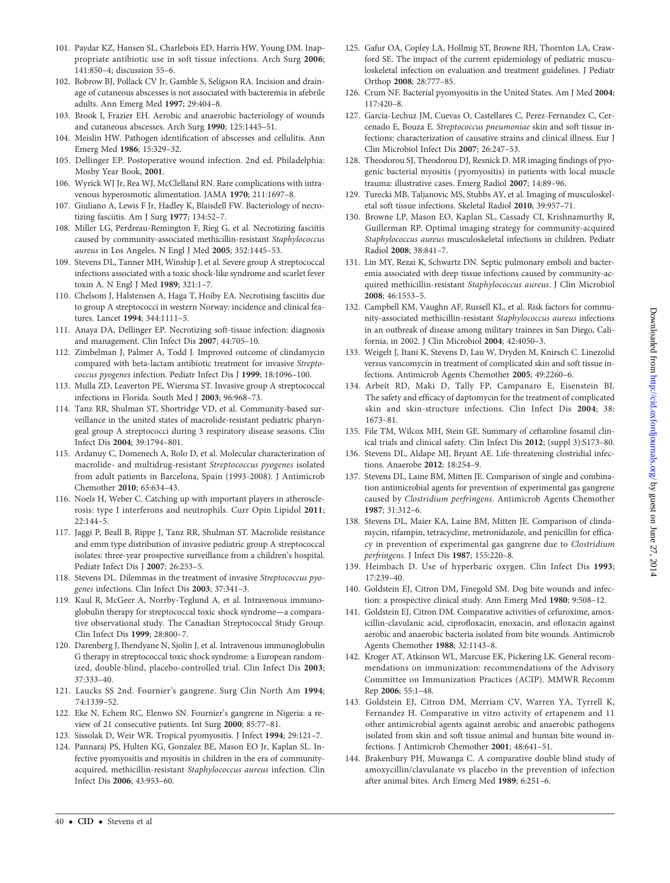101. Paydar KZ, Hansen SL, Charlebois ED, Harris HW, Young DM. Inappropriate antibiotic use in soft tissue infections. Arch Surg **2006**; 141:850–4; discussion 55–6.
102. Bobrow BJ, Pollack CV Jr, Gamble S, Seligson RA. Incision and drainage of cutaneous abscesses is not associated with bacteremia in afebrile adults. Ann Emerg Med **1997**; 29:404–8.
103. Brook I, Frazier EH. Aerobic and anaerobic bacteriology of wounds and cutaneous abscesses. Arch Surg **1990**; 125:1445–51.
104. Meislin HW. Pathogen identification of abscesses and cellulitis. Ann Emerg Med **1986**; 15:329–32.
105. Dellinger EP. Postoperative wound infection. 2nd ed. Philadelphia: Mosby Year Book, **2001**.
106. Wyrick WJ Jr, Rea WJ, McClelland RN. Rare complications with intravenous hyperosmotic alimentation. JAMA **1970**; 211:1697–8.
107. Giuliano A, Lewis F Jr, Hadley K, Blaisdell FW. Bacteriology of necrotizing fasciitis. Am J Surg **1977**; 134:52–7.
108. Miller LG, Perdreau-Remington F, Rieg G, et al. Necrotizing fasciitis caused by community-associated methicillin-resistant *Staphylococcus aureus* in Los Angeles. N Engl J Med **2005**; 352:1445–53.
109. Stevens DL, Tanner MH, Winship J, et al. Severe group A streptococcal infections associated with a toxic shock-like syndrome and scarlet fever toxin A. N Engl J Med **1989**; 321:1–7.
110. Chelsom J, Halstensen A, Haga T, Hoiby EA. Necrotising fasciitis due to group A streptococci in western Norway: incidence and clinical features. Lancet **1994**; 344:1111–5.
111. Anaya DA, Dellinger EP. Necrotizing soft-tissue infection: diagnosis and management. Clin Infect Dis **2007**; 44:705–10.
112. Zimbelman J, Palmer A, Todd J. Improved outcome of clindamycin compared with beta-lactam antibiotic treatment for invasive *Streptococcus pyogenes* infection. Pediatr Infect Dis J **1999**; 18:1096–100.
113. Mulla ZD, Leaverton PE, Wiersma ST. Invasive group A streptococcal infections in Florida. South Med J **2003**; 96:968–73.
114. Tanz RR, Shulman ST, Shortridge VD, et al. Community-based surveillance in the united states of macrolide-resistant pediatric pharyngeal group A streptococci during 3 respiratory disease seasons. Clin Infect Dis **2004**; 39:1794–801.
115. Ardanuy C, Domenech A, Rolo D, et al. Molecular characterization of macrolide- and multidrug-resistant *Streptococcus pyogenes* isolated from adult patients in Barcelona, Spain (1993-2008). J Antimicrob Chemother **2010**; 65:634–43.
116. Noels H, Weber C. Catching up with important players in atherosclerosis: type I interferons and neutrophils. Curr Opin Lipidol **2011**; 22:144–5.
117. Jaggi P, Beall B, Rippe J, Tanz RR, Shulman ST. Macrolide resistance and emm type distribution of invasive pediatric group A streptococcal isolates: three-year prospective surveillance from a children's hospital. Pediatr Infect Dis J **2007**; 26:253–5.
118. Stevens DL. Dilemmas in the treatment of invasive *Streptococcus pyogenes* infections. Clin Infect Dis **2003**; 37:341–3.
119. Kaul R, McGeer A, Norrby-Teglund A, et al. Intravenous immunoglobulin therapy for streptococcal toxic shock syndrome—a comparative observational study. The Canadian Streptococcal Study Group. Clin Infect Dis **1999**; 28:800–7.
120. Darenberg J, Ihendyane N, Sjolin J, et al. Intravenous immunoglobulin G therapy in streptococcal toxic shock syndrome: a European randomized, double-blind, placebo-controlled trial. Clin Infect Dis **2003**; 37:333–40.
121. Laucks SS 2nd. Fournier's gangrene. Surg Clin North Am **1994**; 74:1339–52.
122. Eke N, Echem RC, Elenwo SN. Fournier's gangrene in Nigeria: a review of 21 consecutive patients. Int Surg **2000**; 85:77–81.
123. Sissolak D, Weir WR. Tropical pyomyositis. J Infect **1994**; 29:121–7.
124. Pannaraj PS, Hulten KG, Gonzalez BE, Mason EO Jr, Kaplan SL. Infective pyomyositis and myositis in children in the era of community-acquired, methicillin-resistant *Staphylococcus aureus* infection. Clin Infect Dis **2006**; 43:953–60.
125. Gafur OA, Copley LA, Hollmig ST, Browne RH, Thornton LA, Crawford SE. The impact of the current epidemiology of pediatric musculoskeletal infection on evaluation and treatment guidelines. J Pediatr Orthop **2008**; 28:777–85.
126. Crum NF. Bacterial pyomyositis in the United States. Am J Med **2004**; 117:420–8.
127. Garcia-Lechuz JM, Cuevas O, Castellares C, Perez-Fernandez C, Cercenado E, Bouza E. *Streptococcus pneumoniae* skin and soft tissue infections: characterization of causative strains and clinical illness. Eur J Clin Microbiol Infect Dis **2007**; 26:247–53.
128. Theodorou SJ, Theodorou DJ, Resnick D. MR imaging findings of pyogenic bacterial myositis (pyomyositis) in patients with local muscle trauma: illustrative cases. Emerg Radiol **2007**; 14:89–96.
129. Turecki MB, Taljanovic MS, Stubbs AY, et al. Imaging of musculoskeletal soft tissue infections. Skeletal Radiol **2010**; 39:957–71.
130. Browne LP, Mason EO, Kaplan SL, Cassady CI, Krishnamurthy R, Guillerman RP. Optimal imaging strategy for community-acquired *Staphylococcus aureus* musculoskeletal infections in children. Pediatr Radiol **2008**; 38:841–7.
131. Lin MY, Rezai K, Schwartz DN. Septic pulmonary emboli and bacteremia associated with deep tissue infections caused by community-acquired methicillin-resistant *Staphylococcus aureus*. J Clin Microbiol **2008**; 46:1553–5.
132. Campbell KM, Vaughn AF, Russell KL, et al. Risk factors for community-associated methicillin-resistant *Staphylococcus aureus* infections in an outbreak of disease among military trainees in San Diego, California, in 2002. J Clin Microbiol **2004**; 42:4050–3.
133. Weigelt J, Itani K, Stevens D, Lau W, Dryden M, Knirsch C. Linezolid versus vancomycin in treatment of complicated skin and soft tissue infections. Antimicrob Agents Chemother **2005**; 49:2260–6.
134. Arbeit RD, Maki D, Tally FP, Campanaro E, Eisenstein BI. The safety and efficacy of daptomycin for the treatment of complicated skin and skin-structure infections. Clin Infect Dis **2004**; 38: 1673–81.
135. File TM, Wilcox MH, Stein GE. Summary of ceftaroline fosamil clinical trials and clinical safety. Clin Infect Dis **2012**; (suppl 3):S173–80.
136. Stevens DL, Aldape MJ, Bryant AE. Life-threatening clostridial infections. Anaerobe **2012**; 18:254–9.
137. Stevens DL, Laine BM, Mitten JE. Comparison of single and combination antimicrobial agents for prevention of experimental gas gangrene caused by *Clostridium perfringens*. Antimicrob Agents Chemother **1987**; 31:312–6.
138. Stevens DL, Maier KA, Laine BM, Mitten JE. Comparison of clindamycin, rifampin, tetracycline, metronidazole, and penicillin for efficacy in prevention of experimental gas gangrene due to *Clostridium perfringens*. J Infect Dis **1987**; 155:220–8.
139. Heimbach D. Use of hyperbaric oxygen. Clin Infect Dis **1993**; 17:239–40.
140. Goldstein EJ, Citron DM, Finegold SM. Dog bite wounds and infection: a prospective clinical study. Ann Emerg Med **1980**; 9:508–12.
141. Goldstein EJ, Citron DM. Comparative activities of cefuroxime, amoxicillin-clavulanic acid, ciprofloxacin, enoxacin, and ofloxacin against aerobic and anaerobic bacteria isolated from bite wounds. Antimicrob Agents Chemother **1988**; 32:1143–8.
142. Kroger AT, Atkinson WL, Marcuse EK, Pickering LK. General recommendations on immunization: recommendations of the Advisory Committee on Immunization Practices (ACIP). MMWR Recomm Rep **2006**; 55:1–48.
143. Goldstein EJ, Citron DM, Merriam CV, Warren YA, Tyrrell K, Fernandez H. Comparative in vitro activity of ertapenem and 11 other antimicrobial agents against aerobic and anaerobic pathogens isolated from skin and soft tissue animal and human bite wound infections. J Antimicrob Chemother **2001**; 48:641–51.
144. Brakenbury PH, Muwanga C. A comparative double blind study of amoxycillin/clavulanate vs placebo in the prevention of infection after animal bites. Arch Emerg Med **1989**; 6:251–6.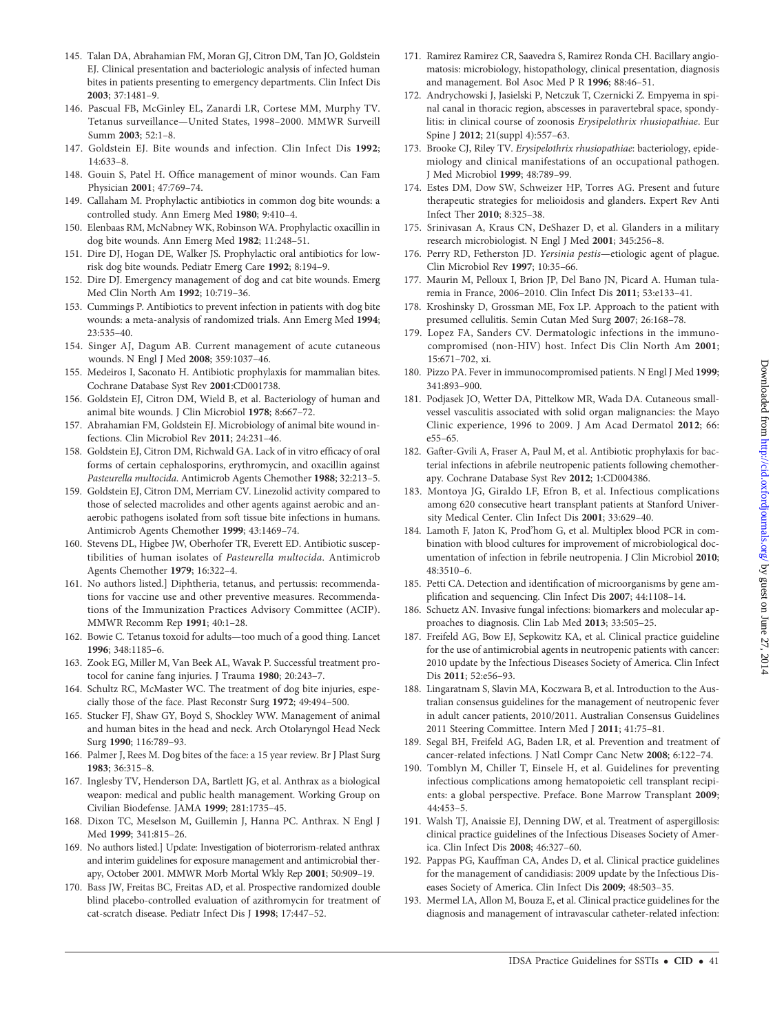145. Talan DA, Abrahamian FM, Moran GJ, Citron DM, Tan JO, Goldstein EJ. Clinical presentation and bacteriologic analysis of infected human bites in patients presenting to emergency departments. Clin Infect Dis **2003**; 37:1481–9.
146. Pascual FB, McGinley EL, Zanardi LR, Cortese MM, Murphy TV. Tetanus surveillance—United States, 1998–2000. MMWR Surveill Summ **2003**; 52:1–8.
147. Goldstein EJ. Bite wounds and infection. Clin Infect Dis **1992**; 14:633–8.
148. Gouin S, Patel H. Office management of minor wounds. Can Fam Physician **2001**; 47:769–74.
149. Callaham M. Prophylactic antibiotics in common dog bite wounds: a controlled study. Ann Emerg Med **1980**; 9:410–4.
150. Elenbaas RM, McNabney WK, Robinson WA. Prophylactic oxacillin in dog bite wounds. Ann Emerg Med **1982**; 11:248–51.
151. Dire DJ, Hogan DE, Walker JS. Prophylactic oral antibiotics for low-risk dog bite wounds. Pediatr Emerg Care **1992**; 8:194–9.
152. Dire DJ. Emergency management of dog and cat bite wounds. Emerg Med Clin North Am **1992**; 10:719–36.
153. Cummings P. Antibiotics to prevent infection in patients with dog bite wounds: a meta-analysis of randomized trials. Ann Emerg Med **1994**; 23:535–40.
154. Singer AJ, Dagum AB. Current management of acute cutaneous wounds. N Engl J Med **2008**; 359:1037–46.
155. Medeiros I, Saconato H. Antibiotic prophylaxis for mammalian bites. Cochrane Database Syst Rev **2001**:CD001738.
156. Goldstein EJ, Citron DM, Wield B, et al. Bacteriology of human and animal bite wounds. J Clin Microbiol **1978**; 8:667–72.
157. Abrahamian FM, Goldstein EJ. Microbiology of animal bite wound infections. Clin Microbiol Rev **2011**; 24:231–46.
158. Goldstein EJ, Citron DM, Richwald GA. Lack of in vitro efficacy of oral forms of certain cephalosporins, erythromycin, and oxacillin against *Pasteurella multocida*. Antimicrob Agents Chemother **1988**; 32:213–5.
159. Goldstein EJ, Citron DM, Merriam CV. Linezolid activity compared to those of selected macrolides and other agents against aerobic and anaerobic pathogens isolated from soft tissue bite infections in humans. Antimicrob Agents Chemother **1999**; 43:1469–74.
160. Stevens DL, Higbee JW, Oberhofer TR, Everett ED. Antibiotic susceptibilities of human isolates of *Pasteurella multocida*. Antimicrob Agents Chemother **1979**; 16:322–4.
161. No authors listed.] Diphtheria, tetanus, and pertussis: recommendations for vaccine use and other preventive measures. Recommendations of the Immunization Practices Advisory Committee (ACIP). MMWR Recomm Rep **1991**; 40:1–28.
162. Bowie C. Tetanus toxoid for adults—too much of a good thing. Lancet **1996**; 348:1185–6.
163. Zook EG, Miller M, Van Beek AL, Wavak P. Successful treatment protocol for canine fang injuries. J Trauma **1980**; 20:243–7.
164. Schultz RC, McMaster WC. The treatment of dog bite injuries, especially those of the face. Plast Reconstr Surg **1972**; 49:494–500.
165. Stucker FJ, Shaw GY, Boyd S, Shockley WW. Management of animal and human bites in the head and neck. Arch Otolaryngol Head Neck Surg **1990**; 116:789–93.
166. Palmer J, Rees M. Dog bites of the face: a 15 year review. Br J Plast Surg **1983**; 36:315–8.
167. Inglesby TV, Henderson DA, Bartlett JG, et al. Anthrax as a biological weapon: medical and public health management. Working Group on Civilian Biodefense. JAMA **1999**; 281:1735–45.
168. Dixon TC, Meselson M, Guillemin J, Hanna PC. Anthrax. N Engl J Med **1999**; 341:815–26.
169. No authors listed.] Update: Investigation of bioterrorism-related anthrax and interim guidelines for exposure management and antimicrobial therapy, October 2001. MMWR Morb Mortal Wkly Rep **2001**; 50:909–19.
170. Bass JW, Freitas BC, Freitas AD, et al. Prospective randomized double blind placebo-controlled evaluation of azithromycin for treatment of cat-scratch disease. Pediatr Infect Dis J **1998**; 17:447–52.
171. Ramirez Ramirez CR, Saavedra S, Ramirez Ronda CH. Bacillary angiomatosis: microbiology, histopathology, clinical presentation, diagnosis and management. Bol Asoc Med P R **1996**; 88:46–51.
172. Andrychowski J, Jasielski P, Netczuk T, Czernicki Z. Empyema in spinal canal in thoracic region, abscesses in paravertebral space, spondylitis: in clinical course of zoonosis *Erysipelothrix rhusiopathiae*. Eur Spine J **2012**; 21(suppl 4):557–63.
173. Brooke CJ, Riley TV. *Erysipelothrix rhusiopathiae*: bacteriology, epidemiology and clinical manifestations of an occupational pathogen. J Med Microbiol **1999**; 48:789–99.
174. Estes DM, Dow SW, Schweizer HP, Torres AG. Present and future therapeutic strategies for melioidosis and glanders. Expert Rev Anti Infect Ther **2010**; 8:325–38.
175. Srinivasan A, Kraus CN, DeShazer D, et al. Glanders in a military research microbiologist. N Engl J Med **2001**; 345:256–8.
176. Perry RD, Fetherston JD. *Yersinia pestis*—etiologic agent of plague. Clin Microbiol Rev **1997**; 10:35–66.
177. Maurin M, Pelloux I, Brion JP, Del Bano JN, Picard A. Human tularemia in France, 2006–2010. Clin Infect Dis **2011**; 53:e133–41.
178. Kroshinsky D, Grossman ME, Fox LP. Approach to the patient with presumed cellulitis. Semin Cutan Med Surg **2007**; 26:168–78.
179. Lopez FA, Sanders CV. Dermatologic infections in the immunocompromised (non-HIV) host. Infect Dis Clin North Am **2001**; 15:671–702, xi.
180. Pizzo PA. Fever in immunocompromised patients. N Engl J Med **1999**; 341:893–900.
181. Podjasek JO, Wetter DA, Pittelkow MR, Wada DA. Cutaneous small-vessel vasculitis associated with solid organ malignancies: the Mayo Clinic experience, 1996 to 2009. J Am Acad Dermatol **2012**; 66: e55–65.
182. Gafter-Gvili A, Fraser A, Paul M, et al. Antibiotic prophylaxis for bacterial infections in afebrile neutropenic patients following chemotherapy. Cochrane Database Syst Rev **2012**; 1:CD004386.
183. Montoya JG, Giraldo LF, Efron B, et al. Infectious complications among 620 consecutive heart transplant patients at Stanford University Medical Center. Clin Infect Dis **2001**; 33:629–40.
184. Lamoth F, Jaton K, Prod'hom G, et al. Multiplex blood PCR in combination with blood cultures for improvement of microbiological documentation of infection in febrile neutropenia. J Clin Microbiol **2010**; 48:3510–6.
185. Petti CA. Detection and identification of microorganisms by gene amplification and sequencing. Clin Infect Dis **2007**; 44:1108–14.
186. Schuetz AN. Invasive fungal infections: biomarkers and molecular approaches to diagnosis. Clin Lab Med **2013**; 33:505–25.
187. Freifeld AG, Bow EJ, Sepkowitz KA, et al. Clinical practice guideline for the use of antimicrobial agents in neutropenic patients with cancer: 2010 update by the Infectious Diseases Society of America. Clin Infect Dis **2011**; 52:e56–93.
188. Lingaratnam S, Slavin MA, Koczwara B, et al. Introduction to the Australian consensus guidelines for the management of neutropenic fever in adult cancer patients, 2010/2011. Australian Consensus Guidelines 2011 Steering Committee. Intern Med J **2011**; 41:75–81.
189. Segal BH, Freifeld AG, Baden LR, et al. Prevention and treatment of cancer-related infections. J Natl Compr Canc Netw **2008**; 6:122–74.
190. Tomblyn M, Chiller T, Einsele H, et al. Guidelines for preventing infectious complications among hematopoietic cell transplant recipients: a global perspective. Preface. Bone Marrow Transplant **2009**; 44:453–5.
191. Walsh TJ, Anaissie EJ, Denning DW, et al. Treatment of aspergillosis: clinical practice guidelines of the Infectious Diseases Society of America. Clin Infect Dis **2008**; 46:327–60.
192. Pappas PG, Kauffman CA, Andes D, et al. Clinical practice guidelines for the management of candidiasis: 2009 update by the Infectious Diseases Society of America. Clin Infect Dis **2009**; 48:503–35.
193. Mermel LA, Allon M, Bouza E, et al. Clinical practice guidelines for the diagnosis and management of intravascular catheter-related infection: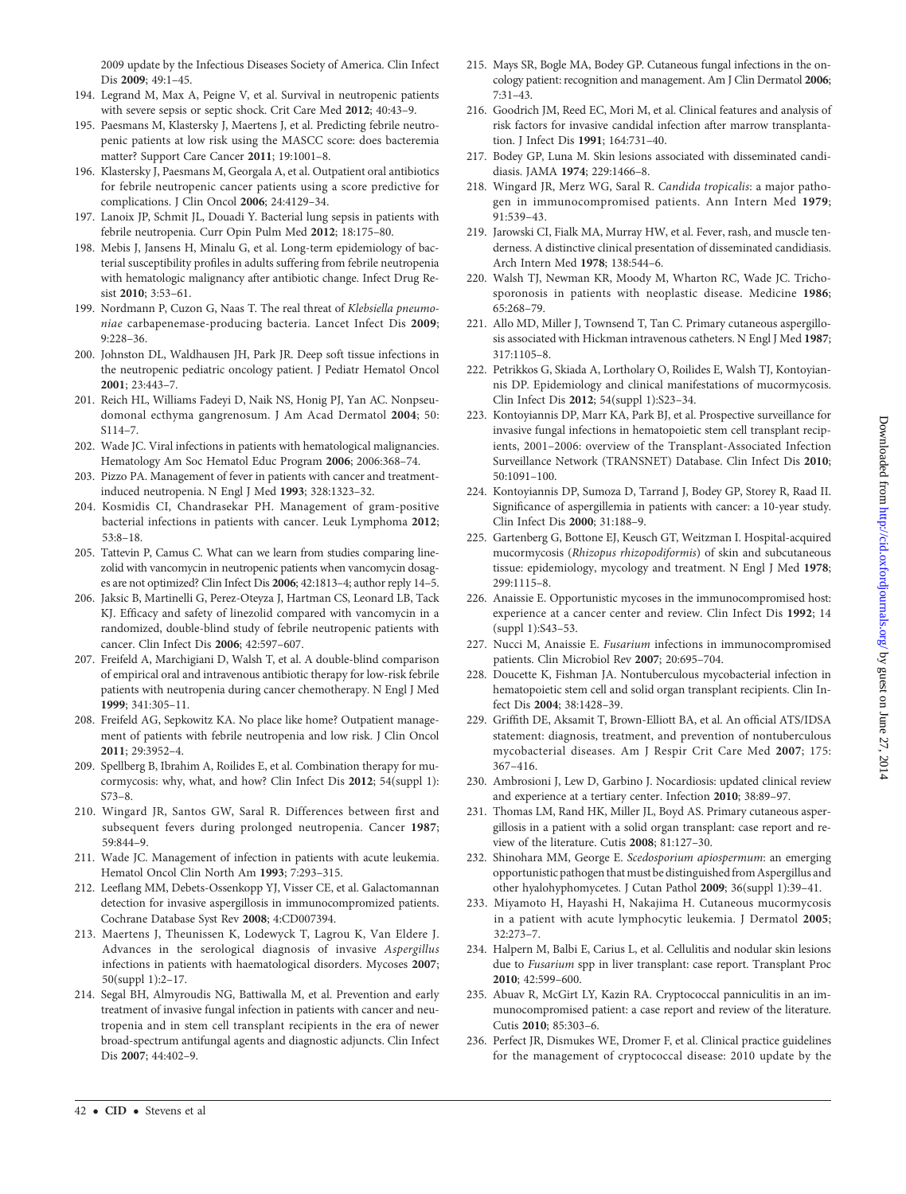2009 update by the Infectious Diseases Society of America. Clin Infect Dis **2009**; 49:1–45.

194. Legrand M, Max A, Peigne V, et al. Survival in neutropenic patients with severe sepsis or septic shock. Crit Care Med **2012**; 40:43–9.
195. Paesmans M, Klastersky J, Maertens J, et al. Predicting febrile neutropenic patients at low risk using the MASCC score: does bacteremia matter? Support Care Cancer **2011**; 19:1001–8.
196. Klastersky J, Paesmans M, Georgala A, et al. Outpatient oral antibiotics for febrile neutropenic cancer patients using a score predictive for complications. J Clin Oncol **2006**; 24:4129–34.
197. Lanoix JP, Schmit JL, Douadi Y. Bacterial lung sepsis in patients with febrile neutropenia. Curr Opin Pulm Med **2012**; 18:175–80.
198. Mebis J, Jansens H, Minalu G, et al. Long-term epidemiology of bacterial susceptibility profiles in adults suffering from febrile neutropenia with hematologic malignancy after antibiotic change. Infect Drug Resist **2010**; 3:53–61.
199. Nordmann P, Cuzon G, Naas T. The real threat of *Klebsiella pneumoniae* carbapenemase-producing bacteria. Lancet Infect Dis **2009**; 9:228–36.
200. Johnston DL, Waldhausen JH, Park JR. Deep soft tissue infections in the neutropenic pediatric oncology patient. J Pediatr Hematol Oncol **2001**; 23:443–7.
201. Reich HL, Williams Fadeyi D, Naik NS, Honig PJ, Yan AC. Nonpseudomonal ecthyma gangrenosum. J Am Acad Dermatol **2004**; 50: S114–7.
202. Wade JC. Viral infections in patients with hematological malignancies. Hematology Am Soc Hematol Educ Program **2006**; 2006:368–74.
203. Pizzo PA. Management of fever in patients with cancer and treatment-induced neutropenia. N Engl J Med **1993**; 328:1323–32.
204. Kosmidis CI, Chandrasekar PH. Management of gram-positive bacterial infections in patients with cancer. Leuk Lymphoma **2012**; 53:8–18.
205. Tattevin P, Camus C. What can we learn from studies comparing linezolid with vancomycin in neutropenic patients when vancomycin dosages are not optimized? Clin Infect Dis **2006**; 42:1813–4; author reply 14–5.
206. Jaksic B, Martinelli G, Perez-Oteyza J, Hartman CS, Leonard LB, Tack KJ. Efficacy and safety of linezolid compared with vancomycin in a randomized, double-blind study of febrile neutropenic patients with cancer. Clin Infect Dis **2006**; 42:597–607.
207. Freifeld A, Marchigiani D, Walsh T, et al. A double-blind comparison of empirical oral and intravenous antibiotic therapy for low-risk febrile patients with neutropenia during cancer chemotherapy. N Engl J Med **1999**; 341:305–11.
208. Freifeld AG, Sepkowitz KA. No place like home? Outpatient management of patients with febrile neutropenia and low risk. J Clin Oncol **2011**; 29:3952–4.
209. Spellberg B, Ibrahim A, Roilides E, et al. Combination therapy for mucormycosis: why, what, and how? Clin Infect Dis **2012**; 54(suppl 1): S73–8.
210. Wingard JR, Santos GW, Saral R. Differences between first and subsequent fevers during prolonged neutropenia. Cancer **1987**; 59:844–9.
211. Wade JC. Management of infection in patients with acute leukemia. Hematol Oncol Clin North Am **1993**; 7:293–315.
212. Leeflang MM, Debets-Ossenkopp YJ, Visser CE, et al. Galactomannan detection for invasive aspergillosis in immunocompromized patients. Cochrane Database Syst Rev **2008**; 4:CD007394.
213. Maertens J, Theunissen K, Lodewyck T, Lagrou K, Van Eldere J. Advances in the serological diagnosis of invasive *Aspergillus* infections in patients with haematological disorders. Mycoses **2007**; 50(suppl 1):2–17.
214. Segal BH, Almyroudis NG, Battiwalla M, et al. Prevention and early treatment of invasive fungal infection in patients with cancer and neutropenia and in stem cell transplant recipients in the era of newer broad-spectrum antifungal agents and diagnostic adjuncts. Clin Infect Dis **2007**; 44:402–9.
215. Mays SR, Bogle MA, Bodey GP. Cutaneous fungal infections in the oncology patient: recognition and management. Am J Clin Dermatol **2006**; 7:31–43.
216. Goodrich JM, Reed EC, Mori M, et al. Clinical features and analysis of risk factors for invasive candidal infection after marrow transplantation. J Infect Dis **1991**; 164:731–40.
217. Bodey GP, Luna M. Skin lesions associated with disseminated candidiasis. JAMA **1974**; 229:1466–8.
218. Wingard JR, Merz WG, Saral R. *Candida tropicalis*: a major pathogen in immunocompromised patients. Ann Intern Med **1979**; 91:539–43.
219. Jarowski CI, Fialk MA, Murray HW, et al. Fever, rash, and muscle tenderness. A distinctive clinical presentation of disseminated candidiasis. Arch Intern Med **1978**; 138:544–6.
220. Walsh TJ, Newman KR, Moody M, Wharton RC, Wade JC. Trichosporonosis in patients with neoplastic disease. Medicine **1986**; 65:268–79.
221. Allo MD, Miller J, Townsend T, Tan C. Primary cutaneous aspergillosis associated with Hickman intravenous catheters. N Engl J Med **1987**; 317:1105–8.
222. Petrikkos G, Skiada A, Lortholary O, Roilides E, Walsh TJ, Kontoyiannis DP. Epidemiology and clinical manifestations of mucormycosis. Clin Infect Dis **2012**; 54(suppl 1):S23–34.
223. Kontoyiannis DP, Marr KA, Park BJ, et al. Prospective surveillance for invasive fungal infections in hematopoietic stem cell transplant recipients, 2001–2006: overview of the Transplant-Associated Infection Surveillance Network (TRANSNET) Database. Clin Infect Dis **2010**; 50:1091–100.
224. Kontoyiannis DP, Sumoza D, Tarrand J, Bodey GP, Storey R, Raad II. Significance of aspergillemia in patients with cancer: a 10-year study. Clin Infect Dis **2000**; 31:188–9.
225. Gartenberg G, Bottone EJ, Keusch GT, Weitzman I. Hospital-acquired mucormycosis (*Rhizopus rhizopodiformis*) of skin and subcutaneous tissue: epidemiology, mycology and treatment. N Engl J Med **1978**; 299:1115–8.
226. Anaissie E. Opportunistic mycoses in the immunocompromised host: experience at a cancer center and review. Clin Infect Dis **1992**; 14 (suppl 1):S43–53.
227. Nucci M, Anaissie E. *Fusarium* infections in immunocompromised patients. Clin Microbiol Rev **2007**; 20:695–704.
228. Doucette K, Fishman JA. Nontuberculous mycobacterial infection in hematopoietic stem cell and solid organ transplant recipients. Clin Infect Dis **2004**; 38:1428–39.
229. Griffith DE, Aksamit T, Brown-Elliott BA, et al. An official ATS/IDSA statement: diagnosis, treatment, and prevention of nontuberculous mycobacterial diseases. Am J Respir Crit Care Med **2007**; 175: 367–416.
230. Ambrosioni J, Lew D, Garbino J. Nocardiosis: updated clinical review and experience at a tertiary center. Infection **2010**; 38:89–97.
231. Thomas LM, Rand HK, Miller JL, Boyd AS. Primary cutaneous aspergillosis in a patient with a solid organ transplant: case report and review of the literature. Cutis **2008**; 81:127–30.
232. Shinohara MM, George E. *Scedosporium apiospermum*: an emerging opportunistic pathogen that must be distinguished from Aspergillus and other hyalohyphomycetes. J Cutan Pathol **2009**; 36(suppl 1):39–41.
233. Miyamoto H, Hayashi H, Nakajima H. Cutaneous mucormycosis in a patient with acute lymphocytic leukemia. J Dermatol **2005**; 32:273–7.
234. Halpern M, Balbi E, Carius L, et al. Cellulitis and nodular skin lesions due to *Fusarium* spp in liver transplant: case report. Transplant Proc **2010**; 42:599–600.
235. Abuav R, McGirt LY, Kazin RA. Cryptococcal panniculitis in an immunocompromised patient: a case report and review of the literature. Cutis **2010**; 85:303–6.
236. Perfect JR, Dismukes WE, Dromer F, et al. Clinical practice guidelines for the management of cryptococcal disease: 2010 update by the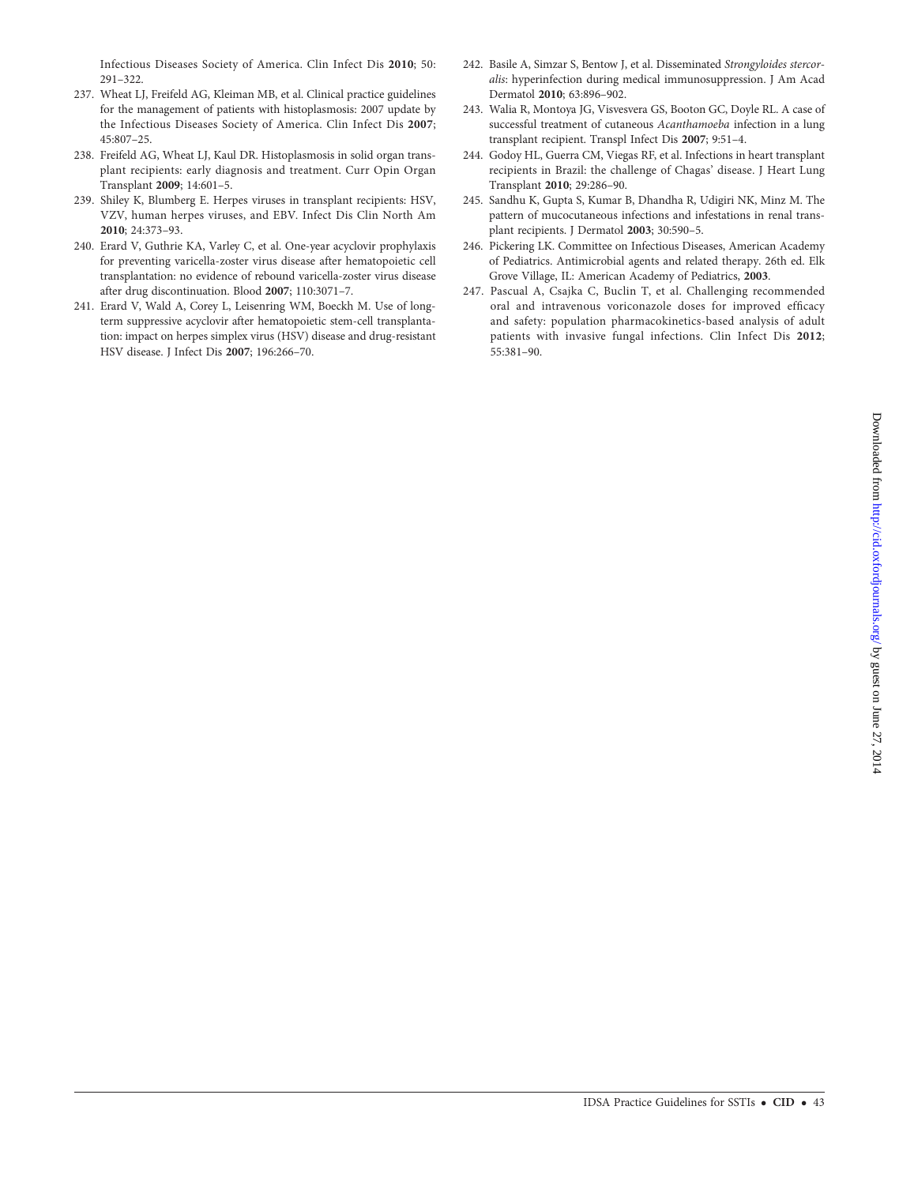Infectious Diseases Society of America. Clin Infect Dis **2010**; 50: 291–322.

237. Wheat LJ, Freifeld AG, Kleiman MB, et al. Clinical practice guidelines for the management of patients with histoplasmosis: 2007 update by the Infectious Diseases Society of America. Clin Infect Dis **2007**; 45:807–25.
238. Freifeld AG, Wheat LJ, Kaul DR. Histoplasmosis in solid organ transplant recipients: early diagnosis and treatment. Curr Opin Organ Transplant **2009**; 14:601–5.
239. Shiley K, Blumberg E. Herpes viruses in transplant recipients: HSV, VZV, human herpes viruses, and EBV. Infect Dis Clin North Am **2010**; 24:373–93.
240. Erard V, Guthrie KA, Varley C, et al. One-year acyclovir prophylaxis for preventing varicella-zoster virus disease after hematopoietic cell transplantation: no evidence of rebound varicella-zoster virus disease after drug discontinuation. Blood **2007**; 110:3071–7.
241. Erard V, Wald A, Corey L, Leisenring WM, Boeckh M. Use of long-term suppressive acyclovir after hematopoietic stem-cell transplantation: impact on herpes simplex virus (HSV) disease and drug-resistant HSV disease. J Infect Dis **2007**; 196:266–70.
242. Basile A, Simzar S, Bentow J, et al. Disseminated *Strongyloides stercoralis*: hyperinfection during medical immunosuppression. J Am Acad Dermatol **2010**; 63:896–902.
243. Walia R, Montoya JG, Visvesvera GS, Booton GC, Doyle RL. A case of successful treatment of cutaneous *Acanthamoeba* infection in a lung transplant recipient. Transpl Infect Dis **2007**; 9:51–4.
244. Godoy HL, Guerra CM, Viegas RF, et al. Infections in heart transplant recipients in Brazil: the challenge of Chagas' disease. J Heart Lung Transplant **2010**; 29:286–90.
245. Sandhu K, Gupta S, Kumar B, Dhandha R, Udigiri NK, Minz M. The pattern of mucocutaneous infections and infestations in renal transplant recipients. J Dermatol **2003**; 30:590–5.
246. Pickering LK. Committee on Infectious Diseases, American Academy of Pediatrics. Antimicrobial agents and related therapy. 26th ed. Elk Grove Village, IL: American Academy of Pediatrics, **2003**.
247. Pascual A, Csajka C, Buclin T, et al. Challenging recommended oral and intravenous voriconazole doses for improved efficacy and safety: population pharmacokinetics-based analysis of adult patients with invasive fungal infections. Clin Infect Dis **2012**; 55:381–90.